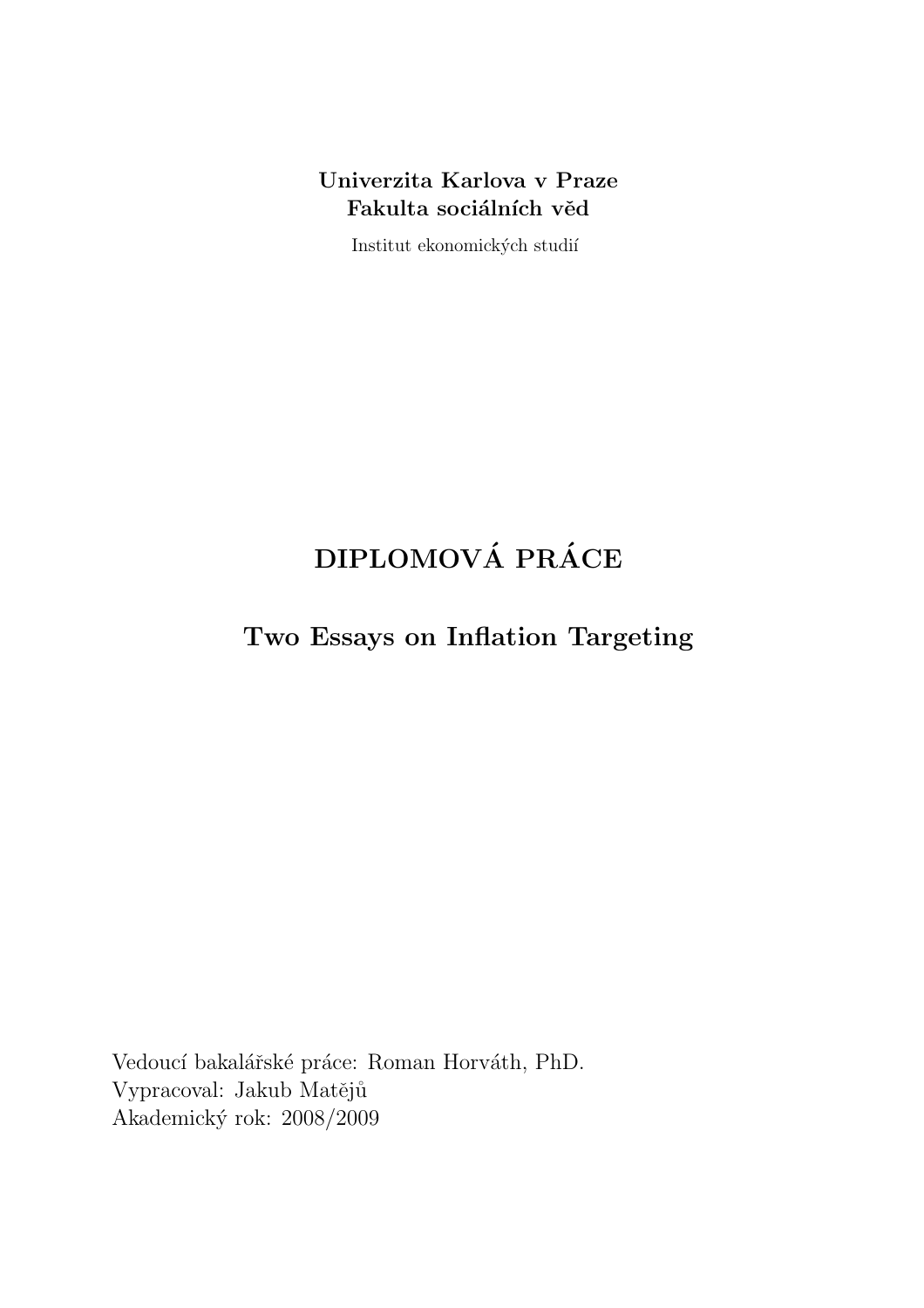**Univerzita Karlova v Praze**
**Fakulta sociálních věd**

Institut ekonomických studií

# DIPLOMOVÁ PRÁCE

## Two Essays on Inflation Targeting

Vedoucí bakalářské práce: Roman Horváth, PhD.
Vypracoval: Jakub Matějů
Akademický rok: 2008/2009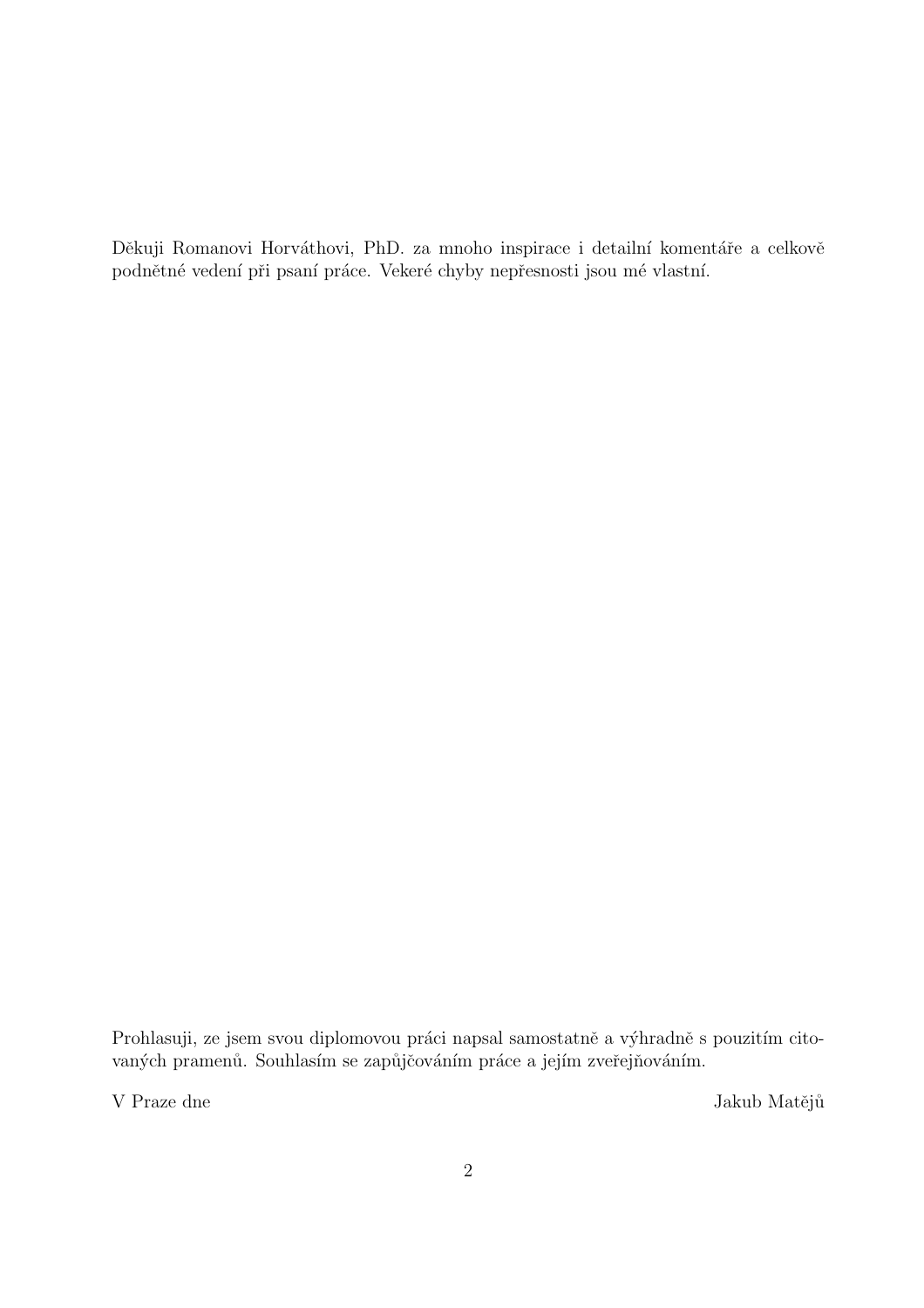Děkuji Romanovi Horváthovi, PhD. za mnoho inspirace i detailní komentáře a celkově podnětné vedení při psaní práce. Vekeré chyby nepřesnosti jsou mé vlastní.

Prohlasuji, ze jsem svou diplomovou práci napsal samostatně a výhradně s pouzitím citovaných pramenů. Souhlasím se zapůjčováním práce a jejím zveřejňováním.

V Praze dne Jakub Matějů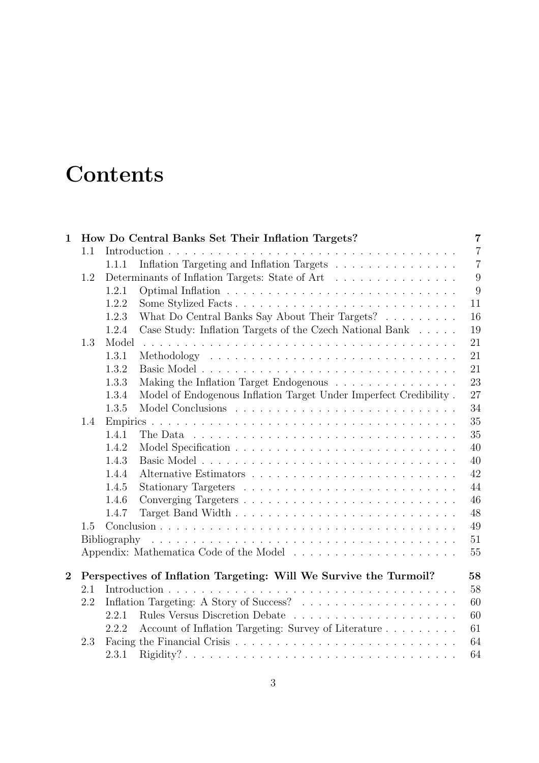# Contents

**1 How Do Central Banks Set Their Inflation Targets? 7**

- 1.1 Introduction . . . . . . . . . . . . . . . . . . . . . . . . . . . . . . . . . . . . 7
  - 1.1.1 Inflation Targeting and Inflation Targets . . . . . . . . . . . . . . . 7
- 1.2 Determinants of Inflation Targets: State of Art . . . . . . . . . . . . . . . 9
  - 1.2.1 Optimal Inflation . . . . . . . . . . . . . . . . . . . . . . . . . . . . 9
  - 1.2.2 Some Stylized Facts . . . . . . . . . . . . . . . . . . . . . . . . . . 11
  - 1.2.3 What Do Central Banks Say About Their Targets? . . . . . . . . . 16
  - 1.2.4 Case Study: Inflation Targets of the Czech National Bank . . . . . 19
- 1.3 Model . . . . . . . . . . . . . . . . . . . . . . . . . . . . . . . . . . . . . . 21
  - 1.3.1 Methodology . . . . . . . . . . . . . . . . . . . . . . . . . . . . . . 21
  - 1.3.2 Basic Model . . . . . . . . . . . . . . . . . . . . . . . . . . . . . . 21
  - 1.3.3 Making the Inflation Target Endogenous . . . . . . . . . . . . . . . 23
  - 1.3.4 Model of Endogenous Inflation Target Under Imperfect Credibility . 27
  - 1.3.5 Model Conclusions . . . . . . . . . . . . . . . . . . . . . . . . . . 34
- 1.4 Empirics . . . . . . . . . . . . . . . . . . . . . . . . . . . . . . . . . . . . 35
  - 1.4.1 The Data . . . . . . . . . . . . . . . . . . . . . . . . . . . . . . . . 35
  - 1.4.2 Model Specification . . . . . . . . . . . . . . . . . . . . . . . . . . 40
  - 1.4.3 Basic Model . . . . . . . . . . . . . . . . . . . . . . . . . . . . . . 40
  - 1.4.4 Alternative Estimators . . . . . . . . . . . . . . . . . . . . . . . . . 42
  - 1.4.5 Stationary Targeters . . . . . . . . . . . . . . . . . . . . . . . . . . 44
  - 1.4.6 Converging Targeters . . . . . . . . . . . . . . . . . . . . . . . . . 46
  - 1.4.7 Target Band Width . . . . . . . . . . . . . . . . . . . . . . . . . . . 48
- 1.5 Conclusion . . . . . . . . . . . . . . . . . . . . . . . . . . . . . . . . . . . 49
- Bibliography . . . . . . . . . . . . . . . . . . . . . . . . . . . . . . . . . . . . 51
- Appendix: Mathematica Code of the Model . . . . . . . . . . . . . . . . . . . 55

**2 Perspectives of Inflation Targeting: Will We Survive the Turmoil? 58**

- 2.1 Introduction . . . . . . . . . . . . . . . . . . . . . . . . . . . . . . . . . . . 58
- 2.2 Inflation Targeting: A Story of Success? . . . . . . . . . . . . . . . . . . . 60
  - 2.2.1 Rules Versus Discretion Debate . . . . . . . . . . . . . . . . . . . . 60
  - 2.2.2 Account of Inflation Targeting: Survey of Literature . . . . . . . . . 61
- 2.3 Facing the Financial Crisis . . . . . . . . . . . . . . . . . . . . . . . . . . 64
  - 2.3.1 Rigidity? . . . . . . . . . . . . . . . . . . . . . . . . . . . . . . . . 64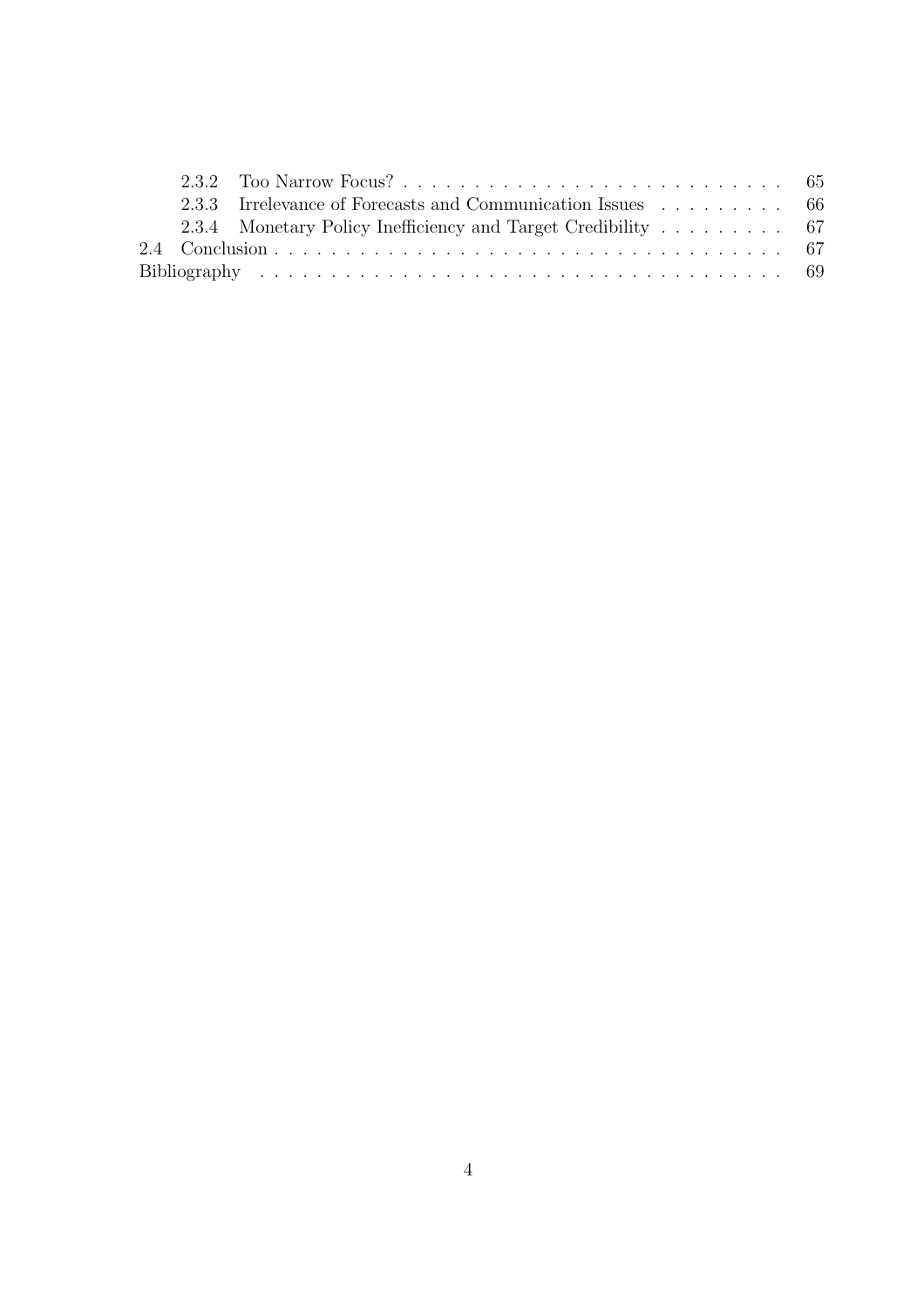2.3.2 Too Narrow Focus? . . . . . . . . . . . . . . . . . . . . . . . . . . . 65
2.3.3 Irrelevance of Forecasts and Communication Issues . . . . . . . . . 66
2.3.4 Monetary Policy Inefficiency and Target Credibility . . . . . . . . . 67
2.4 Conclusion . . . . . . . . . . . . . . . . . . . . . . . . . . . . . . . . . . . 67
Bibliography . . . . . . . . . . . . . . . . . . . . . . . . . . . . . . . . . . . 69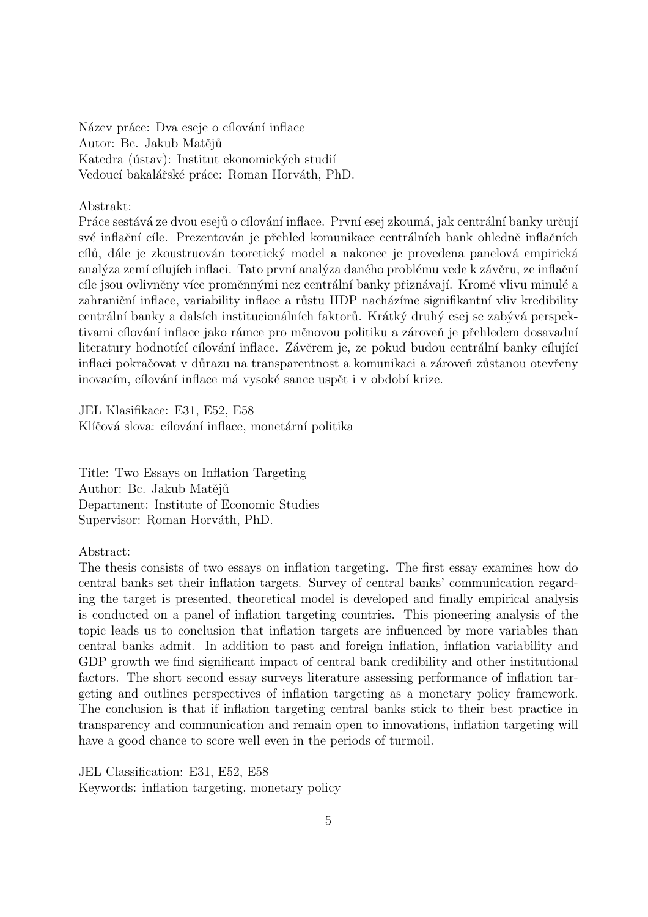Název práce: Dva eseje o cílování inflace
Autor: Bc. Jakub Matějů
Katedra (ústav): Institut ekonomických studií
Vedoucí bakalářské práce: Roman Horváth, PhD.

Abstrakt:
Práce sestává ze dvou esejů o cílování inflace. První esej zkoumá, jak centrální banky určují své inflační cíle. Prezentován je přehled komunikace centrálních bank ohledně inflačních cílů, dále je zkoustruován teoretický model a nakonec je provedena panelová empirická analýza zemí cílujích inflaci. Tato první analýza daného problému vede k závěru, ze inflační cíle jsou ovlivněny více proměnnými nez centrální banky přiznávají. Kromě vlivu minulé a zahraniční inflace, variability inflace a růstu HDP nacházíme signifikantní vliv kredibility centrální banky a dalsích institucionálních faktorů. Krátký druhý esej se zabývá perspektivami cílování inflace jako rámce pro měnovou politiku a zároveň je přehledem dosavadní literatury hodnotící cílování inflace. Závěrem je, ze pokud budou centrální banky cílující inflaci pokračovat v důrazu na transparentnost a komunikaci a zároveň zůstanou otevřeny inovacím, cílování inflace má vysoké sance uspět i v období krize.

JEL Klasifikace: E31, E52, E58
Klíčová slova: cílování inflace, monetární politika

Title: Two Essays on Inflation Targeting
Author: Bc. Jakub Matějů
Department: Institute of Economic Studies
Supervisor: Roman Horváth, PhD.

Abstract:
The thesis consists of two essays on inflation targeting. The first essay examines how do central banks set their inflation targets. Survey of central banks' communication regarding the target is presented, theoretical model is developed and finally empirical analysis is conducted on a panel of inflation targeting countries. This pioneering analysis of the topic leads us to conclusion that inflation targets are influenced by more variables than central banks admit. In addition to past and foreign inflation, inflation variability and GDP growth we find significant impact of central bank credibility and other institutional factors. The short second essay surveys literature assessing performance of inflation targeting and outlines perspectives of inflation targeting as a monetary policy framework. The conclusion is that if inflation targeting central banks stick to their best practice in transparency and communication and remain open to innovations, inflation targeting will have a good chance to score well even in the periods of turmoil.

JEL Classification: E31, E52, E58
Keywords: inflation targeting, monetary policy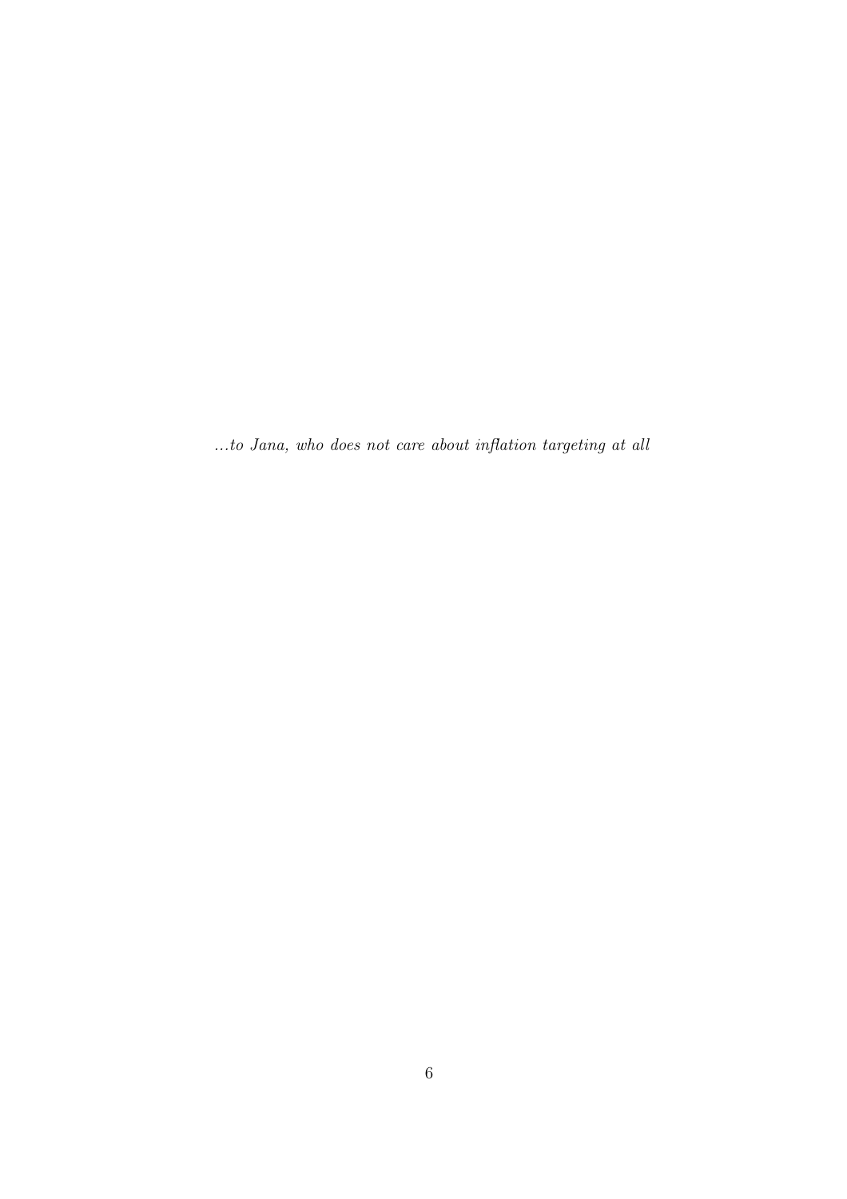*...to Jana, who does not care about inflation targeting at all*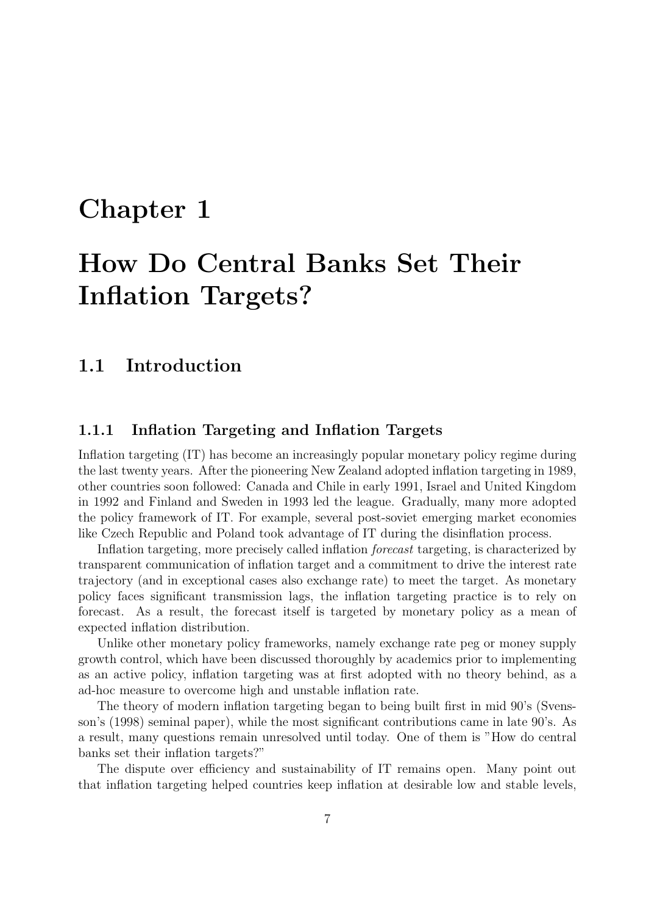# Chapter 1

# How Do Central Banks Set Their Inflation Targets?

## 1.1 Introduction

### 1.1.1 Inflation Targeting and Inflation Targets

Inflation targeting (IT) has become an increasingly popular monetary policy regime during the last twenty years. After the pioneering New Zealand adopted inflation targeting in 1989, other countries soon followed: Canada and Chile in early 1991, Israel and United Kingdom in 1992 and Finland and Sweden in 1993 led the league. Gradually, many more adopted the policy framework of IT. For example, several post-soviet emerging market economies like Czech Republic and Poland took advantage of IT during the disinflation process.

Inflation targeting, more precisely called inflation *forecast* targeting, is characterized by transparent communication of inflation target and a commitment to drive the interest rate trajectory (and in exceptional cases also exchange rate) to meet the target. As monetary policy faces significant transmission lags, the inflation targeting practice is to rely on forecast. As a result, the forecast itself is targeted by monetary policy as a mean of expected inflation distribution.

Unlike other monetary policy frameworks, namely exchange rate peg or money supply growth control, which have been discussed thoroughly by academics prior to implementing as an active policy, inflation targeting was at first adopted with no theory behind, as a ad-hoc measure to overcome high and unstable inflation rate.

The theory of modern inflation targeting began to being built first in mid 90's (Svensson's (1998) seminal paper), while the most significant contributions came in late 90's. As a result, many questions remain unresolved until today. One of them is "How do central banks set their inflation targets?"

The dispute over efficiency and sustainability of IT remains open. Many point out that inflation targeting helped countries keep inflation at desirable low and stable levels,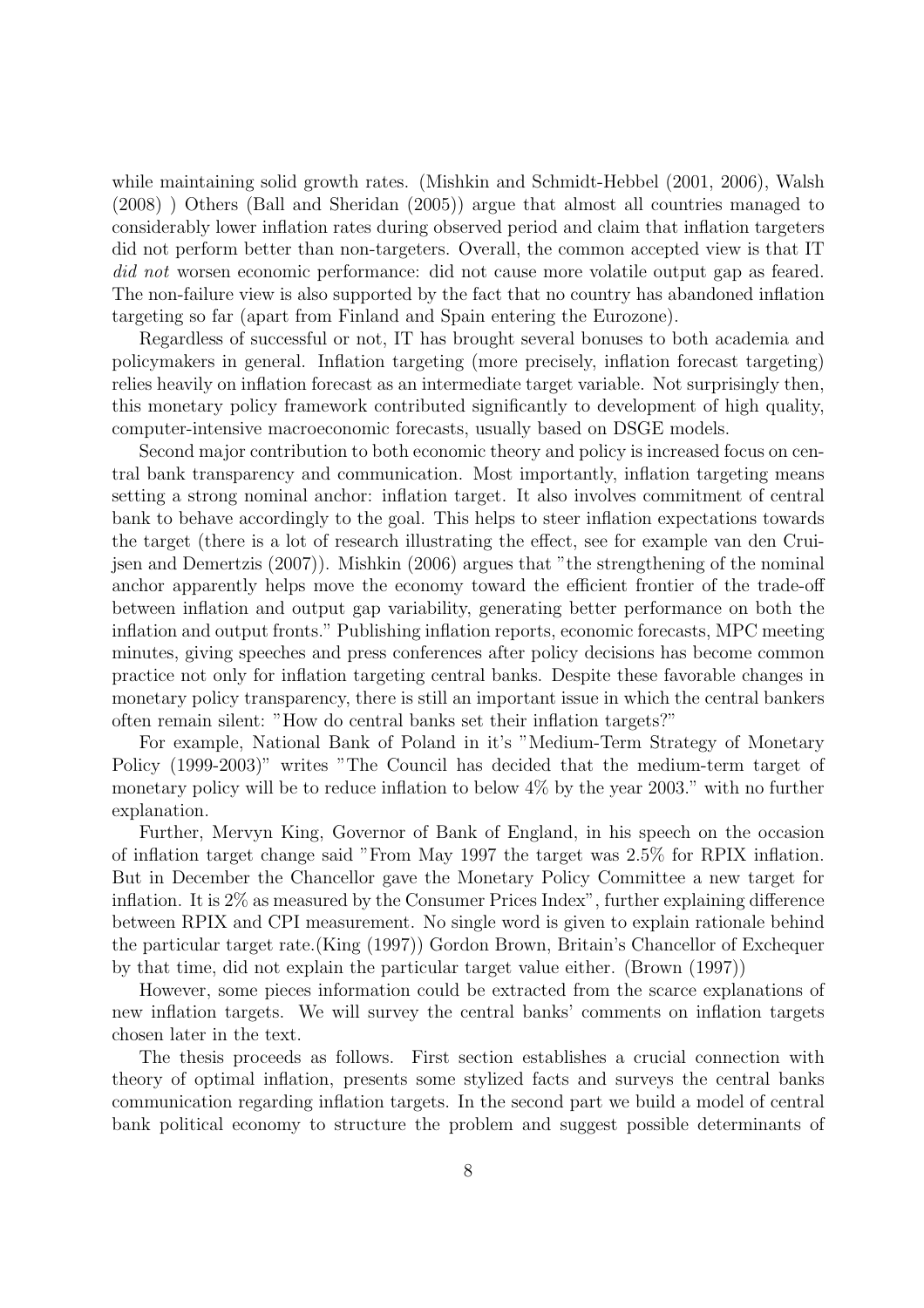while maintaining solid growth rates. (Mishkin and Schmidt-Hebbel (2001, 2006), Walsh (2008) ) Others (Ball and Sheridan (2005)) argue that almost all countries managed to considerably lower inflation rates during observed period and claim that inflation targeters did not perform better than non-targeters. Overall, the common accepted view is that IT *did not* worsen economic performance: did not cause more volatile output gap as feared. The non-failure view is also supported by the fact that no country has abandoned inflation targeting so far (apart from Finland and Spain entering the Eurozone).

Regardless of successful or not, IT has brought several bonuses to both academia and policymakers in general. Inflation targeting (more precisely, inflation forecast targeting) relies heavily on inflation forecast as an intermediate target variable. Not surprisingly then, this monetary policy framework contributed significantly to development of high quality, computer-intensive macroeconomic forecasts, usually based on DSGE models.

Second major contribution to both economic theory and policy is increased focus on central bank transparency and communication. Most importantly, inflation targeting means setting a strong nominal anchor: inflation target. It also involves commitment of central bank to behave accordingly to the goal. This helps to steer inflation expectations towards the target (there is a lot of research illustrating the effect, see for example van den Cruijsen and Demertzis (2007)). Mishkin (2006) argues that "the strengthening of the nominal anchor apparently helps move the economy toward the efficient frontier of the trade-off between inflation and output gap variability, generating better performance on both the inflation and output fronts." Publishing inflation reports, economic forecasts, MPC meeting minutes, giving speeches and press conferences after policy decisions has become common practice not only for inflation targeting central banks. Despite these favorable changes in monetary policy transparency, there is still an important issue in which the central bankers often remain silent: "How do central banks set their inflation targets?"

For example, National Bank of Poland in it's "Medium-Term Strategy of Monetary Policy (1999-2003)" writes "The Council has decided that the medium-term target of monetary policy will be to reduce inflation to below 4% by the year 2003." with no further explanation.

Further, Mervyn King, Governor of Bank of England, in his speech on the occasion of inflation target change said "From May 1997 the target was 2.5% for RPIX inflation. But in December the Chancellor gave the Monetary Policy Committee a new target for inflation. It is 2% as measured by the Consumer Prices Index", further explaining difference between RPIX and CPI measurement. No single word is given to explain rationale behind the particular target rate.(King (1997)) Gordon Brown, Britain's Chancellor of Exchequer by that time, did not explain the particular target value either. (Brown (1997))

However, some pieces information could be extracted from the scarce explanations of new inflation targets. We will survey the central banks' comments on inflation targets chosen later in the text.

The thesis proceeds as follows. First section establishes a crucial connection with theory of optimal inflation, presents some stylized facts and surveys the central banks communication regarding inflation targets. In the second part we build a model of central bank political economy to structure the problem and suggest possible determinants of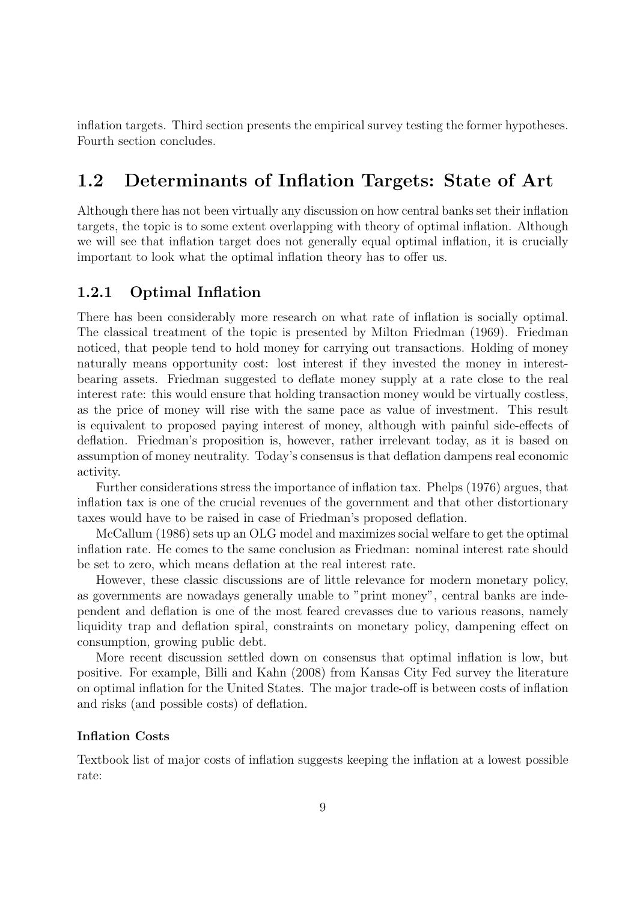inflation targets. Third section presents the empirical survey testing the former hypotheses. Fourth section concludes.

## 1.2 Determinants of Inflation Targets: State of Art

Although there has not been virtually any discussion on how central banks set their inflation targets, the topic is to some extent overlapping with theory of optimal inflation. Although we will see that inflation target does not generally equal optimal inflation, it is crucially important to look what the optimal inflation theory has to offer us.

### 1.2.1 Optimal Inflation

There has been considerably more research on what rate of inflation is socially optimal. The classical treatment of the topic is presented by Milton Friedman (1969). Friedman noticed, that people tend to hold money for carrying out transactions. Holding of money naturally means opportunity cost: lost interest if they invested the money in interest-bearing assets. Friedman suggested to deflate money supply at a rate close to the real interest rate: this would ensure that holding transaction money would be virtually costless, as the price of money will rise with the same pace as value of investment. This result is equivalent to proposed paying interest of money, although with painful side-effects of deflation. Friedman's proposition is, however, rather irrelevant today, as it is based on assumption of money neutrality. Today's consensus is that deflation dampens real economic activity.

Further considerations stress the importance of inflation tax. Phelps (1976) argues, that inflation tax is one of the crucial revenues of the government and that other distortionary taxes would have to be raised in case of Friedman's proposed deflation.

McCallum (1986) sets up an OLG model and maximizes social welfare to get the optimal inflation rate. He comes to the same conclusion as Friedman: nominal interest rate should be set to zero, which means deflation at the real interest rate.

However, these classic discussions are of little relevance for modern monetary policy, as governments are nowadays generally unable to "print money", central banks are independent and deflation is one of the most feared crevasses due to various reasons, namely liquidity trap and deflation spiral, constraints on monetary policy, dampening effect on consumption, growing public debt.

More recent discussion settled down on consensus that optimal inflation is low, but positive. For example, Billi and Kahn (2008) from Kansas City Fed survey the literature on optimal inflation for the United States. The major trade-off is between costs of inflation and risks (and possible costs) of deflation.

#### Inflation Costs

Textbook list of major costs of inflation suggests keeping the inflation at a lowest possible rate: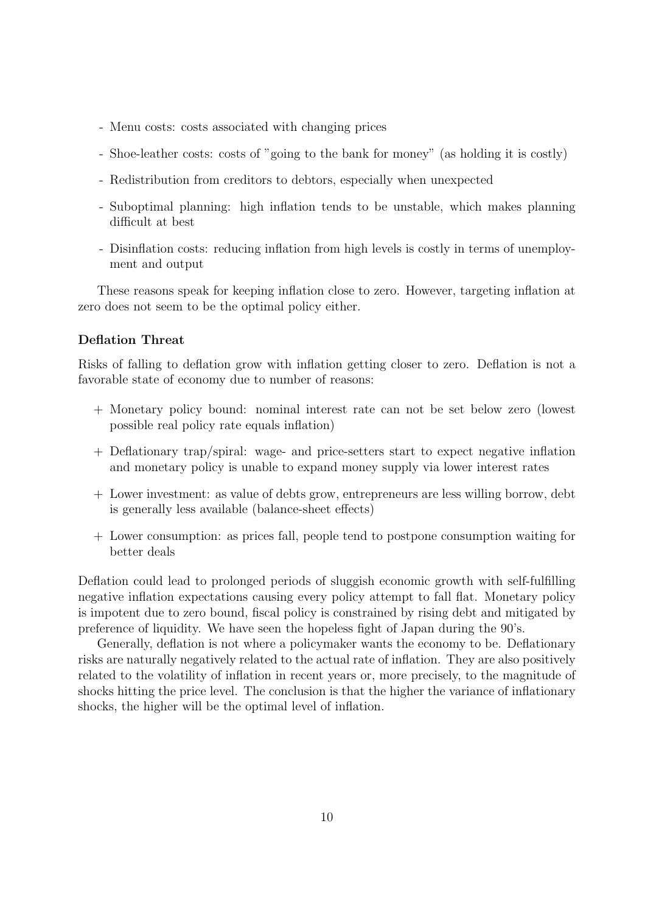- Menu costs: costs associated with changing prices
- Shoe-leather costs: costs of "going to the bank for money" (as holding it is costly)
- Redistribution from creditors to debtors, especially when unexpected
- Suboptimal planning: high inflation tends to be unstable, which makes planning difficult at best
- Disinflation costs: reducing inflation from high levels is costly in terms of unemployment and output

These reasons speak for keeping inflation close to zero. However, targeting inflation at zero does not seem to be the optimal policy either.

**Deflation Threat**

Risks of falling to deflation grow with inflation getting closer to zero. Deflation is not a favorable state of economy due to number of reasons:

+ Monetary policy bound: nominal interest rate can not be set below zero (lowest possible real policy rate equals inflation)
+ Deflationary trap/spiral: wage- and price-setters start to expect negative inflation and monetary policy is unable to expand money supply via lower interest rates
+ Lower investment: as value of debts grow, entrepreneurs are less willing borrow, debt is generally less available (balance-sheet effects)
+ Lower consumption: as prices fall, people tend to postpone consumption waiting for better deals

Deflation could lead to prolonged periods of sluggish economic growth with self-fulfilling negative inflation expectations causing every policy attempt to fall flat. Monetary policy is impotent due to zero bound, fiscal policy is constrained by rising debt and mitigated by preference of liquidity. We have seen the hopeless fight of Japan during the 90's.

Generally, deflation is not where a policymaker wants the economy to be. Deflationary risks are naturally negatively related to the actual rate of inflation. They are also positively related to the volatility of inflation in recent years or, more precisely, to the magnitude of shocks hitting the price level. The conclusion is that the higher the variance of inflationary shocks, the higher will be the optimal level of inflation.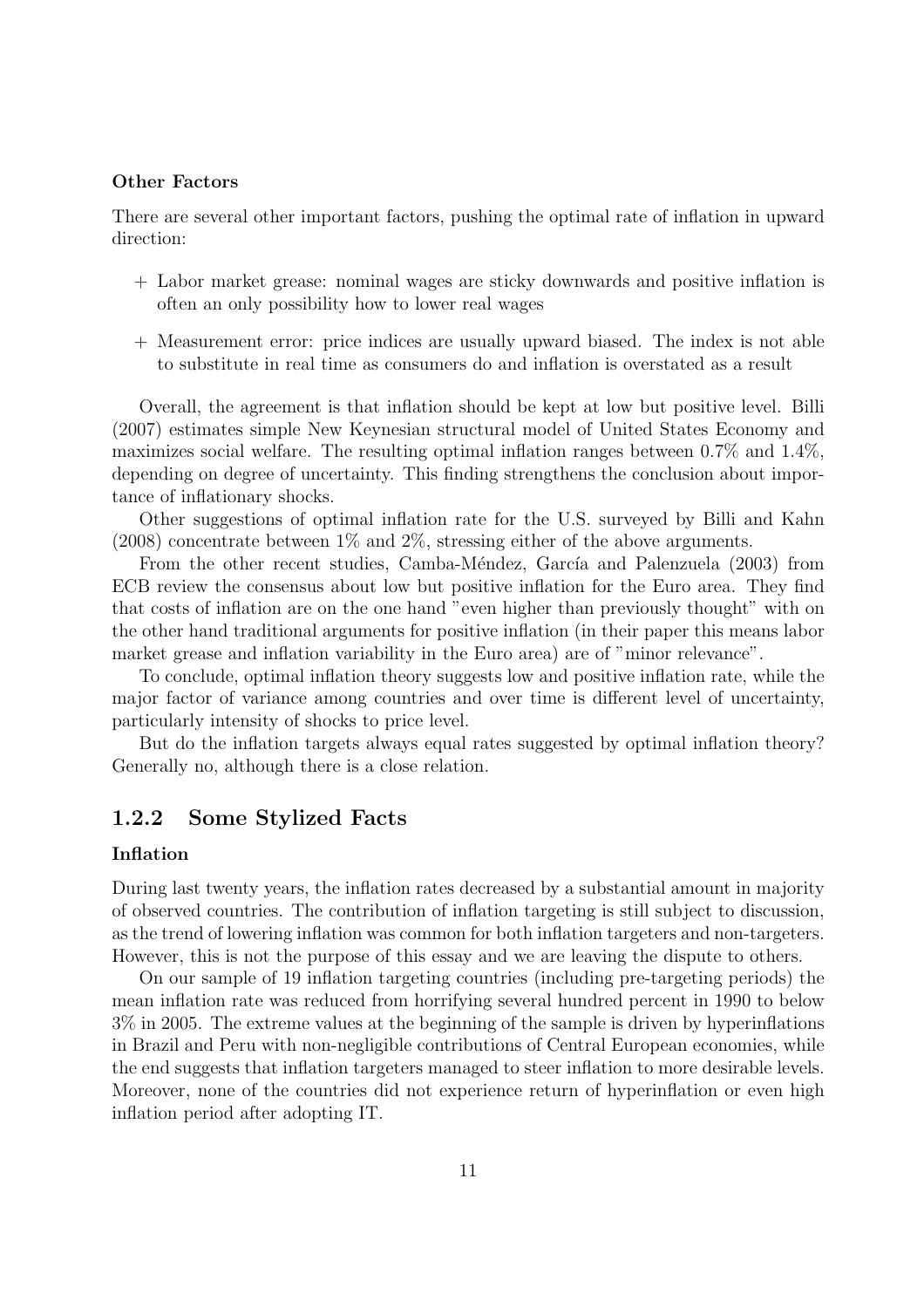#### Other Factors

There are several other important factors, pushing the optimal rate of inflation in upward direction:

+ Labor market grease: nominal wages are sticky downwards and positive inflation is often an only possibility how to lower real wages

+ Measurement error: price indices are usually upward biased. The index is not able to substitute in real time as consumers do and inflation is overstated as a result

Overall, the agreement is that inflation should be kept at low but positive level. Billi (2007) estimates simple New Keynesian structural model of United States Economy and maximizes social welfare. The resulting optimal inflation ranges between 0.7% and 1.4%, depending on degree of uncertainty. This finding strengthens the conclusion about importance of inflationary shocks.

Other suggestions of optimal inflation rate for the U.S. surveyed by Billi and Kahn (2008) concentrate between 1% and 2%, stressing either of the above arguments.

From the other recent studies, Camba-Méndez, García and Palenzuela (2003) from ECB review the consensus about low but positive inflation for the Euro area. They find that costs of inflation are on the one hand "even higher than previously thought" with on the other hand traditional arguments for positive inflation (in their paper this means labor market grease and inflation variability in the Euro area) are of "minor relevance".

To conclude, optimal inflation theory suggests low and positive inflation rate, while the major factor of variance among countries and over time is different level of uncertainty, particularly intensity of shocks to price level.

But do the inflation targets always equal rates suggested by optimal inflation theory? Generally no, although there is a close relation.

### 1.2.2 Some Stylized Facts

#### Inflation

During last twenty years, the inflation rates decreased by a substantial amount in majority of observed countries. The contribution of inflation targeting is still subject to discussion, as the trend of lowering inflation was common for both inflation targeters and non-targeters. However, this is not the purpose of this essay and we are leaving the dispute to others.

On our sample of 19 inflation targeting countries (including pre-targeting periods) the mean inflation rate was reduced from horrifying several hundred percent in 1990 to below 3% in 2005. The extreme values at the beginning of the sample is driven by hyperinflations in Brazil and Peru with non-negligible contributions of Central European economies, while the end suggests that inflation targeters managed to steer inflation to more desirable levels. Moreover, none of the countries did not experience return of hyperinflation or even high inflation period after adopting IT.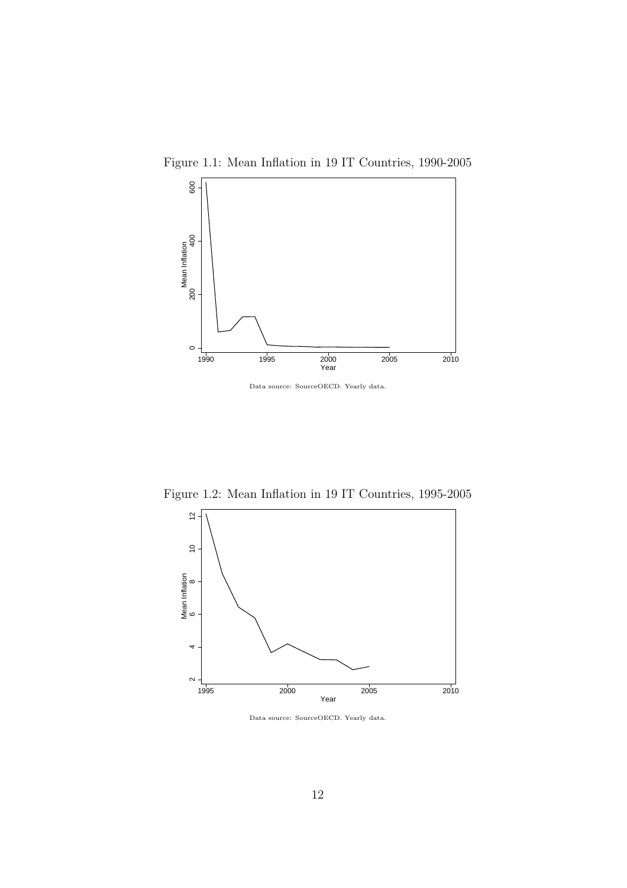Figure 1.1: Mean Inflation in 19 IT Countries, 1990-2005

Mean Inflation

0
200
400
600

1990
1995
2000
2005
2010

Year

Data source: SourceOECD. Yearly data.

Figure 1.2: Mean Inflation in 19 IT Countries, 1995-2005

Mean Inflation

2
4
6
8
10
12

1995
2000
2005
2010

Year

Data source: SourceOECD. Yearly data.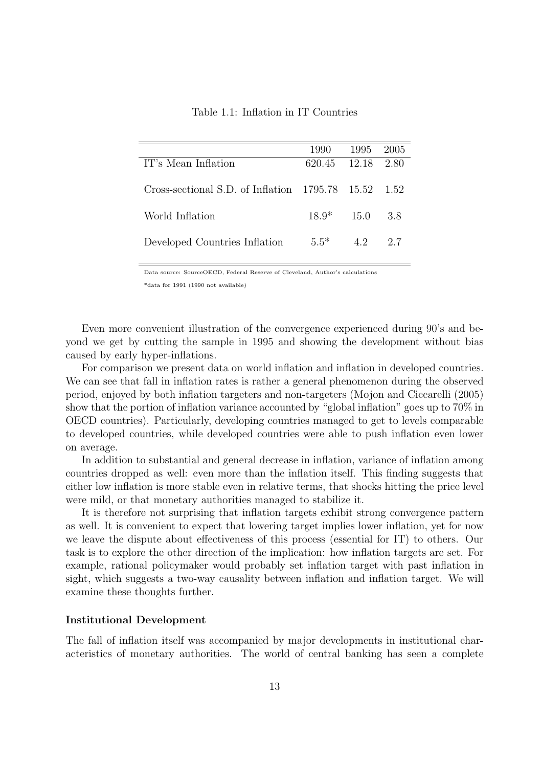Table 1.1: Inflation in IT Countries

| | 1990 | 1995 | 2005 |
|---|---|---|---|
| IT's Mean Inflation | 620.45 | 12.18 | 2.80 |
| Cross-sectional S.D. of Inflation | 1795.78 | 15.52 | 1.52 |
| World Inflation | 18.9* | 15.0 | 3.8 |
| Developed Countries Inflation | 5.5* | 4.2 | 2.7 |

Data source: SourceOECD, Federal Reserve of Cleveland, Author's calculations

*data for 1991 (1990 not available)

Even more convenient illustration of the convergence experienced during 90's and beyond we get by cutting the sample in 1995 and showing the development without bias caused by early hyper-inflations.

For comparison we present data on world inflation and inflation in developed countries. We can see that fall in inflation rates is rather a general phenomenon during the observed period, enjoyed by both inflation targeters and non-targeters (Mojon and Ciccarelli (2005) show that the portion of inflation variance accounted by "global inflation" goes up to 70% in OECD countries). Particularly, developing countries managed to get to levels comparable to developed countries, while developed countries were able to push inflation even lower on average.

In addition to substantial and general decrease in inflation, variance of inflation among countries dropped as well: even more than the inflation itself. This finding suggests that either low inflation is more stable even in relative terms, that shocks hitting the price level were mild, or that monetary authorities managed to stabilize it.

It is therefore not surprising that inflation targets exhibit strong convergence pattern as well. It is convenient to expect that lowering target implies lower inflation, yet for now we leave the dispute about effectiveness of this process (essential for IT) to others. Our task is to explore the other direction of the implication: how inflation targets are set. For example, rational policymaker would probably set inflation target with past inflation in sight, which suggests a two-way causality between inflation and inflation target. We will examine these thoughts further.

**Institutional Development**

The fall of inflation itself was accompanied by major developments in institutional characteristics of monetary authorities. The world of central banking has seen a complete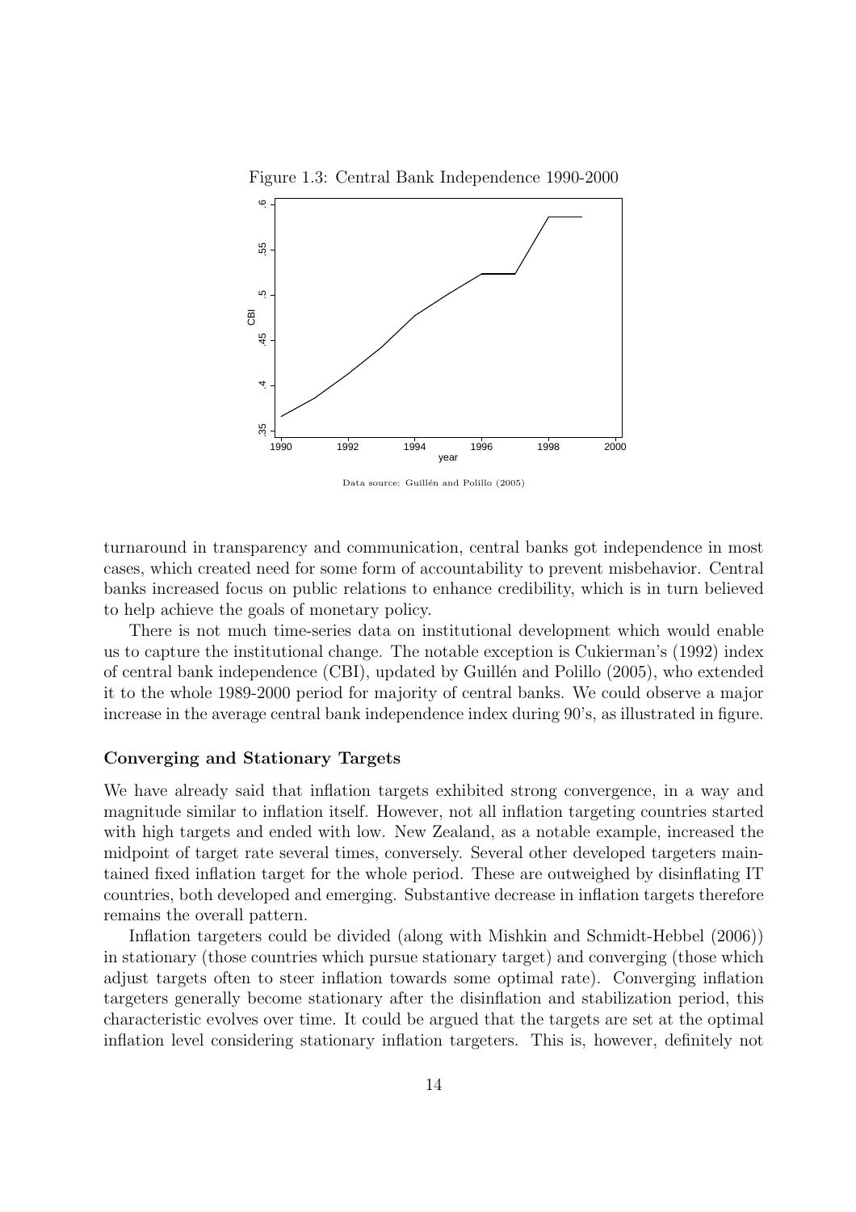Figure 1.3: Central Bank Independence 1990-2000

Data source: Guillén and Polillo (2005)

turnaround in transparency and communication, central banks got independence in most cases, which created need for some form of accountability to prevent misbehavior. Central banks increased focus on public relations to enhance credibility, which is in turn believed to help achieve the goals of monetary policy.

There is not much time-series data on institutional development which would enable us to capture the institutional change. The notable exception is Cukierman's (1992) index of central bank independence (CBI), updated by Guillén and Polillo (2005), who extended it to the whole 1989-2000 period for majority of central banks. We could observe a major increase in the average central bank independence index during 90's, as illustrated in figure.

**Converging and Stationary Targets**

We have already said that inflation targets exhibited strong convergence, in a way and magnitude similar to inflation itself. However, not all inflation targeting countries started with high targets and ended with low. New Zealand, as a notable example, increased the midpoint of target rate several times, conversely. Several other developed targeters maintained fixed inflation target for the whole period. These are outweighed by disinflating IT countries, both developed and emerging. Substantive decrease in inflation targets therefore remains the overall pattern.

Inflation targeters could be divided (along with Mishkin and Schmidt-Hebbel (2006)) in stationary (those countries which pursue stationary target) and converging (those which adjust targets often to steer inflation towards some optimal rate). Converging inflation targeters generally become stationary after the disinflation and stabilization period, this characteristic evolves over time. It could be argued that the targets are set at the optimal inflation level considering stationary inflation targeters. This is, however, definitely not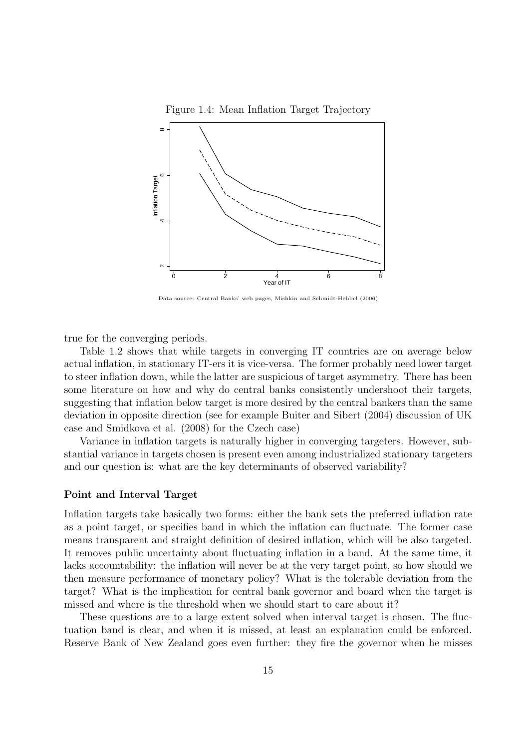Figure 1.4: Mean Inflation Target Trajectory

Inflation Target

8

6

4

2

0 2 4 6 8

Year of IT

Data source: Central Banks' web pages, Mishkin and Schmidt-Hebbel (2006)

true for the converging periods.

Table 1.2 shows that while targets in converging IT countries are on average below actual inflation, in stationary IT-ers it is vice-versa. The former probably need lower target to steer inflation down, while the latter are suspicious of target asymmetry. There has been some literature on how and why do central banks consistently undershoot their targets, suggesting that inflation below target is more desired by the central bankers than the same deviation in opposite direction (see for example Buiter and Sibert (2004) discussion of UK case and Smidkova et al. (2008) for the Czech case)

Variance in inflation targets is naturally higher in converging targeters. However, substantial variance in targets chosen is present even among industrialized stationary targeters and our question is: what are the key determinants of observed variability?

**Point and Interval Target**

Inflation targets take basically two forms: either the bank sets the preferred inflation rate as a point target, or specifies band in which the inflation can fluctuate. The former case means transparent and straight definition of desired inflation, which will be also targeted. It removes public uncertainty about fluctuating inflation in a band. At the same time, it lacks accountability: the inflation will never be at the very target point, so how should we then measure performance of monetary policy? What is the tolerable deviation from the target? What is the implication for central bank governor and board when the target is missed and where is the threshold when we should start to care about it?

These questions are to a large extent solved when interval target is chosen. The fluctuation band is clear, and when it is missed, at least an explanation could be enforced. Reserve Bank of New Zealand goes even further: they fire the governor when he misses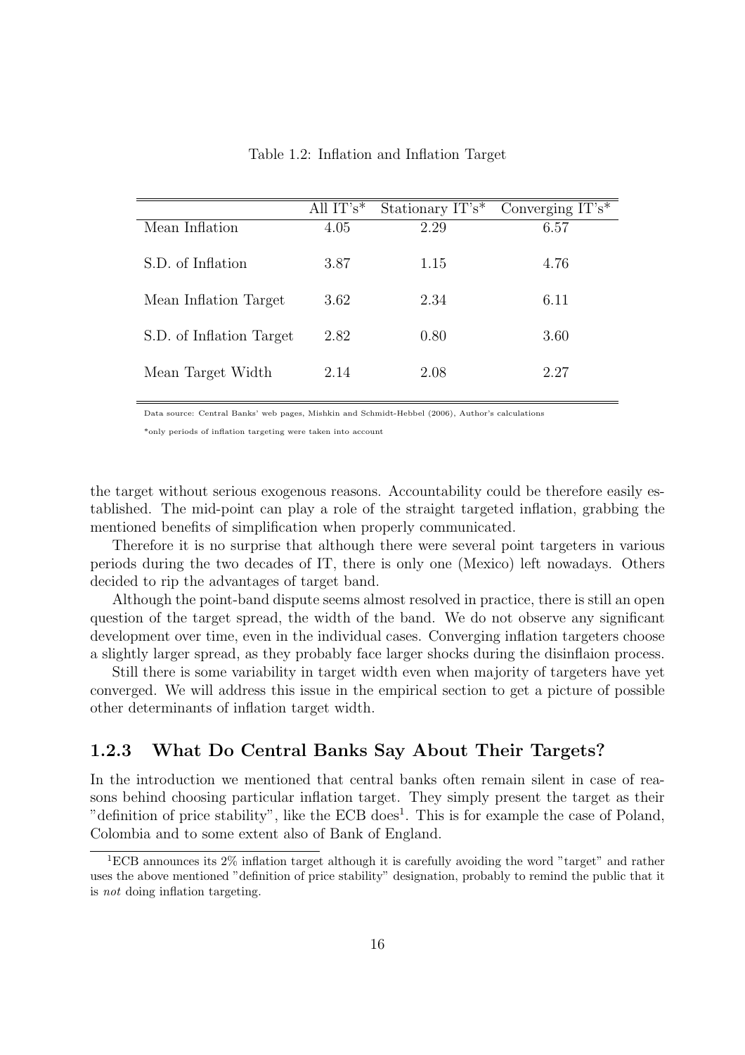Table 1.2: Inflation and Inflation Target

| | All IT's* | Stationary IT's* | Converging IT's* |
|---|---|---|---|
| Mean Inflation | 4.05 | 2.29 | 6.57 |
| S.D. of Inflation | 3.87 | 1.15 | 4.76 |
| Mean Inflation Target | 3.62 | 2.34 | 6.11 |
| S.D. of Inflation Target | 2.82 | 0.80 | 3.60 |
| Mean Target Width | 2.14 | 2.08 | 2.27 |

Data source: Central Banks' web pages, Mishkin and Schmidt-Hebbel (2006), Author's calculations

*only periods of inflation targeting were taken into account

the target without serious exogenous reasons. Accountability could be therefore easily established. The mid-point can play a role of the straight targeted inflation, grabbing the mentioned benefits of simplification when properly communicated.

Therefore it is no surprise that although there were several point targeters in various periods during the two decades of IT, there is only one (Mexico) left nowadays. Others decided to rip the advantages of target band.

Although the point-band dispute seems almost resolved in practice, there is still an open question of the target spread, the width of the band. We do not observe any significant development over time, even in the individual cases. Converging inflation targeters choose a slightly larger spread, as they probably face larger shocks during the disinflaion process.

Still there is some variability in target width even when majority of targeters have yet converged. We will address this issue in the empirical section to get a picture of possible other determinants of inflation target width.

### 1.2.3 What Do Central Banks Say About Their Targets?

In the introduction we mentioned that central banks often remain silent in case of reasons behind choosing particular inflation target. They simply present the target as their "definition of price stability", like the ECB does[1]. This is for example the case of Poland, Colombia and to some extent also of Bank of England.

[1] ECB announces its 2% inflation target although it is carefully avoiding the word "target" and rather uses the above mentioned "definition of price stability" designation, probably to remind the public that it is *not* doing inflation targeting.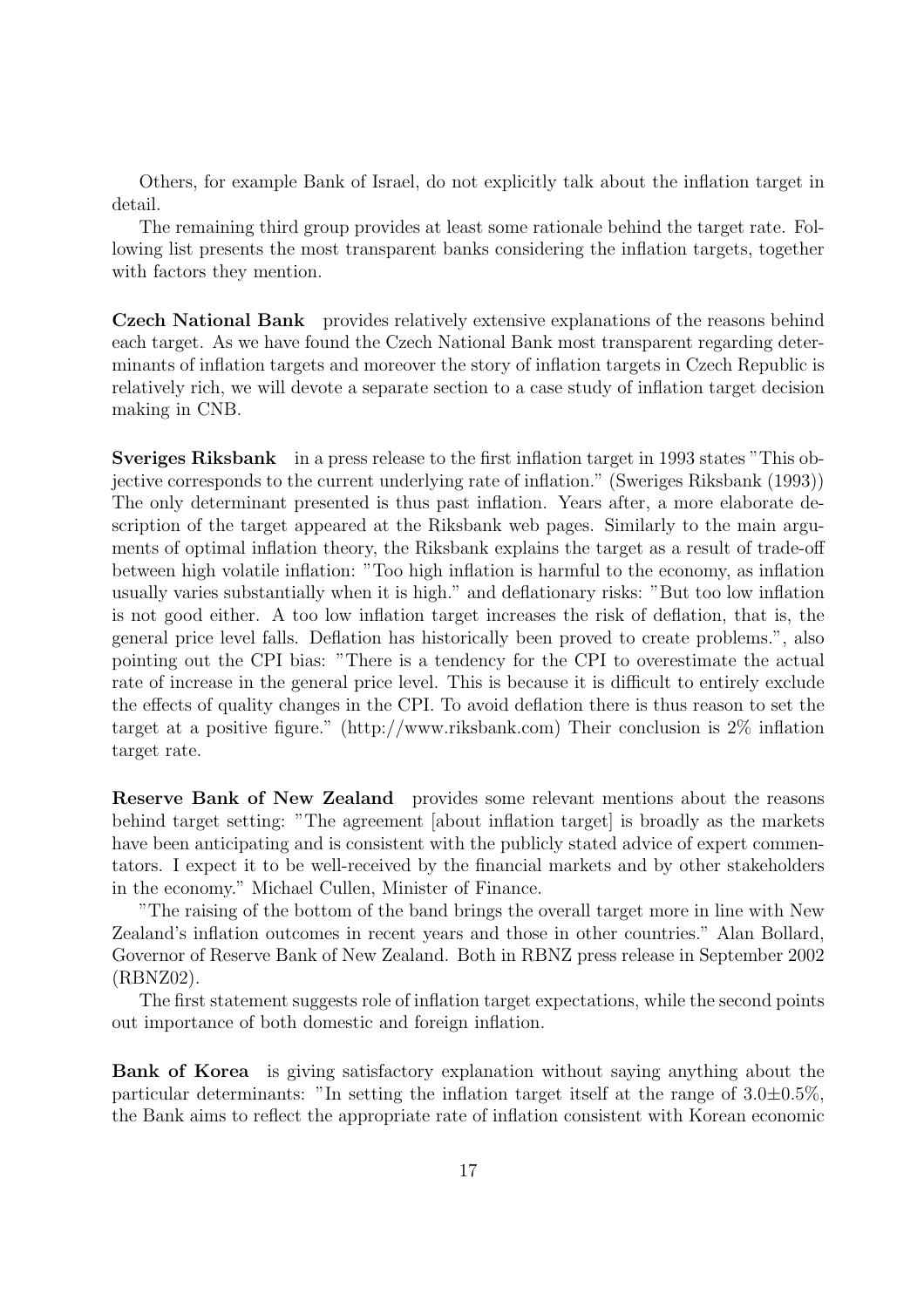Others, for example Bank of Israel, do not explicitly talk about the inflation target in detail.

The remaining third group provides at least some rationale behind the target rate. Following list presents the most transparent banks considering the inflation targets, together with factors they mention.

**Czech National Bank** provides relatively extensive explanations of the reasons behind each target. As we have found the Czech National Bank most transparent regarding determinants of inflation targets and moreover the story of inflation targets in Czech Republic is relatively rich, we will devote a separate section to a case study of inflation target decision making in CNB.

**Sveriges Riksbank** in a press release to the first inflation target in 1993 states "This objective corresponds to the current underlying rate of inflation." (Sweriges Riksbank (1993)) The only determinant presented is thus past inflation. Years after, a more elaborate description of the target appeared at the Riksbank web pages. Similarly to the main arguments of optimal inflation theory, the Riksbank explains the target as a result of trade-off between high volatile inflation: "Too high inflation is harmful to the economy, as inflation usually varies substantially when it is high." and deflationary risks: "But too low inflation is not good either. A too low inflation target increases the risk of deflation, that is, the general price level falls. Deflation has historically been proved to create problems.", also pointing out the CPI bias: "There is a tendency for the CPI to overestimate the actual rate of increase in the general price level. This is because it is difficult to entirely exclude the effects of quality changes in the CPI. To avoid deflation there is thus reason to set the target at a positive figure." (http://www.riksbank.com) Their conclusion is 2% inflation target rate.

**Reserve Bank of New Zealand** provides some relevant mentions about the reasons behind target setting: "The agreement [about inflation target] is broadly as the markets have been anticipating and is consistent with the publicly stated advice of expert commentators. I expect it to be well-received by the financial markets and by other stakeholders in the economy." Michael Cullen, Minister of Finance.

"The raising of the bottom of the band brings the overall target more in line with New Zealand's inflation outcomes in recent years and those in other countries." Alan Bollard, Governor of Reserve Bank of New Zealand. Both in RBNZ press release in September 2002 (RBNZ02).

The first statement suggests role of inflation target expectations, while the second points out importance of both domestic and foreign inflation.

**Bank of Korea** is giving satisfactory explanation without saying anything about the particular determinants: "In setting the inflation target itself at the range of $3.0 \pm 0.5\%$, the Bank aims to reflect the appropriate rate of inflation consistent with Korean economic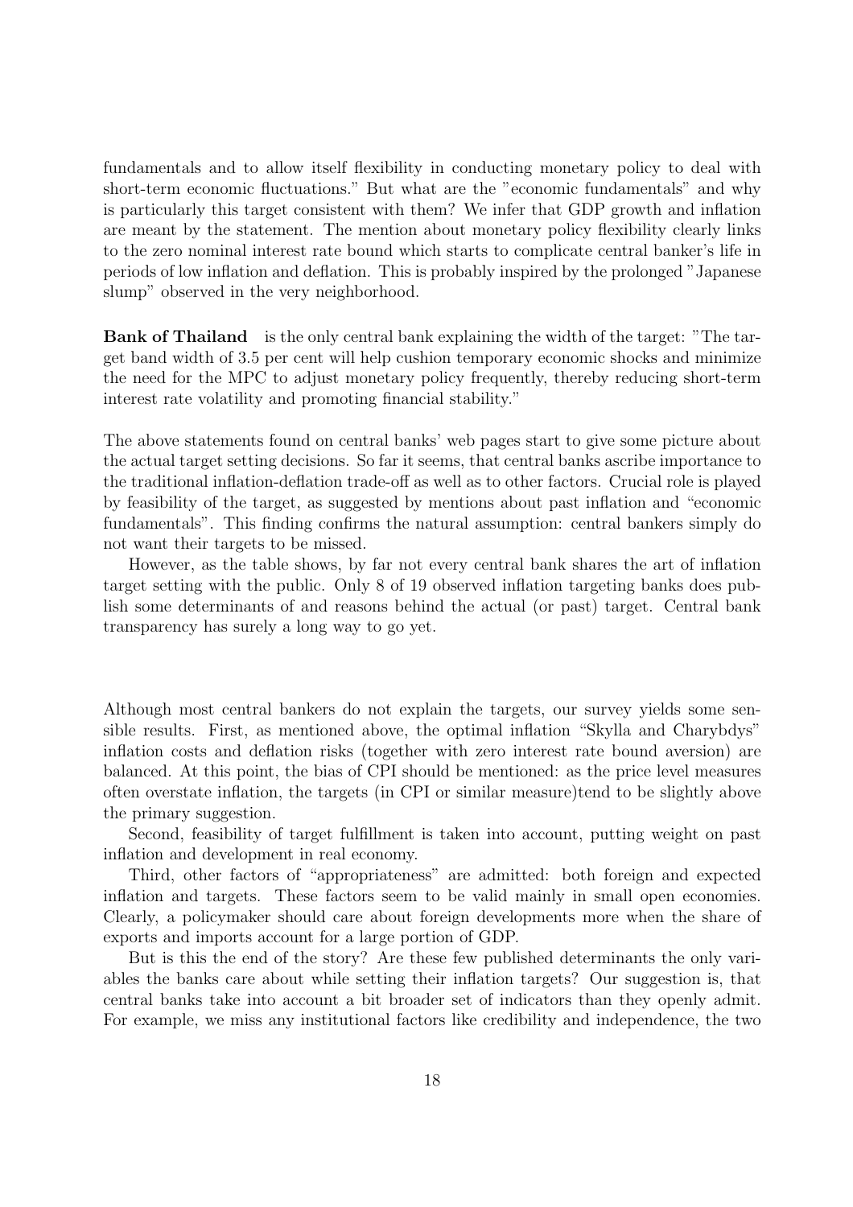fundamentals and to allow itself flexibility in conducting monetary policy to deal with short-term economic fluctuations." But what are the "economic fundamentals" and why is particularly this target consistent with them? We infer that GDP growth and inflation are meant by the statement. The mention about monetary policy flexibility clearly links to the zero nominal interest rate bound which starts to complicate central banker's life in periods of low inflation and deflation. This is probably inspired by the prolonged "Japanese slump" observed in the very neighborhood.

**Bank of Thailand** is the only central bank explaining the width of the target: "The target band width of 3.5 per cent will help cushion temporary economic shocks and minimize the need for the MPC to adjust monetary policy frequently, thereby reducing short-term interest rate volatility and promoting financial stability."

The above statements found on central banks' web pages start to give some picture about the actual target setting decisions. So far it seems, that central banks ascribe importance to the traditional inflation-deflation trade-off as well as to other factors. Crucial role is played by feasibility of the target, as suggested by mentions about past inflation and "economic fundamentals". This finding confirms the natural assumption: central bankers simply do not want their targets to be missed.

However, as the table shows, by far not every central bank shares the art of inflation target setting with the public. Only 8 of 19 observed inflation targeting banks does publish some determinants of and reasons behind the actual (or past) target. Central bank transparency has surely a long way to go yet.

Although most central bankers do not explain the targets, our survey yields some sensible results. First, as mentioned above, the optimal inflation "Skylla and Charybdys" inflation costs and deflation risks (together with zero interest rate bound aversion) are balanced. At this point, the bias of CPI should be mentioned: as the price level measures often overstate inflation, the targets (in CPI or similar measure)tend to be slightly above the primary suggestion.

Second, feasibility of target fulfillment is taken into account, putting weight on past inflation and development in real economy.

Third, other factors of "appropriateness" are admitted: both foreign and expected inflation and targets. These factors seem to be valid mainly in small open economies. Clearly, a policymaker should care about foreign developments more when the share of exports and imports account for a large portion of GDP.

But is this the end of the story? Are these few published determinants the only variables the banks care about while setting their inflation targets? Our suggestion is, that central banks take into account a bit broader set of indicators than they openly admit. For example, we miss any institutional factors like credibility and independence, the two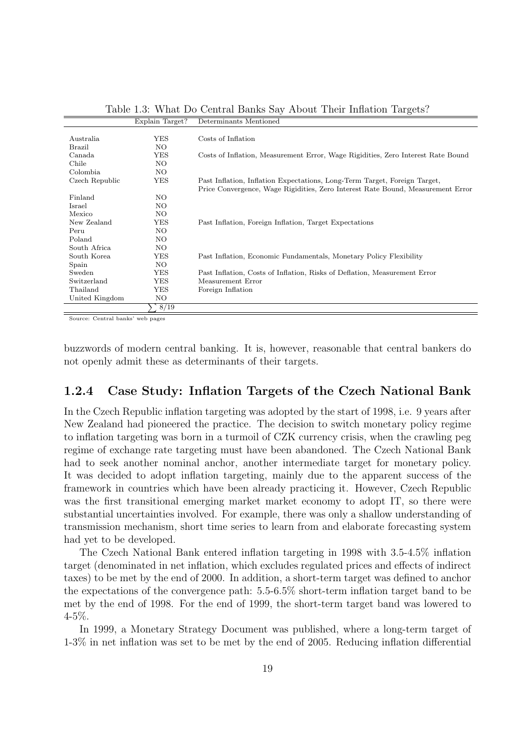Table 1.3: What Do Central Banks Say About Their Inflation Targets?

| | Explain Target? | Determinants Mentioned |
|---|---|---|
| Australia | YES | Costs of Inflation |
| Brazil | NO | |
| Canada | YES | Costs of Inflation, Measurement Error, Wage Rigidities, Zero Interest Rate Bound |
| Chile | NO | |
| Colombia | NO | |
| Czech Republic | YES | Past Inflation, Inflation Expectations, Long-Term Target, Foreign Target, Price Convergence, Wage Rigidities, Zero Interest Rate Bound, Measurement Error |
| Finland | NO | |
| Israel | NO | |
| Mexico | NO | |
| New Zealand | YES | Past Inflation, Foreign Inflation, Target Expectations |
| Peru | NO | |
| Poland | NO | |
| South Africa | NO | |
| South Korea | YES | Past Inflation, Economic Fundamentals, Monetary Policy Flexibility |
| Spain | NO | |
| Sweden | YES | Past Inflation, Costs of Inflation, Risks of Deflation, Measurement Error |
| Switzerland | YES | Measurement Error |
| Thailand | YES | Foreign Inflation |
| United Kingdom | NO | |
| | $\sum$ 8/19 | |

Source: Central banks' web pages

buzzwords of modern central banking. It is, however, reasonable that central bankers do not openly admit these as determinants of their targets.

### 1.2.4 Case Study: Inflation Targets of the Czech National Bank

In the Czech Republic inflation targeting was adopted by the start of 1998, i.e. 9 years after New Zealand had pioneered the practice. The decision to switch monetary policy regime to inflation targeting was born in a turmoil of CZK currency crisis, when the crawling peg regime of exchange rate targeting must have been abandoned. The Czech National Bank had to seek another nominal anchor, another intermediate target for monetary policy. It was decided to adopt inflation targeting, mainly due to the apparent success of the framework in countries which have been already practicing it. However, Czech Republic was the first transitional emerging market market economy to adopt IT, so there were substantial uncertainties involved. For example, there was only a shallow understanding of transmission mechanism, short time series to learn from and elaborate forecasting system had yet to be developed.

The Czech National Bank entered inflation targeting in 1998 with 3.5-4.5% inflation target (denominated in net inflation, which excludes regulated prices and effects of indirect taxes) to be met by the end of 2000. In addition, a short-term target was defined to anchor the expectations of the convergence path: 5.5-6.5% short-term inflation target band to be met by the end of 1998. For the end of 1999, the short-term target band was lowered to 4-5%.

In 1999, a Monetary Strategy Document was published, where a long-term target of 1-3% in net inflation was set to be met by the end of 2005. Reducing inflation differential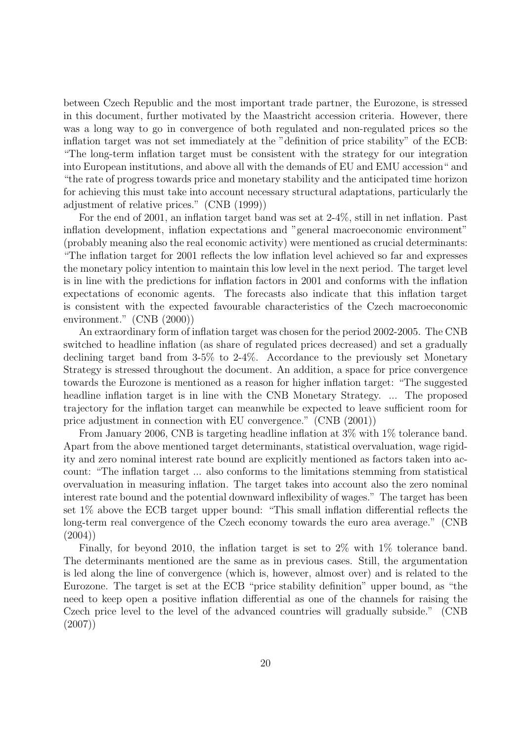between Czech Republic and the most important trade partner, the Eurozone, is stressed in this document, further motivated by the Maastricht accession criteria. However, there was a long way to go in convergence of both regulated and non-regulated prices so the inflation target was not set immediately at the "definition of price stability" of the ECB: "The long-term inflation target must be consistent with the strategy for our integration into European institutions, and above all with the demands of EU and EMU accession" and "the rate of progress towards price and monetary stability and the anticipated time horizon for achieving this must take into account necessary structural adaptations, particularly the adjustment of relative prices." (CNB (1999))

For the end of 2001, an inflation target band was set at 2-4%, still in net inflation. Past inflation development, inflation expectations and "general macroeconomic environment" (probably meaning also the real economic activity) were mentioned as crucial determinants: "The inflation target for 2001 reflects the low inflation level achieved so far and expresses the monetary policy intention to maintain this low level in the next period. The target level is in line with the predictions for inflation factors in 2001 and conforms with the inflation expectations of economic agents. The forecasts also indicate that this inflation target is consistent with the expected favourable characteristics of the Czech macroeconomic environment." (CNB (2000))

An extraordinary form of inflation target was chosen for the period 2002-2005. The CNB switched to headline inflation (as share of regulated prices decreased) and set a gradually declining target band from 3-5% to 2-4%. Accordance to the previously set Monetary Strategy is stressed throughout the document. An addition, a space for price convergence towards the Eurozone is mentioned as a reason for higher inflation target: "The suggested headline inflation target is in line with the CNB Monetary Strategy. ... The proposed trajectory for the inflation target can meanwhile be expected to leave sufficient room for price adjustment in connection with EU convergence." (CNB (2001))

From January 2006, CNB is targeting headline inflation at 3% with 1% tolerance band. Apart from the above mentioned target determinants, statistical overvaluation, wage rigidity and zero nominal interest rate bound are explicitly mentioned as factors taken into account: "The inflation target ... also conforms to the limitations stemming from statistical overvaluation in measuring inflation. The target takes into account also the zero nominal interest rate bound and the potential downward inflexibility of wages." The target has been set 1% above the ECB target upper bound: "This small inflation differential reflects the long-term real convergence of the Czech economy towards the euro area average." (CNB (2004))

Finally, for beyond 2010, the inflation target is set to 2% with 1% tolerance band. The determinants mentioned are the same as in previous cases. Still, the argumentation is led along the line of convergence (which is, however, almost over) and is related to the Eurozone. The target is set at the ECB "price stability definition" upper bound, as "the need to keep open a positive inflation differential as one of the channels for raising the Czech price level to the level of the advanced countries will gradually subside." (CNB (2007))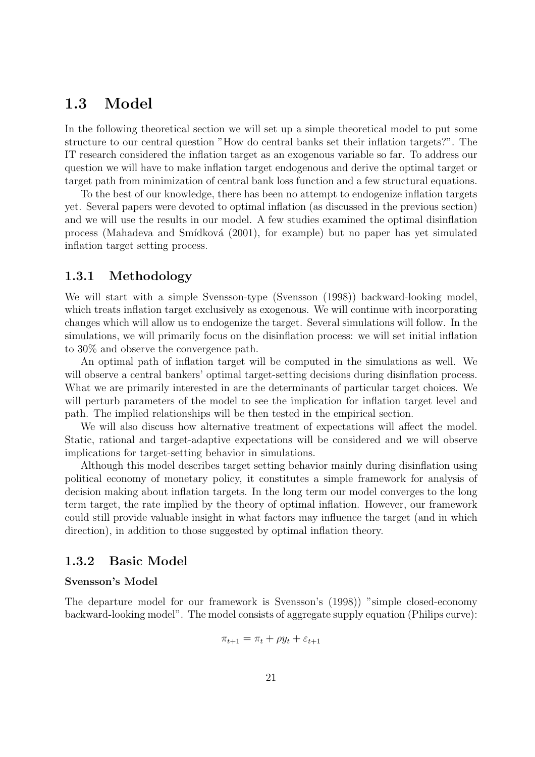## 1.3 Model

In the following theoretical section we will set up a simple theoretical model to put some structure to our central question "How do central banks set their inflation targets?". The IT research considered the inflation target as an exogenous variable so far. To address our question we will have to make inflation target endogenous and derive the optimal target or target path from minimization of central bank loss function and a few structural equations.

To the best of our knowledge, there has been no attempt to endogenize inflation targets yet. Several papers were devoted to optimal inflation (as discussed in the previous section) and we will use the results in our model. A few studies examined the optimal disinflation process (Mahadeva and Smídková (2001), for example) but no paper has yet simulated inflation target setting process.

### 1.3.1 Methodology

We will start with a simple Svensson-type (Svensson (1998)) backward-looking model, which treats inflation target exclusively as exogenous. We will continue with incorporating changes which will allow us to endogenize the target. Several simulations will follow. In the simulations, we will primarily focus on the disinflation process: we will set initial inflation to 30% and observe the convergence path.

An optimal path of inflation target will be computed in the simulations as well. We will observe a central bankers' optimal target-setting decisions during disinflation process. What we are primarily interested in are the determinants of particular target choices. We will perturb parameters of the model to see the implication for inflation target level and path. The implied relationships will be then tested in the empirical section.

We will also discuss how alternative treatment of expectations will affect the model. Static, rational and target-adaptive expectations will be considered and we will observe implications for target-setting behavior in simulations.

Although this model describes target setting behavior mainly during disinflation using political economy of monetary policy, it constitutes a simple framework for analysis of decision making about inflation targets. In the long term our model converges to the long term target, the rate implied by the theory of optimal inflation. However, our framework could still provide valuable insight in what factors may influence the target (and in which direction), in addition to those suggested by optimal inflation theory.

### 1.3.2 Basic Model

**Svensson's Model**

The departure model for our framework is Svensson's (1998)) "simple closed-economy backward-looking model". The model consists of aggregate supply equation (Philips curve):

$$\pi_{t+1} = \pi_t + \rho y_t + \varepsilon_{t+1}$$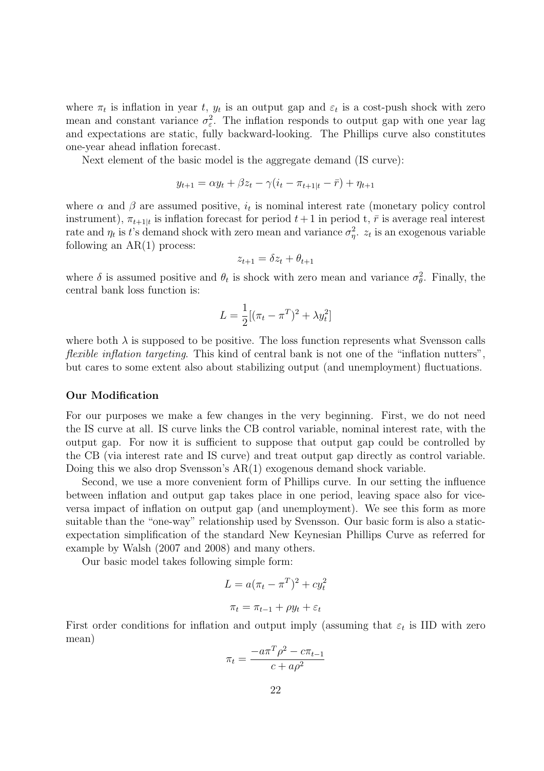where $\pi_t$ is inflation in year $t$, $y_t$ is an output gap and $\varepsilon_t$ is a cost-push shock with zero mean and constant variance $\sigma_\varepsilon^2$. The inflation responds to output gap with one year lag and expectations are static, fully backward-looking. The Phillips curve also constitutes one-year ahead inflation forecast.

Next element of the basic model is the aggregate demand (IS curve):

$$y_{t+1} = \alpha y_t + \beta z_t - \gamma(i_t - \pi_{t+1|t} - \bar{r}) + \eta_{t+1}$$

where $\alpha$ and $\beta$ are assumed positive, $i_t$ is nominal interest rate (monetary policy control instrument), $\pi_{t+1|t}$ is inflation forecast for period $t+1$ in period t, $\bar{r}$ is average real interest rate and $\eta_t$ is $t$'s demand shock with zero mean and variance $\sigma_\eta^2$. $z_t$ is an exogenous variable following an AR(1) process:

$$z_{t+1} = \delta z_t + \theta_{t+1}$$

where $\delta$ is assumed positive and $\theta_t$ is shock with zero mean and variance $\sigma_\theta^2$. Finally, the central bank loss function is:

$$L = \frac{1}{2}[(\pi_t - \pi^T)^2 + \lambda y_t^2]$$

where both $\lambda$ is supposed to be positive. The loss function represents what Svensson calls *flexible inflation targeting*. This kind of central bank is not one of the "inflation nutters", but cares to some extent also about stabilizing output (and unemployment) fluctuations.

### Our Modification

For our purposes we make a few changes in the very beginning. First, we do not need the IS curve at all. IS curve links the CB control variable, nominal interest rate, with the output gap. For now it is sufficient to suppose that output gap could be controlled by the CB (via interest rate and IS curve) and treat output gap directly as control variable. Doing this we also drop Svensson's AR(1) exogenous demand shock variable.

Second, we use a more convenient form of Phillips curve. In our setting the influence between inflation and output gap takes place in one period, leaving space also for vice-versa impact of inflation on output gap (and unemployment). We see this form as more suitable than the "one-way" relationship used by Svensson. Our basic form is also a static-expectation simplification of the standard New Keynesian Phillips Curve as referred for example by Walsh (2007 and 2008) and many others.

Our basic model takes following simple form:

$$L = a(\pi_t - \pi^T)^2 + cy_t^2$$

$$\pi_t = \pi_{t-1} + \rho y_t + \varepsilon_t$$

First order conditions for inflation and output imply (assuming that $\varepsilon_t$ is IID with zero mean)

$$\pi_t = \frac{-a\pi^T \rho^2 - c\pi_{t-1}}{c + a\rho^2}$$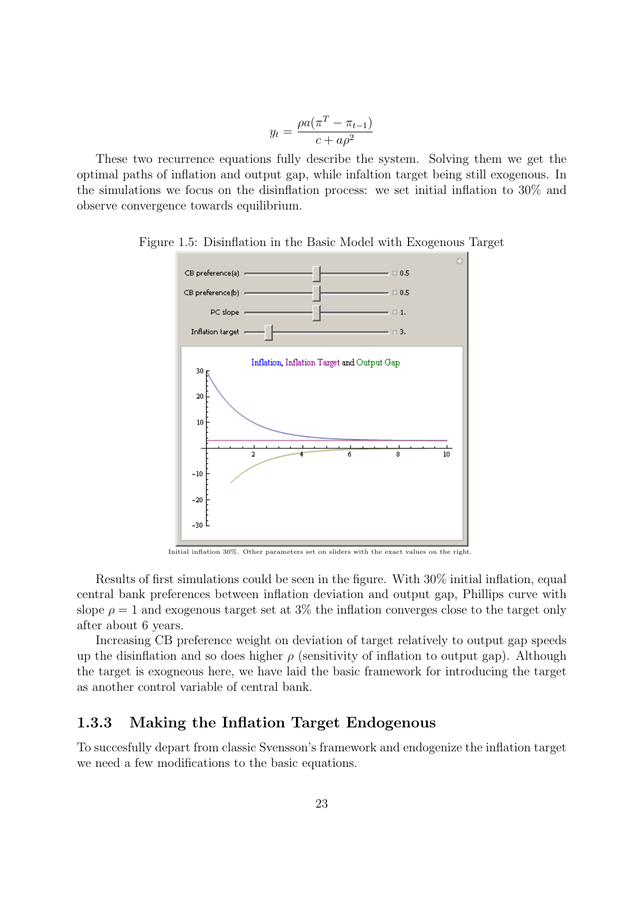$$y_t = \frac{\rho a(\pi^T - \pi_{t-1})}{c + a\rho^2}$$

These two recurrence equations fully describe the system. Solving them we get the optimal paths of inflation and output gap, while infaltion target being still exogenous. In the simulations we focus on the disinflation process: we set initial inflation to 30% and observe convergence towards equilibrium.

Figure 1.5: Disinflation in the Basic Model with Exogenous Target

Initial inflation 30%. Other parameters set on sliders with the exact values on the right.

Results of first simulations could be seen in the figure. With 30% initial inflation, equal central bank preferences between inflation deviation and output gap, Phillips curve with slope $\rho = 1$ and exogenous target set at 3% the inflation converges close to the target only after about 6 years.

Increasing CB preference weight on deviation of target relatively to output gap speeds up the disinflation and so does higher $\rho$ (sensitivity of inflation to output gap). Although the target is exogneous here, we have laid the basic framework for introducing the target as another control variable of central bank.

### 1.3.3 Making the Inflation Target Endogenous

To succesfully depart from classic Svensson's framework and endogenize the inflation target we need a few modifications to the basic equations.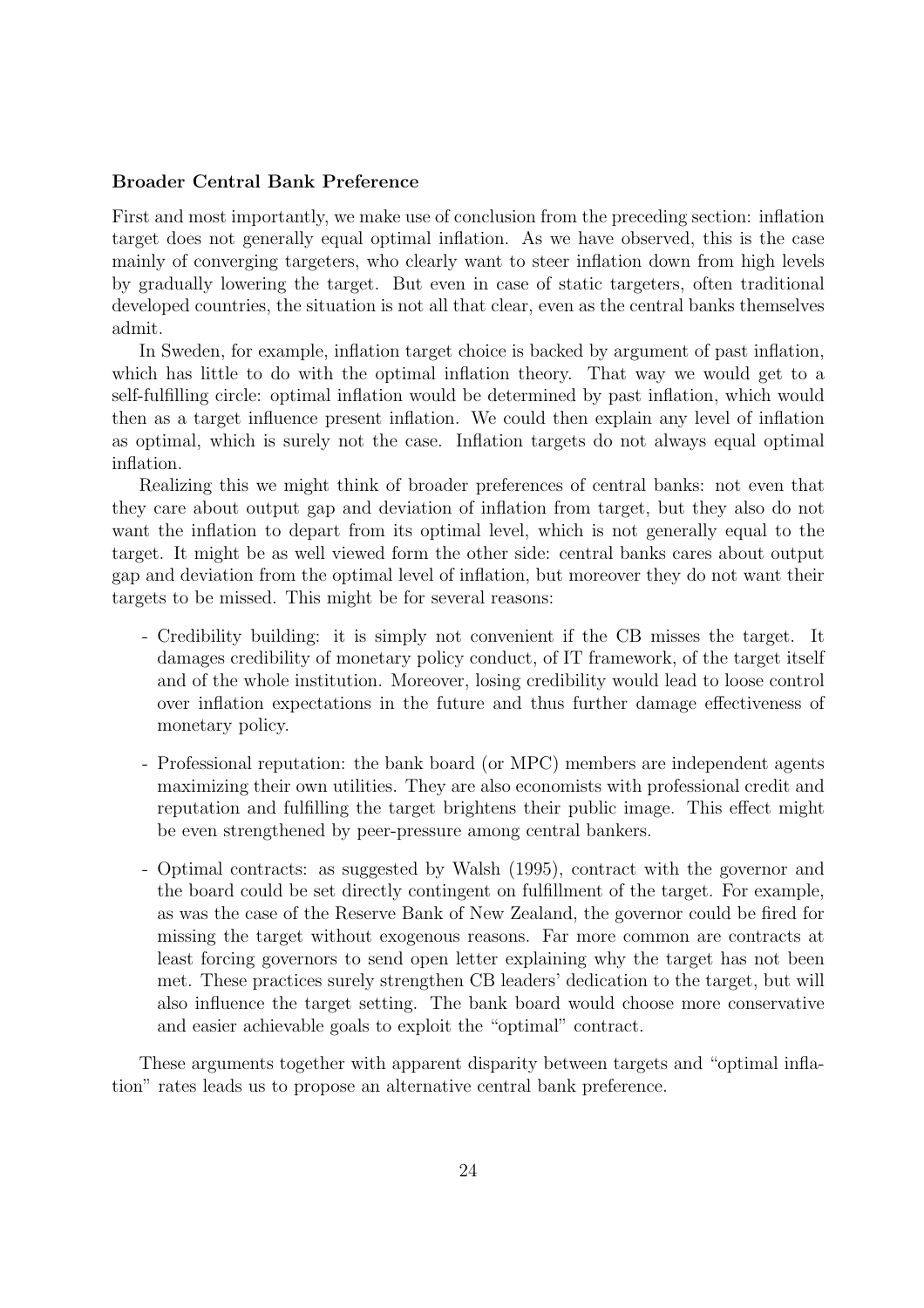**Broader Central Bank Preference**

First and most importantly, we make use of conclusion from the preceding section: inflation target does not generally equal optimal inflation. As we have observed, this is the case mainly of converging targeters, who clearly want to steer inflation down from high levels by gradually lowering the target. But even in case of static targeters, often traditional developed countries, the situation is not all that clear, even as the central banks themselves admit.

In Sweden, for example, inflation target choice is backed by argument of past inflation, which has little to do with the optimal inflation theory. That way we would get to a self-fulfilling circle: optimal inflation would be determined by past inflation, which would then as a target influence present inflation. We could then explain any level of inflation as optimal, which is surely not the case. Inflation targets do not always equal optimal inflation.

Realizing this we might think of broader preferences of central banks: not even that they care about output gap and deviation of inflation from target, but they also do not want the inflation to depart from its optimal level, which is not generally equal to the target. It might be as well viewed form the other side: central banks cares about output gap and deviation from the optimal level of inflation, but moreover they do not want their targets to be missed. This might be for several reasons:

- Credibility building: it is simply not convenient if the CB misses the target. It damages credibility of monetary policy conduct, of IT framework, of the target itself and of the whole institution. Moreover, losing credibility would lead to loose control over inflation expectations in the future and thus further damage effectiveness of monetary policy.

- Professional reputation: the bank board (or MPC) members are independent agents maximizing their own utilities. They are also economists with professional credit and reputation and fulfilling the target brightens their public image. This effect might be even strengthened by peer-pressure among central bankers.

- Optimal contracts: as suggested by Walsh (1995), contract with the governor and the board could be set directly contingent on fulfillment of the target. For example, as was the case of the Reserve Bank of New Zealand, the governor could be fired for missing the target without exogenous reasons. Far more common are contracts at least forcing governors to send open letter explaining why the target has not been met. These practices surely strengthen CB leaders' dedication to the target, but will also influence the target setting. The bank board would choose more conservative and easier achievable goals to exploit the "optimal" contract.

These arguments together with apparent disparity between targets and "optimal inflation" rates leads us to propose an alternative central bank preference.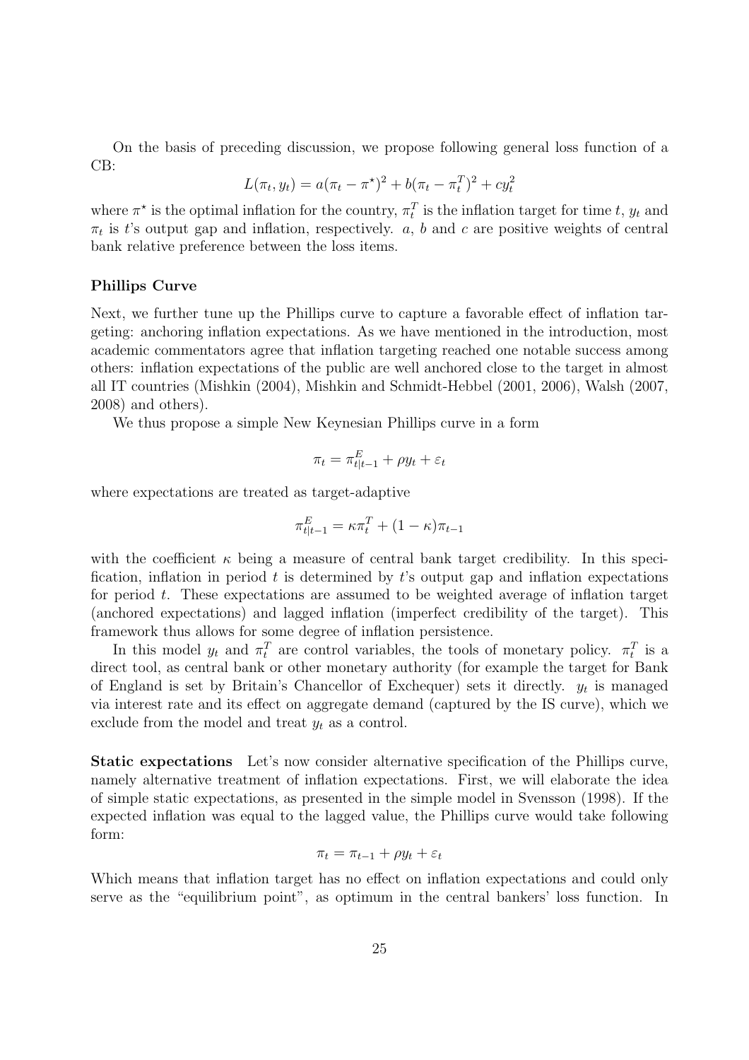On the basis of preceding discussion, we propose following general loss function of a CB:

$$L(\pi_t, y_t) = a(\pi_t - \pi^\star)^2 + b(\pi_t - \pi_t^T)^2 + cy_t^2$$

where $\pi^\star$ is the optimal inflation for the country, $\pi_t^T$ is the inflation target for time $t$, $y_t$ and $\pi_t$ is $t$'s output gap and inflation, respectively. $a$, $b$ and $c$ are positive weights of central bank relative preference between the loss items.

### Phillips Curve

Next, we further tune up the Phillips curve to capture a favorable effect of inflation targeting: anchoring inflation expectations. As we have mentioned in the introduction, most academic commentators agree that inflation targeting reached one notable success among others: inflation expectations of the public are well anchored close to the target in almost all IT countries (Mishkin (2004), Mishkin and Schmidt-Hebbel (2001, 2006), Walsh (2007, 2008) and others).

We thus propose a simple New Keynesian Phillips curve in a form

$$\pi_t = \pi_{t|t-1}^E + \rho y_t + \varepsilon_t$$

where expectations are treated as target-adaptive

$$\pi_{t|t-1}^E = \kappa \pi_t^T + (1 - \kappa)\pi_{t-1}$$

with the coefficient $\kappa$ being a measure of central bank target credibility. In this specification, inflation in period $t$ is determined by $t$'s output gap and inflation expectations for period $t$. These expectations are assumed to be weighted average of inflation target (anchored expectations) and lagged inflation (imperfect credibility of the target). This framework thus allows for some degree of inflation persistence.

In this model $y_t$ and $\pi_t^T$ are control variables, the tools of monetary policy. $\pi_t^T$ is a direct tool, as central bank or other monetary authority (for example the target for Bank of England is set by Britain's Chancellor of Exchequer) sets it directly. $y_t$ is managed via interest rate and its effect on aggregate demand (captured by the IS curve), which we exclude from the model and treat $y_t$ as a control.

**Static expectations** Let's now consider alternative specification of the Phillips curve, namely alternative treatment of inflation expectations. First, we will elaborate the idea of simple static expectations, as presented in the simple model in Svensson (1998). If the expected inflation was equal to the lagged value, the Phillips curve would take following form:

$$\pi_t = \pi_{t-1} + \rho y_t + \varepsilon_t$$

Which means that inflation target has no effect on inflation expectations and could only serve as the "equilibrium point", as optimum in the central bankers' loss function. In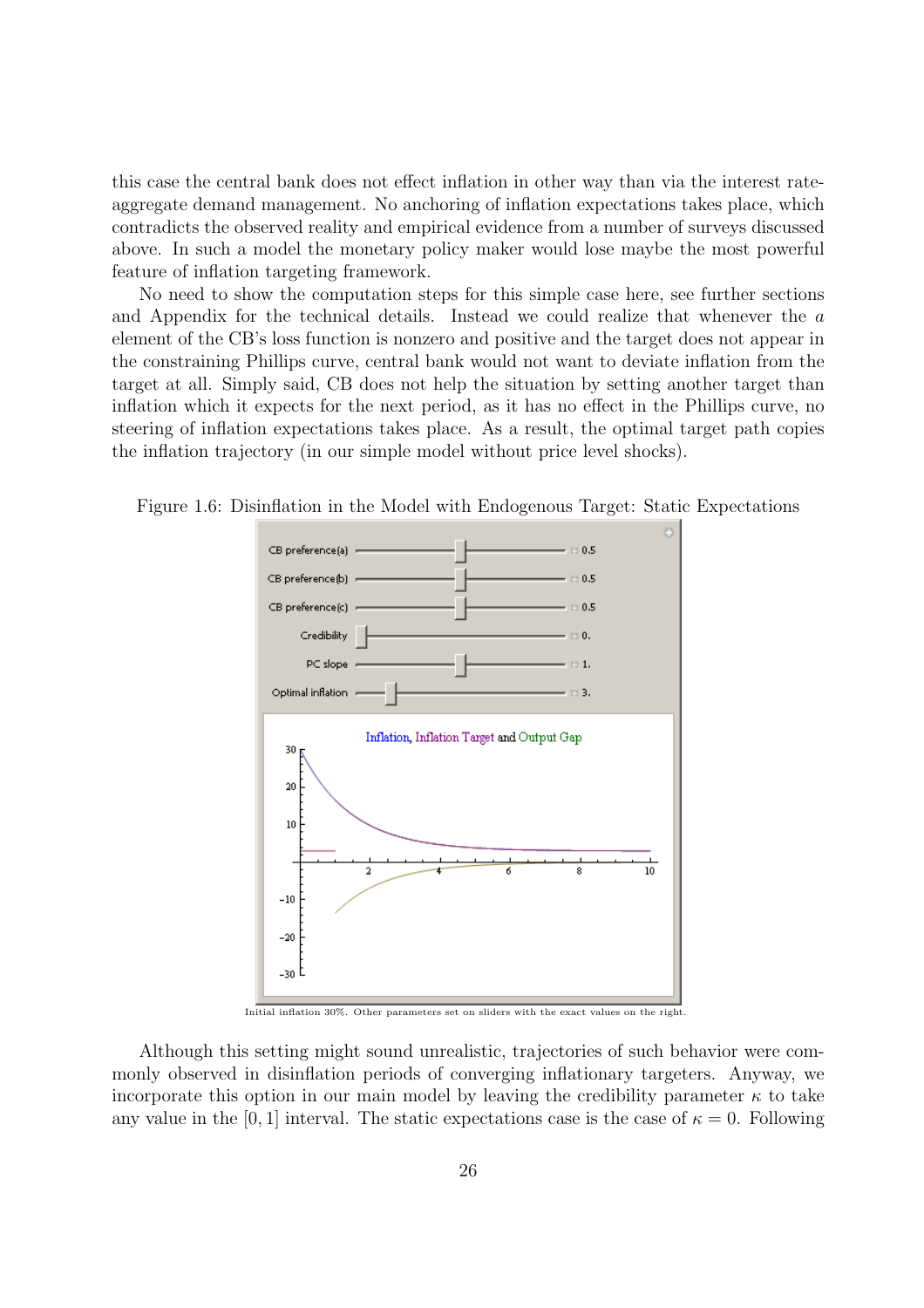this case the central bank does not effect inflation in other way than via the interest rate-aggregate demand management. No anchoring of inflation expectations takes place, which contradicts the observed reality and empirical evidence from a number of surveys discussed above. In such a model the monetary policy maker would lose maybe the most powerful feature of inflation targeting framework.

No need to show the computation steps for this simple case here, see further sections and Appendix for the technical details. Instead we could realize that whenever the $a$ element of the CB's loss function is nonzero and positive and the target does not appear in the constraining Phillips curve, central bank would not want to deviate inflation from the target at all. Simply said, CB does not help the situation by setting another target than inflation which it expects for the next period, as it has no effect in the Phillips curve, no steering of inflation expectations takes place. As a result, the optimal target path copies the inflation trajectory (in our simple model without price level shocks).

Figure 1.6: Disinflation in the Model with Endogenous Target: Static Expectations

CB preference(a) 0.5
CB preference(b) 0.5
CB preference(c) 0.5
Credibility 0.
PC slope 1.
Optimal inflation 3.

Inflation, Inflation Target and Output Gap

30
20
10
-10
-20
-30
2
4
6
8
10

Initial inflation 30%. Other parameters set on sliders with the exact values on the right.

Although this setting might sound unrealistic, trajectories of such behavior were commonly observed in disinflation periods of converging inflationary targeters. Anyway, we incorporate this option in our main model by leaving the credibility parameter $\kappa$ to take any value in the $[0, 1]$ interval. The static expectations case is the case of $\kappa = 0$. Following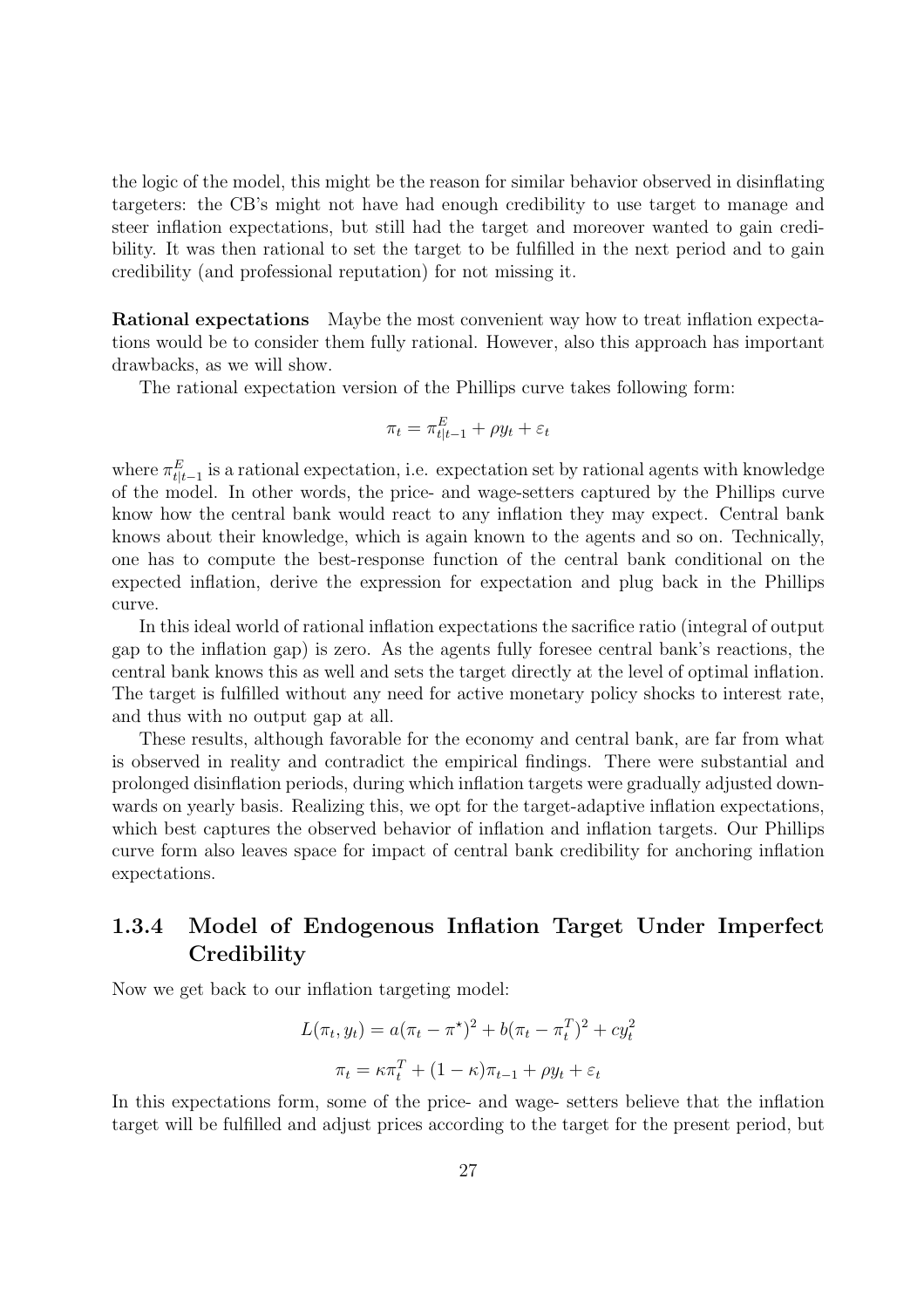the logic of the model, this might be the reason for similar behavior observed in disinflating targeters: the CB's might not have had enough credibility to use target to manage and steer inflation expectations, but still had the target and moreover wanted to gain credibility. It was then rational to set the target to be fulfilled in the next period and to gain credibility (and professional reputation) for not missing it.

**Rational expectations** Maybe the most convenient way how to treat inflation expectations would be to consider them fully rational. However, also this approach has important drawbacks, as we will show.

The rational expectation version of the Phillips curve takes following form:

$$\pi_t = \pi^E_{t|t-1} + \rho y_t + \varepsilon_t$$

where $\pi^E_{t|t-1}$ is a rational expectation, i.e. expectation set by rational agents with knowledge of the model. In other words, the price- and wage-setters captured by the Phillips curve know how the central bank would react to any inflation they may expect. Central bank knows about their knowledge, which is again known to the agents and so on. Technically, one has to compute the best-response function of the central bank conditional on the expected inflation, derive the expression for expectation and plug back in the Phillips curve.

In this ideal world of rational inflation expectations the sacrifice ratio (integral of output gap to the inflation gap) is zero. As the agents fully foresee central bank's reactions, the central bank knows this as well and sets the target directly at the level of optimal inflation. The target is fulfilled without any need for active monetary policy shocks to interest rate, and thus with no output gap at all.

These results, although favorable for the economy and central bank, are far from what is observed in reality and contradict the empirical findings. There were substantial and prolonged disinflation periods, during which inflation targets were gradually adjusted downwards on yearly basis. Realizing this, we opt for the target-adaptive inflation expectations, which best captures the observed behavior of inflation and inflation targets. Our Phillips curve form also leaves space for impact of central bank credibility for anchoring inflation expectations.

### 1.3.4 Model of Endogenous Inflation Target Under Imperfect Credibility

Now we get back to our inflation targeting model:

$$L(\pi_t, y_t) = a(\pi_t - \pi^\star)^2 + b(\pi_t - \pi_t^T)^2 + cy_t^2$$

$$\pi_t = \kappa\pi_t^T + (1-\kappa)\pi_{t-1} + \rho y_t + \varepsilon_t$$

In this expectations form, some of the price- and wage- setters believe that the inflation target will be fulfilled and adjust prices according to the target for the present period, but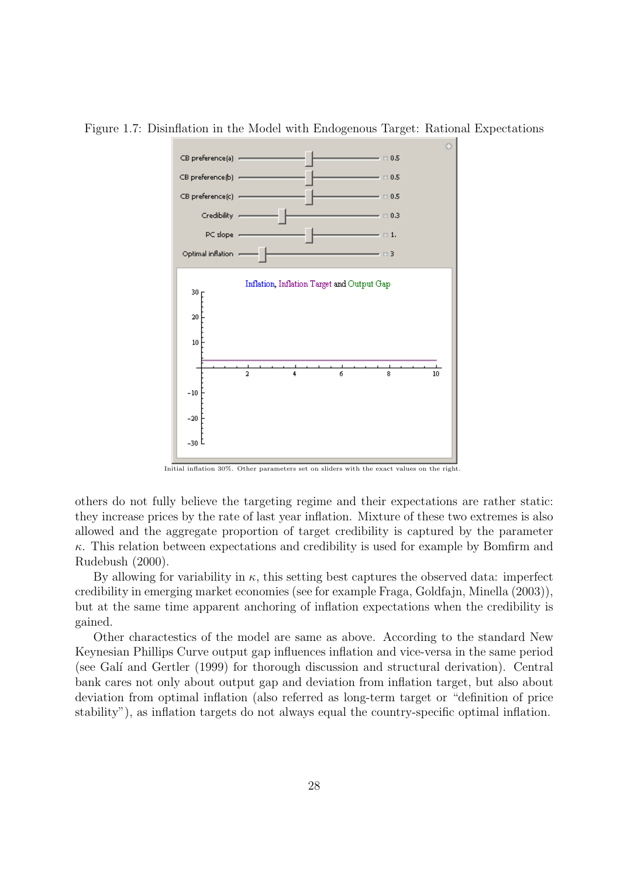Figure 1.7: Disinflation in the Model with Endogenous Target: Rational Expectations

Initial inflation 30%. Other parameters set on sliders with the exact values on the right.

others do not fully believe the targeting regime and their expectations are rather static: they increase prices by the rate of last year inflation. Mixture of these two extremes is also allowed and the aggregate proportion of target credibility is captured by the parameter $\kappa$. This relation between expectations and credibility is used for example by Bomfirm and Rudebush (2000).

By allowing for variability in $\kappa$, this setting best captures the observed data: imperfect credibility in emerging market economies (see for example Fraga, Goldfajn, Minella (2003)), but at the same time apparent anchoring of inflation expectations when the credibility is gained.

Other charactestics of the model are same as above. According to the standard New Keynesian Phillips Curve output gap influences inflation and vice-versa in the same period (see Galí and Gertler (1999) for thorough discussion and structural derivation). Central bank cares not only about output gap and deviation from inflation target, but also about deviation from optimal inflation (also referred as long-term target or "definition of price stability"), as inflation targets do not always equal the country-specific optimal inflation.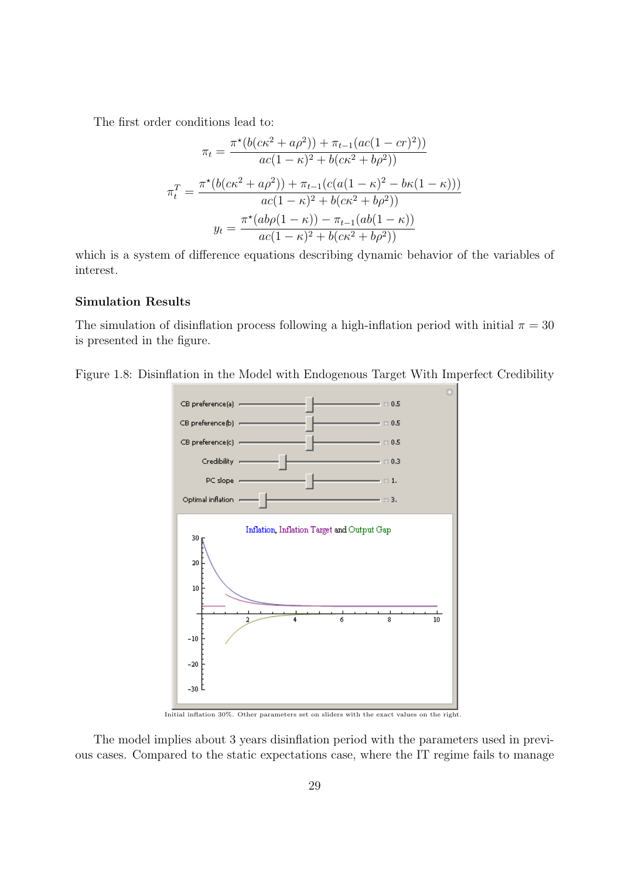The first order conditions lead to:

$$\pi_t = \frac{\pi^\star(b(c\kappa^2 + a\rho^2)) + \pi_{t-1}(ac(1-cr)^2))}{ac(1-\kappa)^2 + b(c\kappa^2 + b\rho^2))}$$

$$\pi_t^T = \frac{\pi^\star(b(c\kappa^2 + a\rho^2)) + \pi_{t-1}(c(a(1-\kappa)^2 - b\kappa(1-\kappa)))}{ac(1-\kappa)^2 + b(c\kappa^2 + b\rho^2))}$$

$$y_t = \frac{\pi^\star(ab\rho(1-\kappa)) - \pi_{t-1}(ab(1-\kappa))}{ac(1-\kappa)^2 + b(c\kappa^2 + b\rho^2))}$$

which is a system of difference equations describing dynamic behavior of the variables of interest.

**Simulation Results**

The simulation of disinflation process following a high-inflation period with initial $\pi = 30$ is presented in the figure.

Figure 1.8: Disinflation in the Model with Endogenous Target With Imperfect Credibility

CB preference(a) 0.5
CB preference(b) 0.5
CB preference(c) 0.5
Credibility 0.3
PC slope 1.
Optimal inflation 3.

Inflation, Inflation Target and Output Gap

30
20
10
-10
-20
-30
2
4
6
8
10

Initial inflation 30%. Other parameters set on sliders with the exact values on the right.

The model implies about 3 years disinflation period with the parameters used in previous cases. Compared to the static expectations case, where the IT regime fails to manage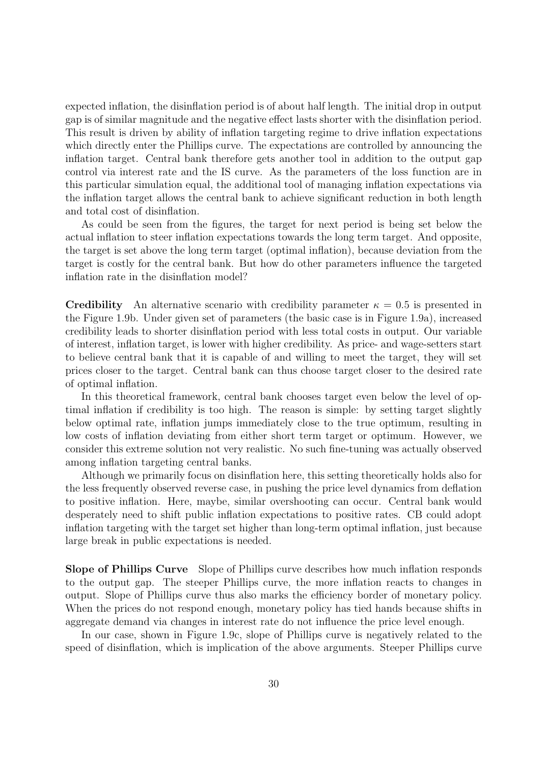expected inflation, the disinflation period is of about half length. The initial drop in output gap is of similar magnitude and the negative effect lasts shorter with the disinflation period. This result is driven by ability of inflation targeting regime to drive inflation expectations which directly enter the Phillips curve. The expectations are controlled by announcing the inflation target. Central bank therefore gets another tool in addition to the output gap control via interest rate and the IS curve. As the parameters of the loss function are in this particular simulation equal, the additional tool of managing inflation expectations via the inflation target allows the central bank to achieve significant reduction in both length and total cost of disinflation.

As could be seen from the figures, the target for next period is being set below the actual inflation to steer inflation expectations towards the long term target. And opposite, the target is set above the long term target (optimal inflation), because deviation from the target is costly for the central bank. But how do other parameters influence the targeted inflation rate in the disinflation model?

**Credibility** An alternative scenario with credibility parameter $\kappa = 0.5$ is presented in the Figure 1.9b. Under given set of parameters (the basic case is in Figure 1.9a), increased credibility leads to shorter disinflation period with less total costs in output. Our variable of interest, inflation target, is lower with higher credibility. As price- and wage-setters start to believe central bank that it is capable of and willing to meet the target, they will set prices closer to the target. Central bank can thus choose target closer to the desired rate of optimal inflation.

In this theoretical framework, central bank chooses target even below the level of optimal inflation if credibility is too high. The reason is simple: by setting target slightly below optimal rate, inflation jumps immediately close to the true optimum, resulting in low costs of inflation deviating from either short term target or optimum. However, we consider this extreme solution not very realistic. No such fine-tuning was actually observed among inflation targeting central banks.

Although we primarily focus on disinflation here, this setting theoretically holds also for the less frequently observed reverse case, in pushing the price level dynamics from deflation to positive inflation. Here, maybe, similar overshooting can occur. Central bank would desperately need to shift public inflation expectations to positive rates. CB could adopt inflation targeting with the target set higher than long-term optimal inflation, just because large break in public expectations is needed.

**Slope of Phillips Curve** Slope of Phillips curve describes how much inflation responds to the output gap. The steeper Phillips curve, the more inflation reacts to changes in output. Slope of Phillips curve thus also marks the efficiency border of monetary policy. When the prices do not respond enough, monetary policy has tied hands because shifts in aggregate demand via changes in interest rate do not influence the price level enough.

In our case, shown in Figure 1.9c, slope of Phillips curve is negatively related to the speed of disinflation, which is implication of the above arguments. Steeper Phillips curve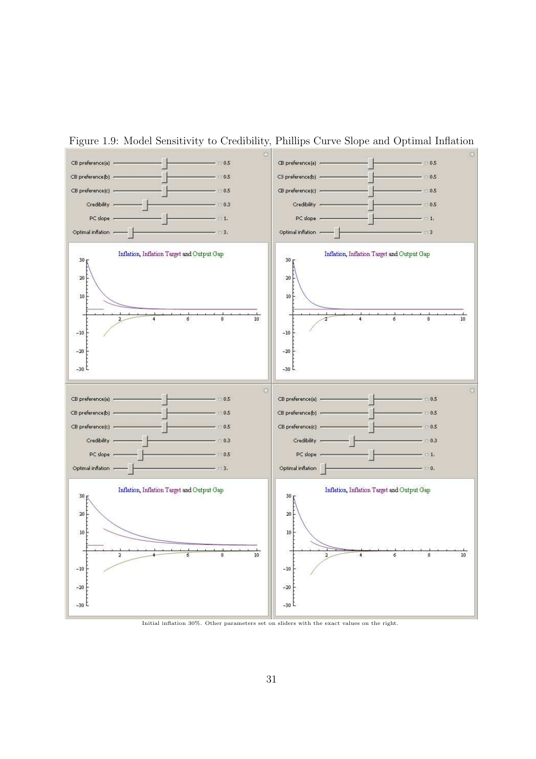Figure 1.9: Model Sensitivity to Credibility, Phillips Curve Slope and Optimal Inflation

CB preference(a) 0.5
CB preference(b) 0.5
CB preference(c) 0.5
Credibility 0.3
PC slope 1.
Optimal inflation 3.

Inflation, Inflation Target and Output Gap

30
20
10
2
4
6
8
10
−10
−20
−30

CB preference(a) 0.5
CB preference(b) 0.5
CB preference(c) 0.5
Credibility 0.5
PC slope 1.
Optimal inflation 3

Inflation, Inflation Target and Output Gap

30
20
10
2
4
6
8
10
−10
−20
−30

CB preference(a) 0.5
CB preference(b) 0.5
CB preference(c) 0.5
Credibility 0.3
PC slope 0.5
Optimal inflation 3.

Inflation, Inflation Target and Output Gap

30
20
10
2
4
6
8
10
−10
−20
−30

CB preference(a) 0.5
CB preference(b) 0.5
CB preference(c) 0.5
Credibility 0.3
PC slope 1.
Optimal inflation 0.

Inflation, Inflation Target and Output Gap

30
20
10
2
4
6
8
10
−10
−20
−30

Initial inflation 30%. Other parameters set on sliders with the exact values on the right.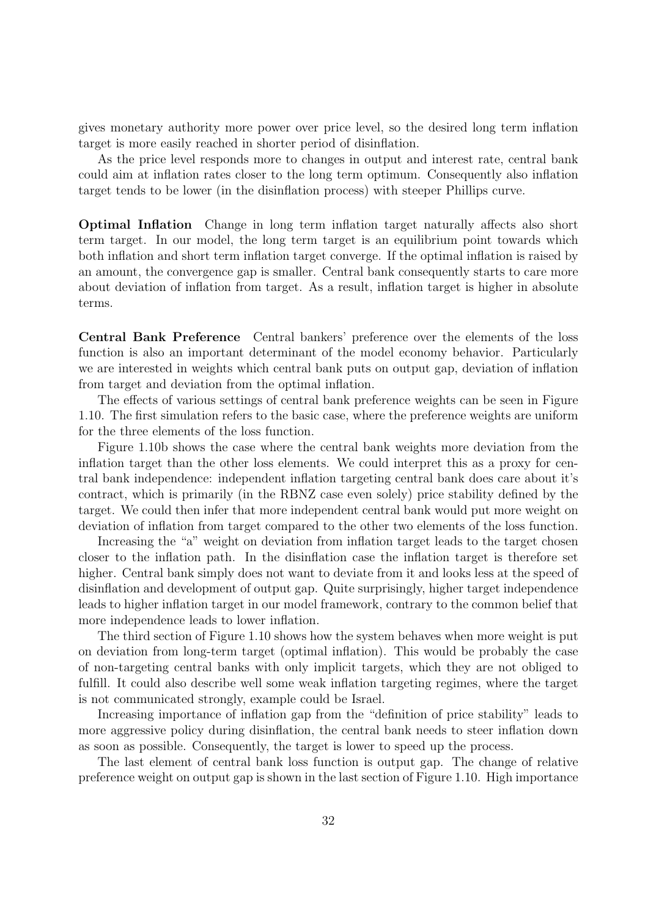gives monetary authority more power over price level, so the desired long term inflation target is more easily reached in shorter period of disinflation.

As the price level responds more to changes in output and interest rate, central bank could aim at inflation rates closer to the long term optimum. Consequently also inflation target tends to be lower (in the disinflation process) with steeper Phillips curve.

**Optimal Inflation** Change in long term inflation target naturally affects also short term target. In our model, the long term target is an equilibrium point towards which both inflation and short term inflation target converge. If the optimal inflation is raised by an amount, the convergence gap is smaller. Central bank consequently starts to care more about deviation of inflation from target. As a result, inflation target is higher in absolute terms.

**Central Bank Preference** Central bankers' preference over the elements of the loss function is also an important determinant of the model economy behavior. Particularly we are interested in weights which central bank puts on output gap, deviation of inflation from target and deviation from the optimal inflation.

The effects of various settings of central bank preference weights can be seen in Figure 1.10. The first simulation refers to the basic case, where the preference weights are uniform for the three elements of the loss function.

Figure 1.10b shows the case where the central bank weights more deviation from the inflation target than the other loss elements. We could interpret this as a proxy for central bank independence: independent inflation targeting central bank does care about it's contract, which is primarily (in the RBNZ case even solely) price stability defined by the target. We could then infer that more independent central bank would put more weight on deviation of inflation from target compared to the other two elements of the loss function.

Increasing the "a" weight on deviation from inflation target leads to the target chosen closer to the inflation path. In the disinflation case the inflation target is therefore set higher. Central bank simply does not want to deviate from it and looks less at the speed of disinflation and development of output gap. Quite surprisingly, higher target independence leads to higher inflation target in our model framework, contrary to the common belief that more independence leads to lower inflation.

The third section of Figure 1.10 shows how the system behaves when more weight is put on deviation from long-term target (optimal inflation). This would be probably the case of non-targeting central banks with only implicit targets, which they are not obliged to fulfill. It could also describe well some weak inflation targeting regimes, where the target is not communicated strongly, example could be Israel.

Increasing importance of inflation gap from the "definition of price stability" leads to more aggressive policy during disinflation, the central bank needs to steer inflation down as soon as possible. Consequently, the target is lower to speed up the process.

The last element of central bank loss function is output gap. The change of relative preference weight on output gap is shown in the last section of Figure 1.10. High importance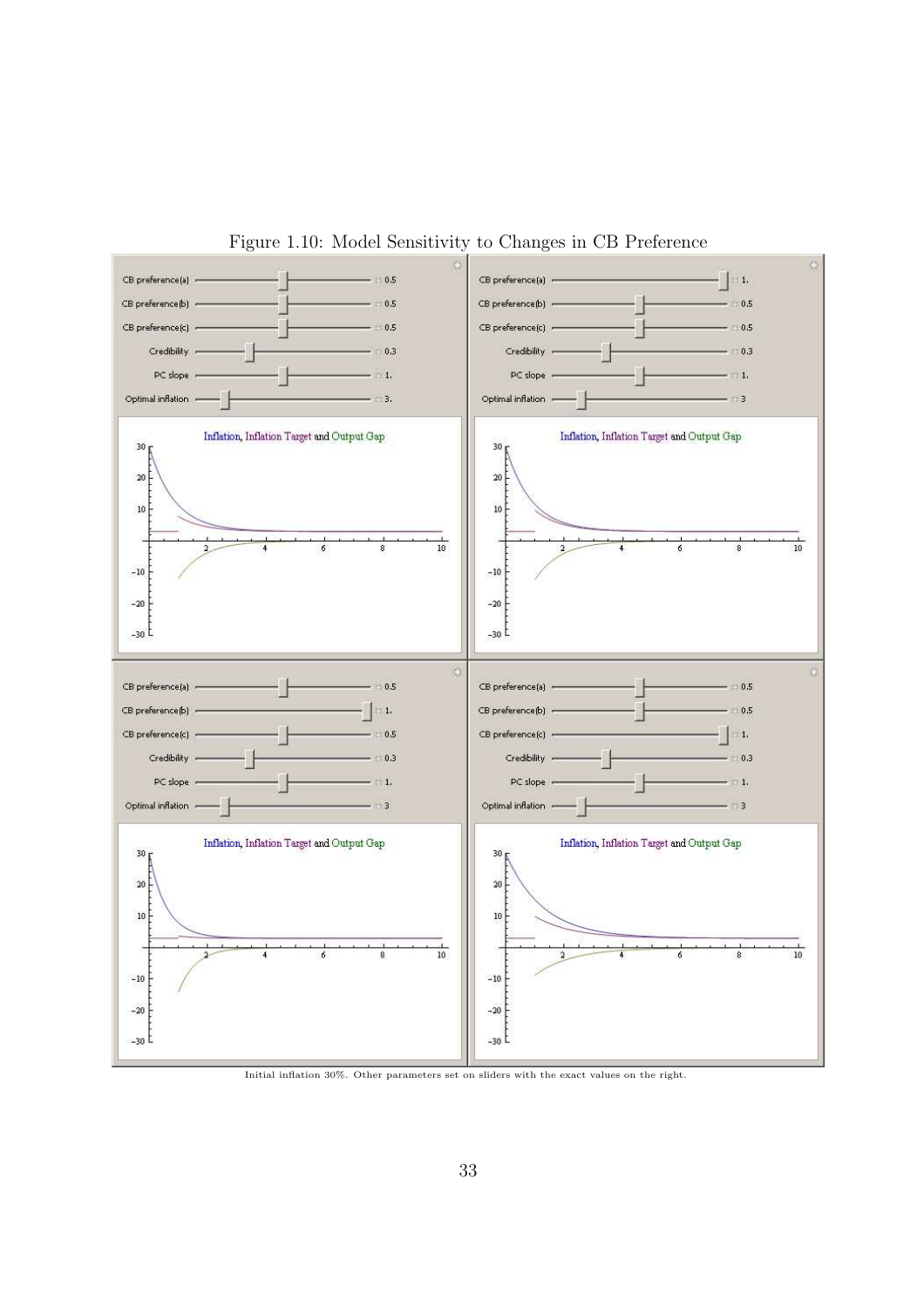Figure 1.10: Model Sensitivity to Changes in CB Preference

CB preference(a) 0.5
CB preference(b) 0.5
CB preference(c) 0.5
Credibility 0.3
PC slope 1.
Optimal inflation 3.

Inflation, Inflation Target and Output Gap

30
20
10
2 4 6 8 10
−10
−20
−30

CB preference(a) 1.
CB preference(b) 0.5
CB preference(c) 0.5
Credibility 0.3
PC slope 1.
Optimal inflation 3

Inflation, Inflation Target and Output Gap

30
20
10
2 4 6 8 10
−10
−20
−30

CB preference(a) 0.5
CB preference(b) 1.
CB preference(c) 0.5
Credibility 0.3
PC slope 1.
Optimal inflation 3

Inflation, Inflation Target and Output Gap

30
20
10
2 4 6 8 10
−10
−20
−30

CB preference(a) 0.5
CB preference(b) 0.5
CB preference(c) 1.
Credibility 0.3
PC slope 1.
Optimal inflation 3

Inflation, Inflation Target and Output Gap

30
20
10
2 4 6 8 10
−10
−20
−30

Initial inflation 30%. Other parameters set on sliders with the exact values on the right.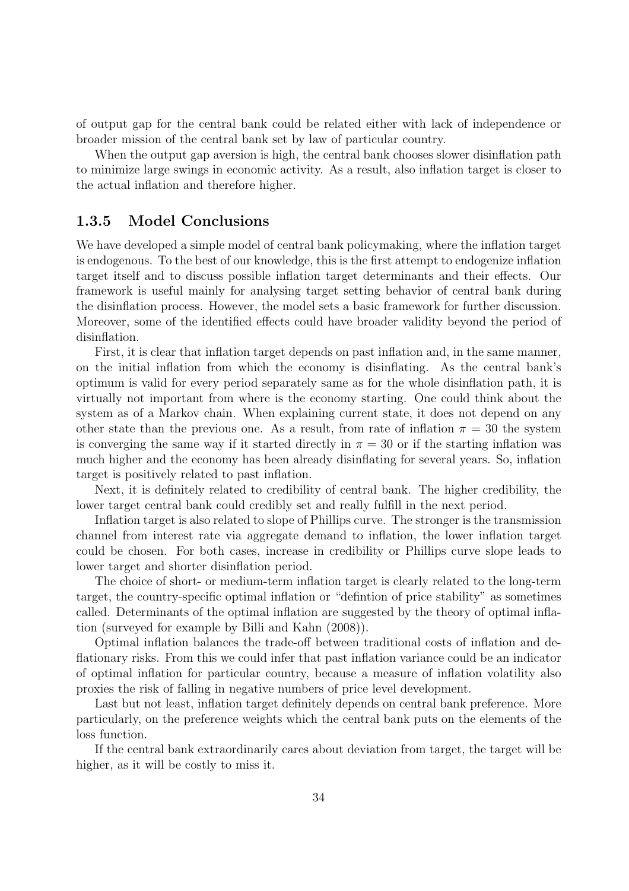of output gap for the central bank could be related either with lack of independence or broader mission of the central bank set by law of particular country.

When the output gap aversion is high, the central bank chooses slower disinflation path to minimize large swings in economic activity. As a result, also inflation target is closer to the actual inflation and therefore higher.

### 1.3.5 Model Conclusions

We have developed a simple model of central bank policymaking, where the inflation target is endogenous. To the best of our knowledge, this is the first attempt to endogenize inflation target itself and to discuss possible inflation target determinants and their effects. Our framework is useful mainly for analysing target setting behavior of central bank during the disinflation process. However, the model sets a basic framework for further discussion. Moreover, some of the identified effects could have broader validity beyond the period of disinflation.

First, it is clear that inflation target depends on past inflation and, in the same manner, on the initial inflation from which the economy is disinflating. As the central bank's optimum is valid for every period separately same as for the whole disinflation path, it is virtually not important from where is the economy starting. One could think about the system as of a Markov chain. When explaining current state, it does not depend on any other state than the previous one. As a result, from rate of inflation $\pi = 30$ the system is converging the same way if it started directly in $\pi = 30$ or if the starting inflation was much higher and the economy has been already disinflating for several years. So, inflation target is positively related to past inflation.

Next, it is definitely related to credibility of central bank. The higher credibility, the lower target central bank could credibly set and really fulfill in the next period.

Inflation target is also related to slope of Phillips curve. The stronger is the transmission channel from interest rate via aggregate demand to inflation, the lower inflation target could be chosen. For both cases, increase in credibility or Phillips curve slope leads to lower target and shorter disinflation period.

The choice of short- or medium-term inflation target is clearly related to the long-term target, the country-specific optimal inflation or "defintion of price stability" as sometimes called. Determinants of the optimal inflation are suggested by the theory of optimal inflation (surveyed for example by Billi and Kahn (2008)).

Optimal inflation balances the trade-off between traditional costs of inflation and deflationary risks. From this we could infer that past inflation variance could be an indicator of optimal inflation for particular country, because a measure of inflation volatility also proxies the risk of falling in negative numbers of price level development.

Last but not least, inflation target definitely depends on central bank preference. More particularly, on the preference weights which the central bank puts on the elements of the loss function.

If the central bank extraordinarily cares about deviation from target, the target will be higher, as it will be costly to miss it.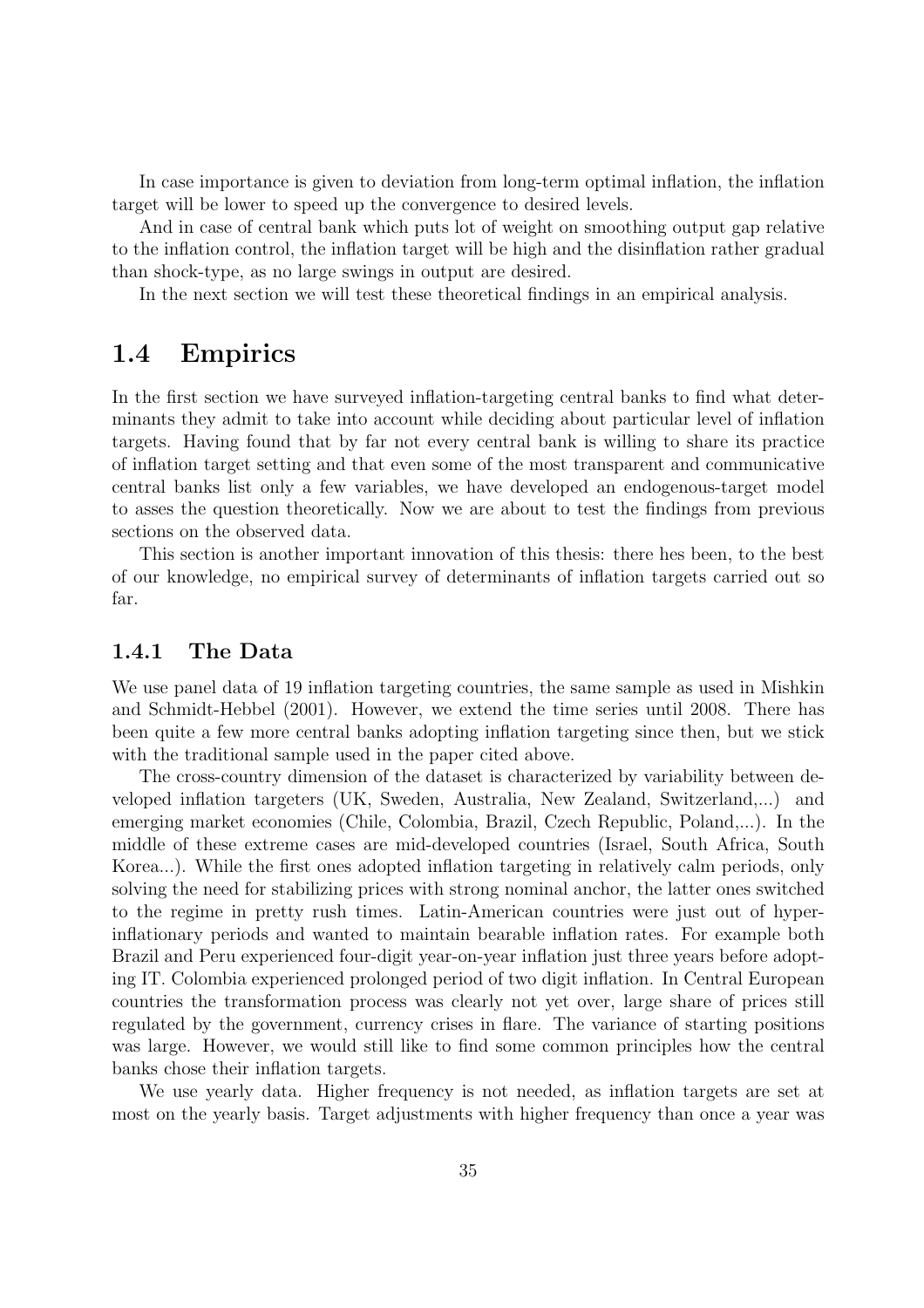In case importance is given to deviation from long-term optimal inflation, the inflation target will be lower to speed up the convergence to desired levels.

And in case of central bank which puts lot of weight on smoothing output gap relative to the inflation control, the inflation target will be high and the disinflation rather gradual than shock-type, as no large swings in output are desired.

In the next section we will test these theoretical findings in an empirical analysis.

## 1.4 Empirics

In the first section we have surveyed inflation-targeting central banks to find what determinants they admit to take into account while deciding about particular level of inflation targets. Having found that by far not every central bank is willing to share its practice of inflation target setting and that even some of the most transparent and communicative central banks list only a few variables, we have developed an endogenous-target model to asses the question theoretically. Now we are about to test the findings from previous sections on the observed data.

This section is another important innovation of this thesis: there hes been, to the best of our knowledge, no empirical survey of determinants of inflation targets carried out so far.

### 1.4.1 The Data

We use panel data of 19 inflation targeting countries, the same sample as used in Mishkin and Schmidt-Hebbel (2001). However, we extend the time series until 2008. There has been quite a few more central banks adopting inflation targeting since then, but we stick with the traditional sample used in the paper cited above.

The cross-country dimension of the dataset is characterized by variability between developed inflation targeters (UK, Sweden, Australia, New Zealand, Switzerland,...) and emerging market economies (Chile, Colombia, Brazil, Czech Republic, Poland,...). In the middle of these extreme cases are mid-developed countries (Israel, South Africa, South Korea...). While the first ones adopted inflation targeting in relatively calm periods, only solving the need for stabilizing prices with strong nominal anchor, the latter ones switched to the regime in pretty rush times. Latin-American countries were just out of hyperinflationary periods and wanted to maintain bearable inflation rates. For example both Brazil and Peru experienced four-digit year-on-year inflation just three years before adopting IT. Colombia experienced prolonged period of two digit inflation. In Central European countries the transformation process was clearly not yet over, large share of prices still regulated by the government, currency crises in flare. The variance of starting positions was large. However, we would still like to find some common principles how the central banks chose their inflation targets.

We use yearly data. Higher frequency is not needed, as inflation targets are set at most on the yearly basis. Target adjustments with higher frequency than once a year was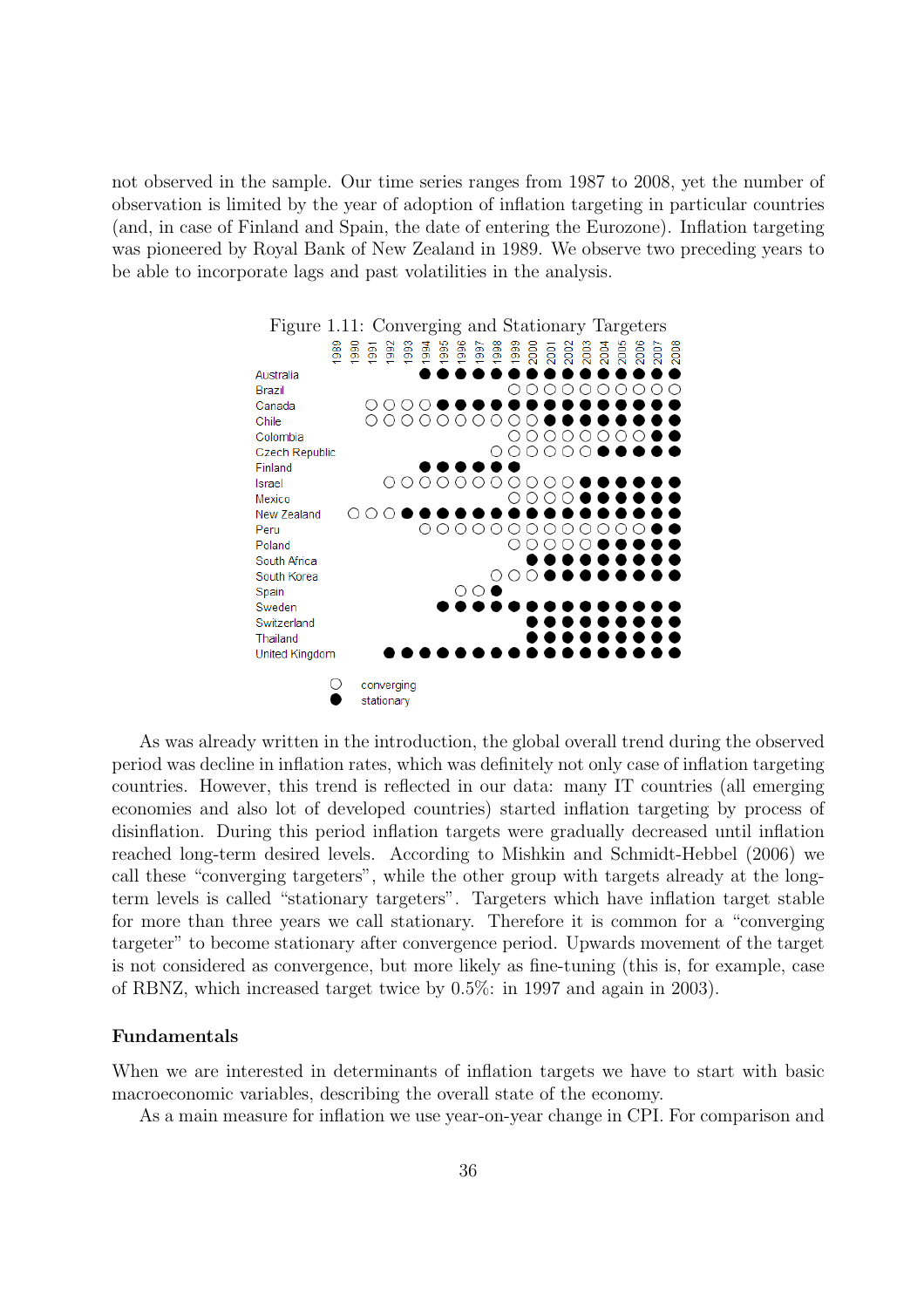not observed in the sample. Our time series ranges from 1987 to 2008, yet the number of observation is limited by the year of adoption of inflation targeting in particular countries (and, in case of Finland and Spain, the date of entering the Eurozone). Inflation targeting was pioneered by Royal Bank of New Zealand in 1989. We observe two preceding years to be able to incorporate lags and past volatilities in the analysis.

Figure 1.11: Converging and Stationary Targeters

1989
1990
1991
1992
1993
1994
1995
1996
1997
1998
1999
2000
2001
2002
2003
2004
2005
2006
2007
2008

Australia
Brazil
Canada
Chile
Colombia
Czech Republic
Finland
Israel
Mexico
New Zealand
Peru
Poland
South Africa
South Korea
Spain
Sweden
Switzerland
Thailand
United Kingdom

converging
stationary

As was already written in the introduction, the global overall trend during the observed period was decline in inflation rates, which was definitely not only case of inflation targeting countries. However, this trend is reflected in our data: many IT countries (all emerging economies and also lot of developed countries) started inflation targeting by process of disinflation. During this period inflation targets were gradually decreased until inflation reached long-term desired levels. According to Mishkin and Schmidt-Hebbel (2006) we call these "converging targeters", while the other group with targets already at the long-term levels is called "stationary targeters". Targeters which have inflation target stable for more than three years we call stationary. Therefore it is common for a "converging targeter" to become stationary after convergence period. Upwards movement of the target is not considered as convergence, but more likely as fine-tuning (this is, for example, case of RBNZ, which increased target twice by 0.5%: in 1997 and again in 2003).

### Fundamentals

When we are interested in determinants of inflation targets we have to start with basic macroeconomic variables, describing the overall state of the economy.

As a main measure for inflation we use year-on-year change in CPI. For comparison and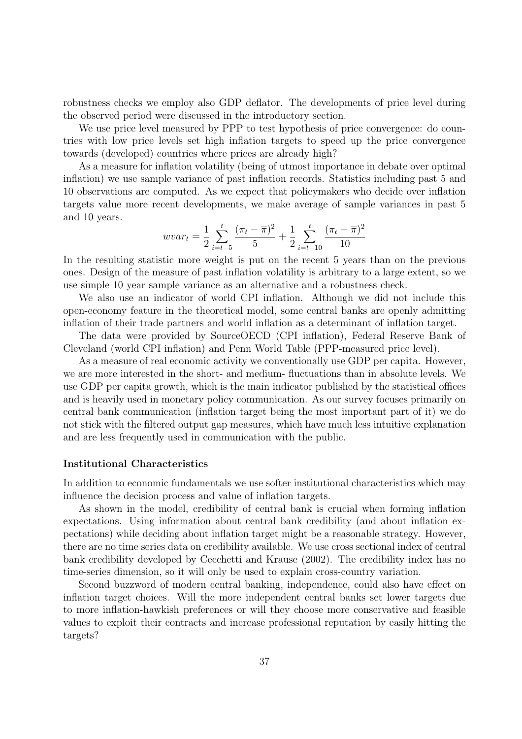robustness checks we employ also GDP deflator. The developments of price level during the observed period were discussed in the introductory section.

We use price level measured by PPP to test hypothesis of price convergence: do countries with low price levels set high inflation targets to speed up the price convergence towards (developed) countries where prices are already high?

As a measure for inflation volatility (being of utmost importance in debate over optimal inflation) we use sample variance of past inflation records. Statistics including past 5 and 10 observations are computed. As we expect that policymakers who decide over inflation targets value more recent developments, we make average of sample variances in past 5 and 10 years.

$$wvar_t = \frac{1}{2}\sum_{i=t-5}^{t}\frac{(\pi_t - \overline{\pi})^2}{5} + \frac{1}{2}\sum_{i=t-10}^{t}\frac{(\pi_t - \overline{\pi})^2}{10}$$

In the resulting statistic more weight is put on the recent 5 years than on the previous ones. Design of the measure of past inflation volatility is arbitrary to a large extent, so we use simple 10 year sample variance as an alternative and a robustness check.

We also use an indicator of world CPI inflation. Although we did not include this open-economy feature in the theoretical model, some central banks are openly admitting inflation of their trade partners and world inflation as a determinant of inflation target.

The data were provided by SourceOECD (CPI inflation), Federal Reserve Bank of Cleveland (world CPI inflation) and Penn World Table (PPP-measured price level).

As a measure of real economic activity we conventionally use GDP per capita. However, we are more interested in the short- and medium- fluctuations than in absolute levels. We use GDP per capita growth, which is the main indicator published by the statistical offices and is heavily used in monetary policy communication. As our survey focuses primarily on central bank communication (inflation target being the most important part of it) we do not stick with the filtered output gap measures, which have much less intuitive explanation and are less frequently used in communication with the public.

**Institutional Characteristics**

In addition to economic fundamentals we use softer institutional characteristics which may influence the decision process and value of inflation targets.

As shown in the model, credibility of central bank is crucial when forming inflation expectations. Using information about central bank credibility (and about inflation expectations) while deciding about inflation target might be a reasonable strategy. However, there are no time series data on credibility available. We use cross sectional index of central bank credibility developed by Cecchetti and Krause (2002). The credibility index has no time-series dimension, so it will only be used to explain cross-country variation.

Second buzzword of modern central banking, independence, could also have effect on inflation target choices. Will the more independent central banks set lower targets due to more inflation-hawkish preferences or will they choose more conservative and feasible values to exploit their contracts and increase professional reputation by easily hitting the targets?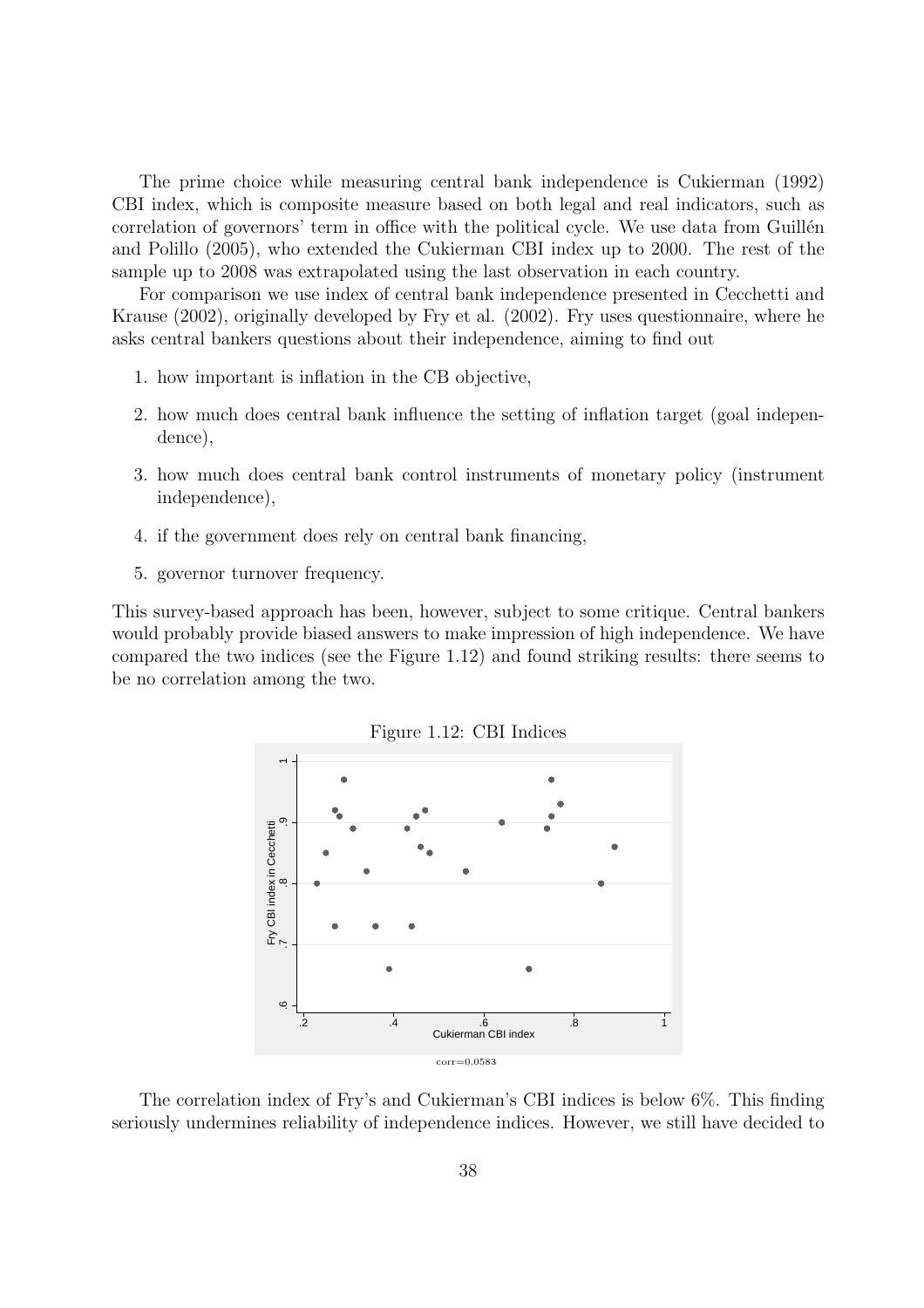The prime choice while measuring central bank independence is Cukierman (1992) CBI index, which is composite measure based on both legal and real indicators, such as correlation of governors' term in office with the political cycle. We use data from Guillén and Polillo (2005), who extended the Cukierman CBI index up to 2000. The rest of the sample up to 2008 was extrapolated using the last observation in each country.

For comparison we use index of central bank independence presented in Cecchetti and Krause (2002), originally developed by Fry et al. (2002). Fry uses questionnaire, where he asks central bankers questions about their independence, aiming to find out

1. how important is inflation in the CB objective,
2. how much does central bank influence the setting of inflation target (goal independence),
3. how much does central bank control instruments of monetary policy (instrument independence),
4. if the government does rely on central bank financing,
5. governor turnover frequency.

This survey-based approach has been, however, subject to some critique. Central bankers would probably provide biased answers to make impression of high independence. We have compared the two indices (see the Figure 1.12) and found striking results: there seems to be no correlation among the two.

Figure 1.12: CBI Indices

Fry CBI index in Cecchetti

.6
.7
.8
.9
1

.2
.4
.6
.8
1

Cukierman CBI index

corr=0.0583

The correlation index of Fry's and Cukierman's CBI indices is below 6%. This finding seriously undermines reliability of independence indices. However, we still have decided to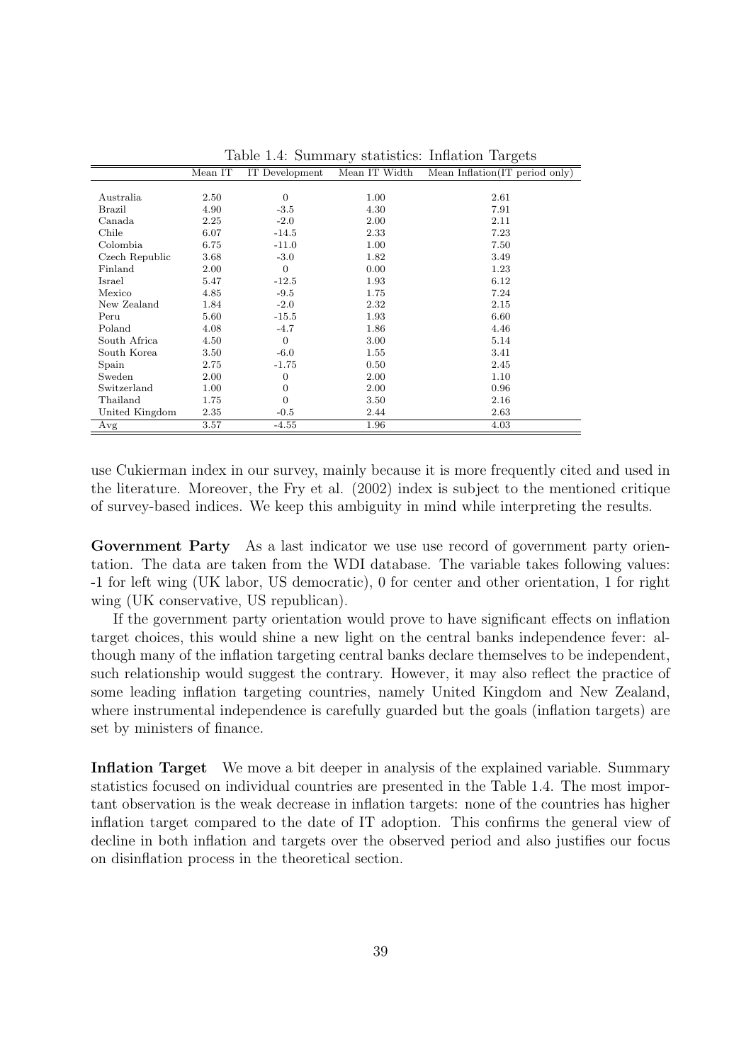Table 1.4: Summary statistics: Inflation Targets

| | Mean IT | IT Development | Mean IT Width | Mean Inflation(IT period only) |
|---|---|---|---|---|
| Australia | 2.50 | 0 | 1.00 | 2.61 |
| Brazil | 4.90 | -3.5 | 4.30 | 7.91 |
| Canada | 2.25 | -2.0 | 2.00 | 2.11 |
| Chile | 6.07 | -14.5 | 2.33 | 7.23 |
| Colombia | 6.75 | -11.0 | 1.00 | 7.50 |
| Czech Republic | 3.68 | -3.0 | 1.82 | 3.49 |
| Finland | 2.00 | 0 | 0.00 | 1.23 |
| Israel | 5.47 | -12.5 | 1.93 | 6.12 |
| Mexico | 4.85 | -9.5 | 1.75 | 7.24 |
| New Zealand | 1.84 | -2.0 | 2.32 | 2.15 |
| Peru | 5.60 | -15.5 | 1.93 | 6.60 |
| Poland | 4.08 | -4.7 | 1.86 | 4.46 |
| South Africa | 4.50 | 0 | 3.00 | 5.14 |
| South Korea | 3.50 | -6.0 | 1.55 | 3.41 |
| Spain | 2.75 | -1.75 | 0.50 | 2.45 |
| Sweden | 2.00 | 0 | 2.00 | 1.10 |
| Switzerland | 1.00 | 0 | 2.00 | 0.96 |
| Thailand | 1.75 | 0 | 3.50 | 2.16 |
| United Kingdom | 2.35 | -0.5 | 2.44 | 2.63 |
| Avg | 3.57 | -4.55 | 1.96 | 4.03 |

use Cukierman index in our survey, mainly because it is more frequently cited and used in the literature. Moreover, the Fry et al. (2002) index is subject to the mentioned critique of survey-based indices. We keep this ambiguity in mind while interpreting the results.

**Government Party** As a last indicator we use use record of government party orientation. The data are taken from the WDI database. The variable takes following values: -1 for left wing (UK labor, US democratic), 0 for center and other orientation, 1 for right wing (UK conservative, US republican).

If the government party orientation would prove to have significant effects on inflation target choices, this would shine a new light on the central banks independence fever: although many of the inflation targeting central banks declare themselves to be independent, such relationship would suggest the contrary. However, it may also reflect the practice of some leading inflation targeting countries, namely United Kingdom and New Zealand, where instrumental independence is carefully guarded but the goals (inflation targets) are set by ministers of finance.

**Inflation Target** We move a bit deeper in analysis of the explained variable. Summary statistics focused on individual countries are presented in the Table 1.4. The most important observation is the weak decrease in inflation targets: none of the countries has higher inflation target compared to the date of IT adoption. This confirms the general view of decline in both inflation and targets over the observed period and also justifies our focus on disinflation process in the theoretical section.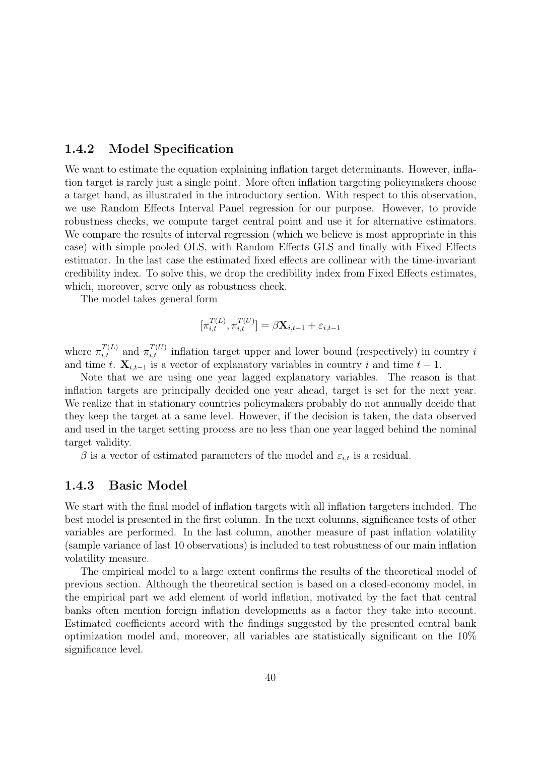### 1.4.2 Model Specification

We want to estimate the equation explaining inflation target determinants. However, inflation target is rarely just a single point. More often inflation targeting policymakers choose a target band, as illustrated in the introductory section. With respect to this observation, we use Random Effects Interval Panel regression for our purpose. However, to provide robustness checks, we compute target central point and use it for alternative estimators. We compare the results of interval regression (which we believe is most appropriate in this case) with simple pooled OLS, with Random Effects GLS and finally with Fixed Effects estimator. In the last case the estimated fixed effects are collinear with the time-invariant credibility index. To solve this, we drop the credibility index from Fixed Effects estimates, which, moreover, serve only as robustness check.

The model takes general form

$$[\pi_{i,t}^{T(L)}, \pi_{i,t}^{T(U)}] = \beta \mathbf{X}_{i,t-1} + \varepsilon_{i,t-1}$$

where $\pi_{i,t}^{T(L)}$ and $\pi_{i,t}^{T(U)}$ inflation target upper and lower bound (respectively) in country $i$ and time $t$. $\mathbf{X}_{i,t-1}$ is a vector of explanatory variables in country $i$ and time $t-1$.

Note that we are using one year lagged explanatory variables. The reason is that inflation targets are principally decided one year ahead, target is set for the next year. We realize that in stationary countries policymakers probably do not annually decide that they keep the target at a same level. However, if the decision is taken, the data observed and used in the target setting process are no less than one year lagged behind the nominal target validity.

$\beta$ is a vector of estimated parameters of the model and $\varepsilon_{i,t}$ is a residual.

### 1.4.3 Basic Model

We start with the final model of inflation targets with all inflation targeters included. The best model is presented in the first column. In the next columns, significance tests of other variables are performed. In the last column, another measure of past inflation volatility (sample variance of last 10 observations) is included to test robustness of our main inflation volatility measure.

The empirical model to a large extent confirms the results of the theoretical model of previous section. Although the theoretical section is based on a closed-economy model, in the empirical part we add element of world inflation, motivated by the fact that central banks often mention foreign inflation developments as a factor they take into account. Estimated coefficients accord with the findings suggested by the presented central bank optimization model and, moreover, all variables are statistically significant on the 10% significance level.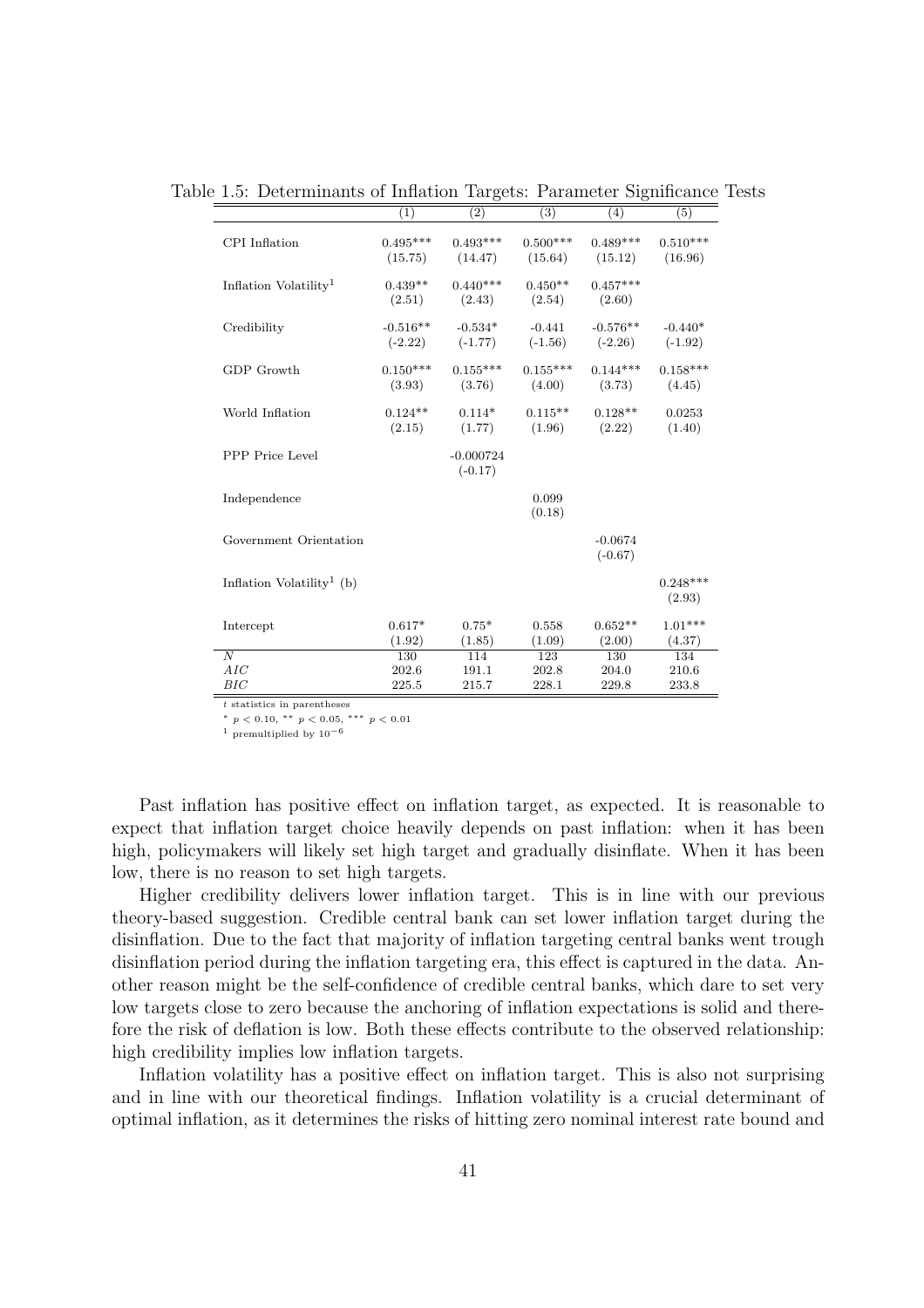Table 1.5: Determinants of Inflation Targets: Parameter Significance Tests

| | (1) | (2) | (3) | (4) | (5) |
|---|---|---|---|---|---|
| CPI Inflation | 0.495*** | 0.493*** | 0.500*** | 0.489*** | 0.510*** |
| | (15.75) | (14.47) | (15.64) | (15.12) | (16.96) |
| Inflation Volatility[1] | 0.439** | 0.440*** | 0.450** | 0.457*** | |
| | (2.51) | (2.43) | (2.54) | (2.60) | |
| Credibility | -0.516** | -0.534* | -0.441 | -0.576** | -0.440* |
| | (-2.22) | (-1.77) | (-1.56) | (-2.26) | (-1.92) |
| GDP Growth | 0.150*** | 0.155*** | 0.155*** | 0.144*** | 0.158*** |
| | (3.93) | (3.76) | (4.00) | (3.73) | (4.45) |
| World Inflation | 0.124** | 0.114* | 0.115** | 0.128** | 0.0253 |
| | (2.15) | (1.77) | (1.96) | (2.22) | (1.40) |
| PPP Price Level | | -0.000724 | | | |
| | | (-0.17) | | | |
| Independence | | | 0.099 | | |
| | | | (0.18) | | |
| Government Orientation | | | | -0.0674 | |
| | | | | (-0.67) | |
| Inflation Volatility[1] (b) | | | | | 0.248*** |
| | | | | | (2.93) |
| Intercept | 0.617* | 0.75* | 0.558 | 0.652** | 1.01*** |
| | (1.92) | (1.85) | (1.09) | (2.00) | (4.37) |
| $N$ | 130 | 114 | 123 | 130 | 134 |
| $AIC$ | 202.6 | 191.1 | 202.8 | 204.0 | 210.6 |
| $BIC$ | 225.5 | 215.7 | 228.1 | 229.8 | 233.8 |

$t$ statistics in parentheses

* $p < 0.10$, ** $p < 0.05$, *** $p < 0.01$

[1] premultiplied by $10^{-6}$

Past inflation has positive effect on inflation target, as expected. It is reasonable to expect that inflation target choice heavily depends on past inflation: when it has been high, policymakers will likely set high target and gradually disinflate. When it has been low, there is no reason to set high targets.

Higher credibility delivers lower inflation target. This is in line with our previous theory-based suggestion. Credible central bank can set lower inflation target during the disinflation. Due to the fact that majority of inflation targeting central banks went trough disinflation period during the inflation targeting era, this effect is captured in the data. Another reason might be the self-confidence of credible central banks, which dare to set very low targets close to zero because the anchoring of inflation expectations is solid and therefore the risk of deflation is low. Both these effects contribute to the observed relationship: high credibility implies low inflation targets.

Inflation volatility has a positive effect on inflation target. This is also not surprising and in line with our theoretical findings. Inflation volatility is a crucial determinant of optimal inflation, as it determines the risks of hitting zero nominal interest rate bound and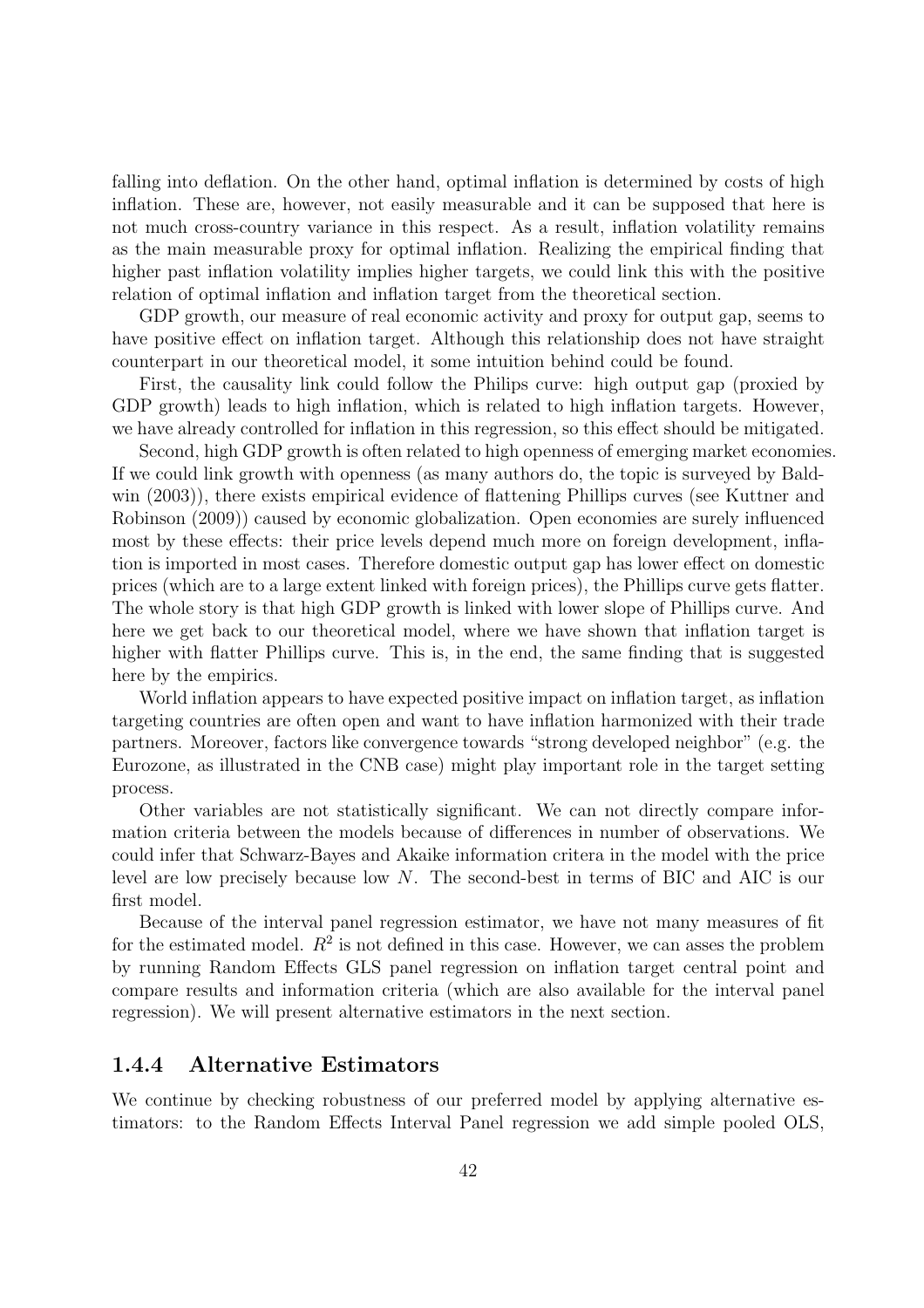falling into deflation. On the other hand, optimal inflation is determined by costs of high inflation. These are, however, not easily measurable and it can be supposed that here is not much cross-country variance in this respect. As a result, inflation volatility remains as the main measurable proxy for optimal inflation. Realizing the empirical finding that higher past inflation volatility implies higher targets, we could link this with the positive relation of optimal inflation and inflation target from the theoretical section.

GDP growth, our measure of real economic activity and proxy for output gap, seems to have positive effect on inflation target. Although this relationship does not have straight counterpart in our theoretical model, it some intuition behind could be found.

First, the causality link could follow the Philips curve: high output gap (proxied by GDP growth) leads to high inflation, which is related to high inflation targets. However, we have already controlled for inflation in this regression, so this effect should be mitigated.

Second, high GDP growth is often related to high openness of emerging market economies. If we could link growth with openness (as many authors do, the topic is surveyed by Baldwin (2003)), there exists empirical evidence of flattening Phillips curves (see Kuttner and Robinson (2009)) caused by economic globalization. Open economies are surely influenced most by these effects: their price levels depend much more on foreign development, inflation is imported in most cases. Therefore domestic output gap has lower effect on domestic prices (which are to a large extent linked with foreign prices), the Phillips curve gets flatter. The whole story is that high GDP growth is linked with lower slope of Phillips curve. And here we get back to our theoretical model, where we have shown that inflation target is higher with flatter Phillips curve. This is, in the end, the same finding that is suggested here by the empirics.

World inflation appears to have expected positive impact on inflation target, as inflation targeting countries are often open and want to have inflation harmonized with their trade partners. Moreover, factors like convergence towards "strong developed neighbor" (e.g. the Eurozone, as illustrated in the CNB case) might play important role in the target setting process.

Other variables are not statistically significant. We can not directly compare information criteria between the models because of differences in number of observations. We could infer that Schwarz-Bayes and Akaike information critera in the model with the price level are low precisely because low $N$. The second-best in terms of BIC and AIC is our first model.

Because of the interval panel regression estimator, we have not many measures of fit for the estimated model. $R^2$ is not defined in this case. However, we can asses the problem by running Random Effects GLS panel regression on inflation target central point and compare results and information criteria (which are also available for the interval panel regression). We will present alternative estimators in the next section.

### 1.4.4 Alternative Estimators

We continue by checking robustness of our preferred model by applying alternative estimators: to the Random Effects Interval Panel regression we add simple pooled OLS,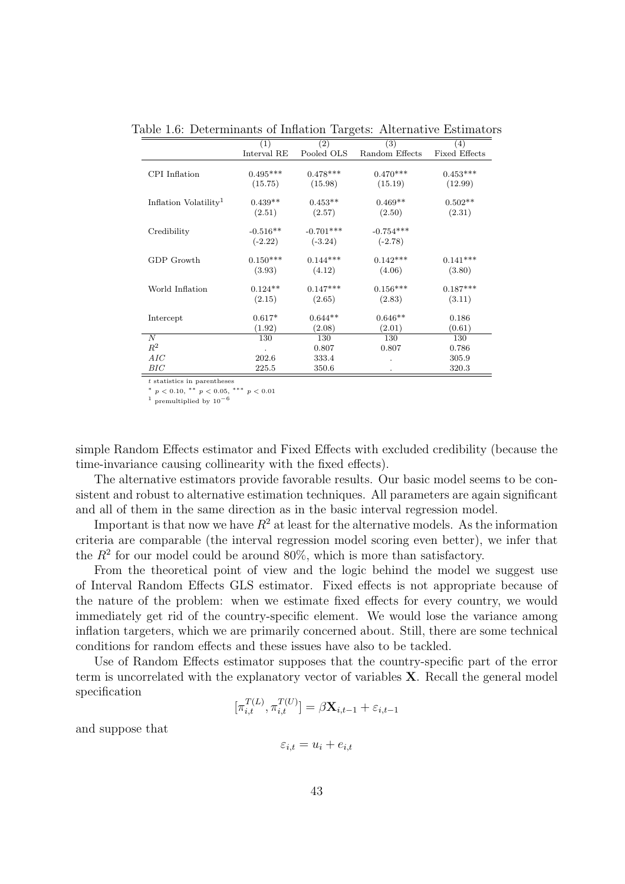Table 1.6: Determinants of Inflation Targets: Alternative Estimators

| | (1) | (2) | (3) | (4) |
|---|---|---|---|---|
| | Interval RE | Pooled OLS | Random Effects | Fixed Effects |
| CPI Inflation | 0.495*** | 0.478*** | 0.470*** | 0.453*** |
| | (15.75) | (15.98) | (15.19) | (12.99) |
| Inflation Volatility[1] | 0.439** | 0.453** | 0.469** | 0.502** |
| | (2.51) | (2.57) | (2.50) | (2.31) |
| Credibility | -0.516** | -0.701*** | -0.754*** | |
| | (-2.22) | (-3.24) | (-2.78) | |
| GDP Growth | 0.150*** | 0.144*** | 0.142*** | 0.141*** |
| | (3.93) | (4.12) | (4.06) | (3.80) |
| World Inflation | 0.124** | 0.147*** | 0.156*** | 0.187*** |
| | (2.15) | (2.65) | (2.83) | (3.11) |
| Intercept | 0.617* | 0.644** | 0.646** | 0.186 |
| | (1.92) | (2.08) | (2.01) | (0.61) |
| $N$ | 130 | 130 | 130 | 130 |
| $R^2$ | . | 0.807 | 0.807 | 0.786 |
| $AIC$ | 202.6 | 333.4 | . | 305.9 |
| $BIC$ | 225.5 | 350.6 | . | 320.3 |

$t$ statistics in parentheses

* $p < 0.10$, ** $p < 0.05$, *** $p < 0.01$

[1] premultiplied by $10^{-6}$

simple Random Effects estimator and Fixed Effects with excluded credibility (because the time-invariance causing collinearity with the fixed effects).

The alternative estimators provide favorable results. Our basic model seems to be consistent and robust to alternative estimation techniques. All parameters are again significant and all of them in the same direction as in the basic interval regression model.

Important is that now we have $R^2$ at least for the alternative models. As the information criteria are comparable (the interval regression model scoring even better), we infer that the $R^2$ for our model could be around 80%, which is more than satisfactory.

From the theoretical point of view and the logic behind the model we suggest use of Interval Random Effects GLS estimator. Fixed effects is not appropriate because of the nature of the problem: when we estimate fixed effects for every country, we would immediately get rid of the country-specific element. We would lose the variance among inflation targeters, which we are primarily concerned about. Still, there are some technical conditions for random effects and these issues have also to be tackled.

Use of Random Effects estimator supposes that the country-specific part of the error term is uncorrelated with the explanatory vector of variables $\mathbf{X}$. Recall the general model specification

$$[\pi_{i,t}^{T(L)}, \pi_{i,t}^{T(U)}] = \beta \mathbf{X}_{i,t-1} + \varepsilon_{i,t-1}$$

and suppose that

$$\varepsilon_{i,t} = u_i + e_{i,t}$$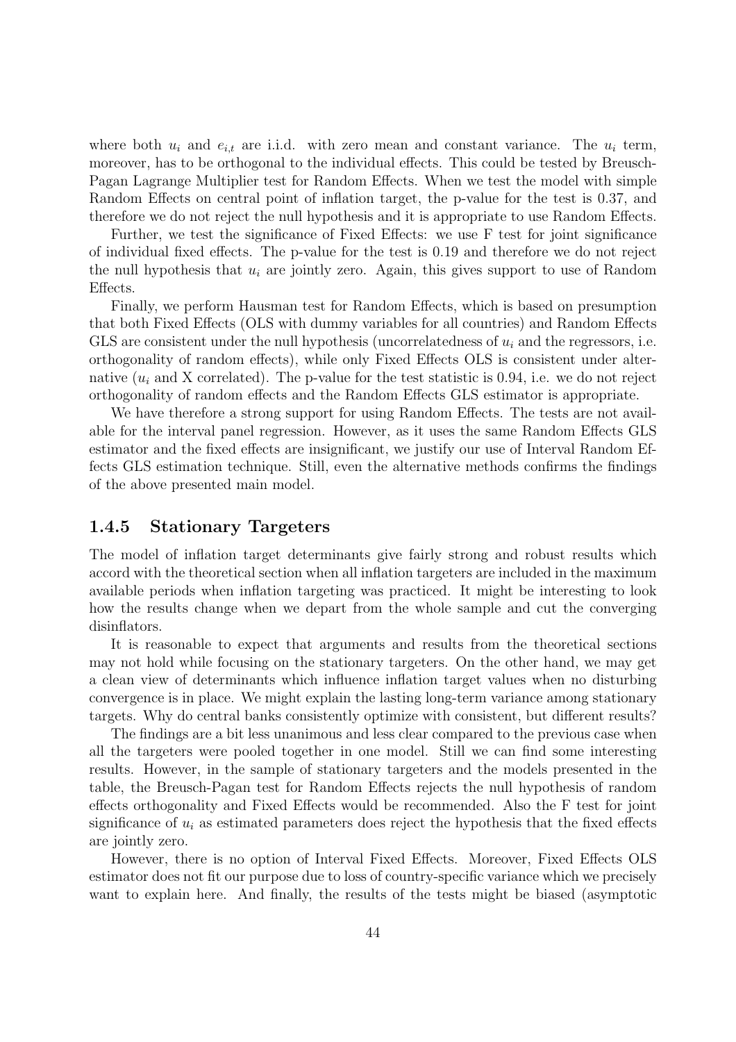where both $u_i$ and $e_{i,t}$ are i.i.d. with zero mean and constant variance. The $u_i$ term, moreover, has to be orthogonal to the individual effects. This could be tested by Breusch-Pagan Lagrange Multiplier test for Random Effects. When we test the model with simple Random Effects on central point of inflation target, the p-value for the test is 0.37, and therefore we do not reject the null hypothesis and it is appropriate to use Random Effects.

Further, we test the significance of Fixed Effects: we use F test for joint significance of individual fixed effects. The p-value for the test is 0.19 and therefore we do not reject the null hypothesis that $u_i$ are jointly zero. Again, this gives support to use of Random Effects.

Finally, we perform Hausman test for Random Effects, which is based on presumption that both Fixed Effects (OLS with dummy variables for all countries) and Random Effects GLS are consistent under the null hypothesis (uncorrelatedness of $u_i$ and the regressors, i.e. orthogonality of random effects), while only Fixed Effects OLS is consistent under alternative ($u_i$ and X correlated). The p-value for the test statistic is 0.94, i.e. we do not reject orthogonality of random effects and the Random Effects GLS estimator is appropriate.

We have therefore a strong support for using Random Effects. The tests are not available for the interval panel regression. However, as it uses the same Random Effects GLS estimator and the fixed effects are insignificant, we justify our use of Interval Random Effects GLS estimation technique. Still, even the alternative methods confirms the findings of the above presented main model.

### 1.4.5 Stationary Targeters

The model of inflation target determinants give fairly strong and robust results which accord with the theoretical section when all inflation targeters are included in the maximum available periods when inflation targeting was practiced. It might be interesting to look how the results change when we depart from the whole sample and cut the converging disinflators.

It is reasonable to expect that arguments and results from the theoretical sections may not hold while focusing on the stationary targeters. On the other hand, we may get a clean view of determinants which influence inflation target values when no disturbing convergence is in place. We might explain the lasting long-term variance among stationary targets. Why do central banks consistently optimize with consistent, but different results?

The findings are a bit less unanimous and less clear compared to the previous case when all the targeters were pooled together in one model. Still we can find some interesting results. However, in the sample of stationary targeters and the models presented in the table, the Breusch-Pagan test for Random Effects rejects the null hypothesis of random effects orthogonality and Fixed Effects would be recommended. Also the F test for joint significance of $u_i$ as estimated parameters does reject the hypothesis that the fixed effects are jointly zero.

However, there is no option of Interval Fixed Effects. Moreover, Fixed Effects OLS estimator does not fit our purpose due to loss of country-specific variance which we precisely want to explain here. And finally, the results of the tests might be biased (asymptotic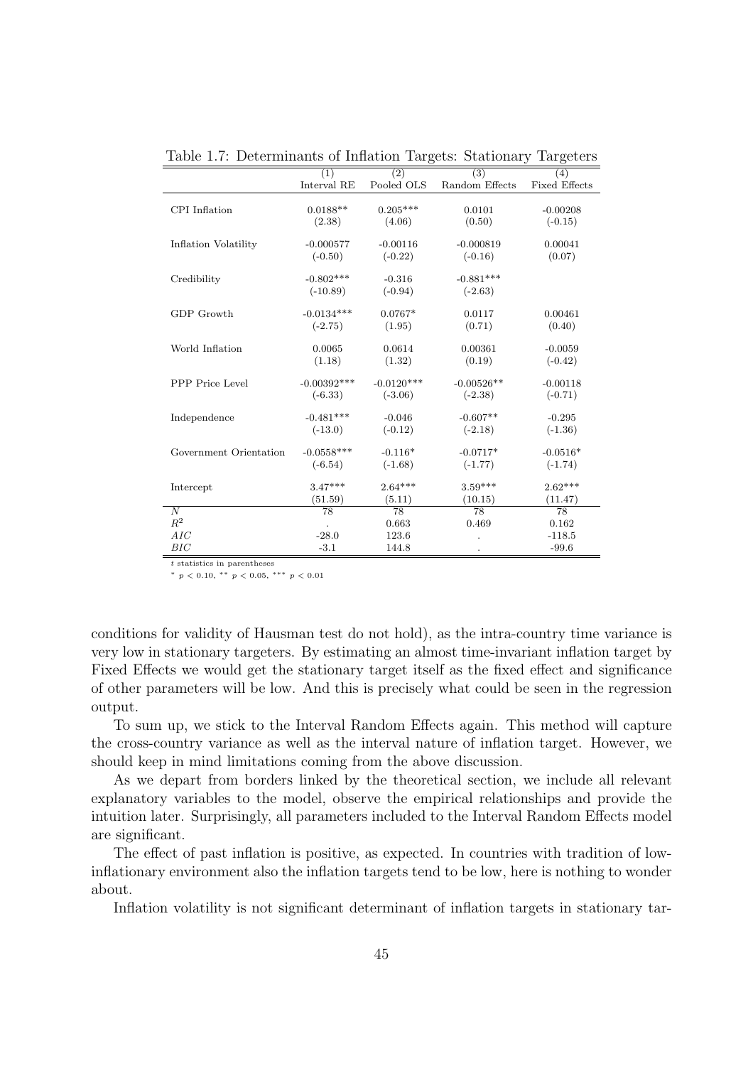Table 1.7: Determinants of Inflation Targets: Stationary Targeters

| | (1) | (2) | (3) | (4) |
|---|---|---|---|---|
| | Interval RE | Pooled OLS | Random Effects | Fixed Effects |
| CPI Inflation | 0.0188** | 0.205*** | 0.0101 | -0.00208 |
| | (2.38) | (4.06) | (0.50) | (-0.15) |
| Inflation Volatility | -0.000577 | -0.00116 | -0.000819 | 0.00041 |
| | (-0.50) | (-0.22) | (-0.16) | (0.07) |
| Credibility | -0.802*** | -0.316 | -0.881*** | |
| | (-10.89) | (-0.94) | (-2.63) | |
| GDP Growth | -0.0134*** | 0.0767* | 0.0117 | 0.00461 |
| | (-2.75) | (1.95) | (0.71) | (0.40) |
| World Inflation | 0.0065 | 0.0614 | 0.00361 | -0.0059 |
| | (1.18) | (1.32) | (0.19) | (-0.42) |
| PPP Price Level | -0.00392*** | -0.0120*** | -0.00526** | -0.00118 |
| | (-6.33) | (-3.06) | (-2.38) | (-0.71) |
| Independence | -0.481*** | -0.046 | -0.607** | -0.295 |
| | (-13.0) | (-0.12) | (-2.18) | (-1.36) |
| Government Orientation | -0.0558*** | -0.116* | -0.0717* | -0.0516* |
| | (-6.54) | (-1.68) | (-1.77) | (-1.74) |
| Intercept | 3.47*** | 2.64*** | 3.59*** | 2.62*** |
| | (51.59) | (5.11) | (10.15) | (11.47) |
| $N$ | 78 | 78 | 78 | 78 |
| $R^2$ | . | 0.663 | 0.469 | 0.162 |
| $AIC$ | -28.0 | 123.6 | . | -118.5 |
| $BIC$ | -3.1 | 144.8 | . | -99.6 |

$t$ statistics in parentheses

$^{*}$ $p < 0.10$, $^{**}$ $p < 0.05$, $^{***}$ $p < 0.01$

conditions for validity of Hausman test do not hold), as the intra-country time variance is very low in stationary targeters. By estimating an almost time-invariant inflation target by Fixed Effects we would get the stationary target itself as the fixed effect and significance of other parameters will be low. And this is precisely what could be seen in the regression output.

To sum up, we stick to the Interval Random Effects again. This method will capture the cross-country variance as well as the interval nature of inflation target. However, we should keep in mind limitations coming from the above discussion.

As we depart from borders linked by the theoretical section, we include all relevant explanatory variables to the model, observe the empirical relationships and provide the intuition later. Surprisingly, all parameters included to the Interval Random Effects model are significant.

The effect of past inflation is positive, as expected. In countries with tradition of low-inflationary environment also the inflation targets tend to be low, here is nothing to wonder about.

Inflation volatility is not significant determinant of inflation targets in stationary tar-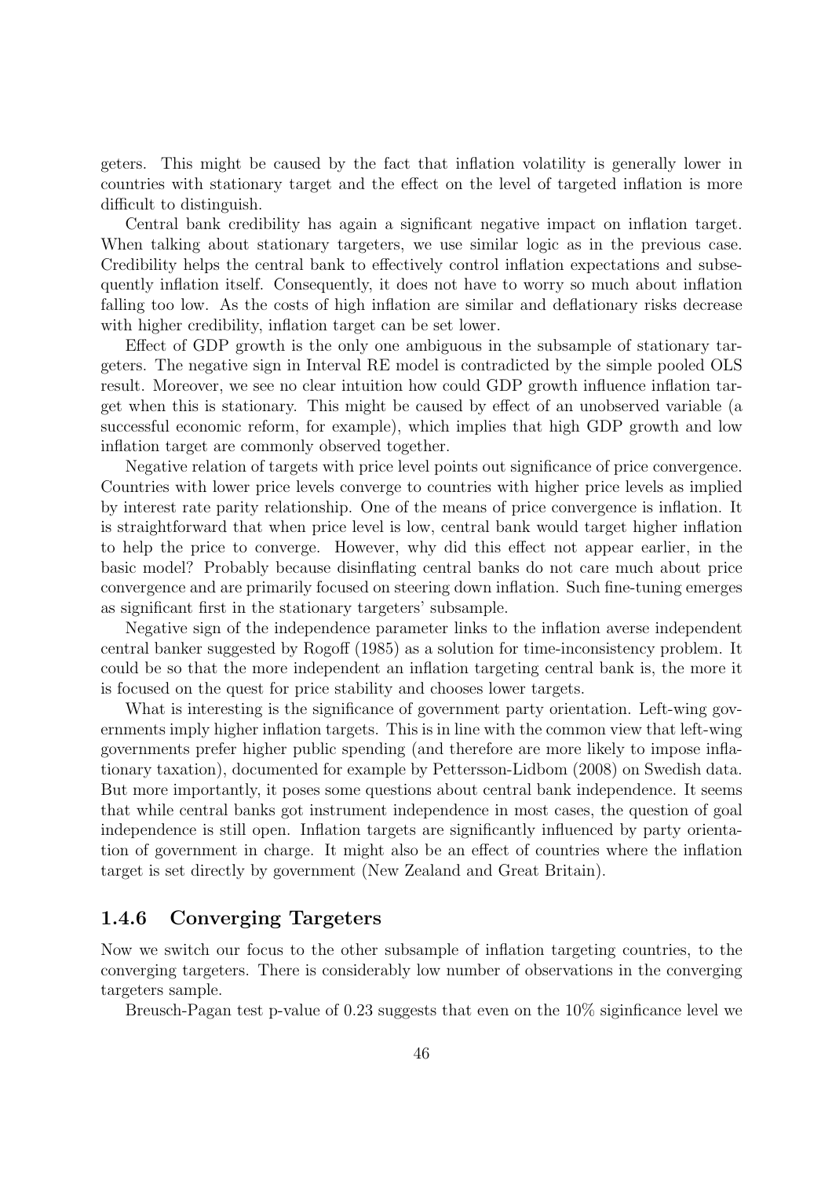geters. This might be caused by the fact that inflation volatility is generally lower in countries with stationary target and the effect on the level of targeted inflation is more difficult to distinguish.

Central bank credibility has again a significant negative impact on inflation target. When talking about stationary targeters, we use similar logic as in the previous case. Credibility helps the central bank to effectively control inflation expectations and subsequently inflation itself. Consequently, it does not have to worry so much about inflation falling too low. As the costs of high inflation are similar and deflationary risks decrease with higher credibility, inflation target can be set lower.

Effect of GDP growth is the only one ambiguous in the subsample of stationary targeters. The negative sign in Interval RE model is contradicted by the simple pooled OLS result. Moreover, we see no clear intuition how could GDP growth influence inflation target when this is stationary. This might be caused by effect of an unobserved variable (a successful economic reform, for example), which implies that high GDP growth and low inflation target are commonly observed together.

Negative relation of targets with price level points out significance of price convergence. Countries with lower price levels converge to countries with higher price levels as implied by interest rate parity relationship. One of the means of price convergence is inflation. It is straightforward that when price level is low, central bank would target higher inflation to help the price to converge. However, why did this effect not appear earlier, in the basic model? Probably because disinflating central banks do not care much about price convergence and are primarily focused on steering down inflation. Such fine-tuning emerges as significant first in the stationary targeters' subsample.

Negative sign of the independence parameter links to the inflation averse independent central banker suggested by Rogoff (1985) as a solution for time-inconsistency problem. It could be so that the more independent an inflation targeting central bank is, the more it is focused on the quest for price stability and chooses lower targets.

What is interesting is the significance of government party orientation. Left-wing governments imply higher inflation targets. This is in line with the common view that left-wing governments prefer higher public spending (and therefore are more likely to impose inflationary taxation), documented for example by Pettersson-Lidbom (2008) on Swedish data. But more importantly, it poses some questions about central bank independence. It seems that while central banks got instrument independence in most cases, the question of goal independence is still open. Inflation targets are significantly influenced by party orientation of government in charge. It might also be an effect of countries where the inflation target is set directly by government (New Zealand and Great Britain).

### 1.4.6 Converging Targeters

Now we switch our focus to the other subsample of inflation targeting countries, to the converging targeters. There is considerably low number of observations in the converging targeters sample.

Breusch-Pagan test p-value of 0.23 suggests that even on the 10% siginficance level we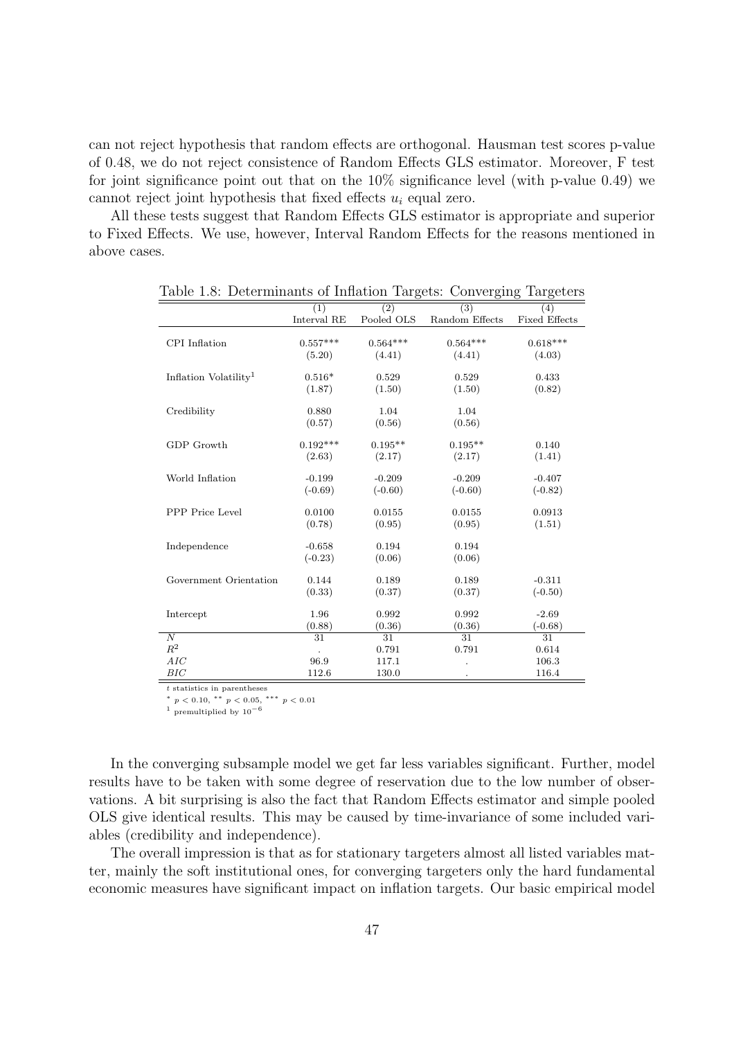can not reject hypothesis that random effects are orthogonal. Hausman test scores p-value of 0.48, we do not reject consistence of Random Effects GLS estimator. Moreover, F test for joint significance point out that on the 10% significance level (with p-value 0.49) we cannot reject joint hypothesis that fixed effects $u_i$ equal zero.

All these tests suggest that Random Effects GLS estimator is appropriate and superior to Fixed Effects. We use, however, Interval Random Effects for the reasons mentioned in above cases.

Table 1.8: Determinants of Inflation Targets: Converging Targeters

| | (1) Interval RE | (2) Pooled OLS | (3) Random Effects | (4) Fixed Effects |
|---|---|---|---|---|
| CPI Inflation | 0.557*** | 0.564*** | 0.564*** | 0.618*** |
| | (5.20) | (4.41) | (4.41) | (4.03) |
| Inflation Volatility[1] | 0.516* | 0.529 | 0.529 | 0.433 |
| | (1.87) | (1.50) | (1.50) | (0.82) |
| Credibility | 0.880 | 1.04 | 1.04 | |
| | (0.57) | (0.56) | (0.56) | |
| GDP Growth | 0.192*** | 0.195** | 0.195** | 0.140 |
| | (2.63) | (2.17) | (2.17) | (1.41) |
| World Inflation | -0.199 | -0.209 | -0.209 | -0.407 |
| | (-0.69) | (-0.60) | (-0.60) | (-0.82) |
| PPP Price Level | 0.0100 | 0.0155 | 0.0155 | 0.0913 |
| | (0.78) | (0.95) | (0.95) | (1.51) |
| Independence | -0.658 | 0.194 | 0.194 | |
| | (-0.23) | (0.06) | (0.06) | |
| Government Orientation | 0.144 | 0.189 | 0.189 | -0.311 |
| | (0.33) | (0.37) | (0.37) | (-0.50) |
| Intercept | 1.96 | 0.992 | 0.992 | -2.69 |
| | (0.88) | (0.36) | (0.36) | (-0.68) |
| $N$ | 31 | 31 | 31 | 31 |
| $R^2$ | . | 0.791 | 0.791 | 0.614 |
| $AIC$ | 96.9 | 117.1 | . | 106.3 |
| $BIC$ | 112.6 | 130.0 | . | 116.4 |

$t$ statistics in parentheses

* $p < 0.10$, ** $p < 0.05$, *** $p < 0.01$

[1] premultiplied by $10^{-6}$

In the converging subsample model we get far less variables significant. Further, model results have to be taken with some degree of reservation due to the low number of observations. A bit surprising is also the fact that Random Effects estimator and simple pooled OLS give identical results. This may be caused by time-invariance of some included variables (credibility and independence).

The overall impression is that as for stationary targeters almost all listed variables matter, mainly the soft institutional ones, for converging targeters only the hard fundamental economic measures have significant impact on inflation targets. Our basic empirical model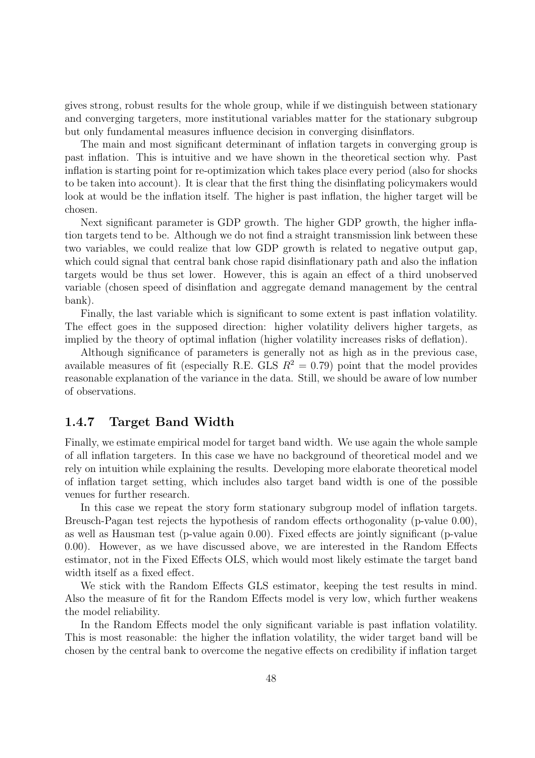gives strong, robust results for the whole group, while if we distinguish between stationary and converging targeters, more institutional variables matter for the stationary subgroup but only fundamental measures influence decision in converging disinflators.

The main and most significant determinant of inflation targets in converging group is past inflation. This is intuitive and we have shown in the theoretical section why. Past inflation is starting point for re-optimization which takes place every period (also for shocks to be taken into account). It is clear that the first thing the disinflating policymakers would look at would be the inflation itself. The higher is past inflation, the higher target will be chosen.

Next significant parameter is GDP growth. The higher GDP growth, the higher inflation targets tend to be. Although we do not find a straight transmission link between these two variables, we could realize that low GDP growth is related to negative output gap, which could signal that central bank chose rapid disinflationary path and also the inflation targets would be thus set lower. However, this is again an effect of a third unobserved variable (chosen speed of disinflation and aggregate demand management by the central bank).

Finally, the last variable which is significant to some extent is past inflation volatility. The effect goes in the supposed direction: higher volatility delivers higher targets, as implied by the theory of optimal inflation (higher volatility increases risks of deflation).

Although significance of parameters is generally not as high as in the previous case, available measures of fit (especially R.E. GLS $R^2 = 0.79$) point that the model provides reasonable explanation of the variance in the data. Still, we should be aware of low number of observations.

### 1.4.7 Target Band Width

Finally, we estimate empirical model for target band width. We use again the whole sample of all inflation targeters. In this case we have no background of theoretical model and we rely on intuition while explaining the results. Developing more elaborate theoretical model of inflation target setting, which includes also target band width is one of the possible venues for further research.

In this case we repeat the story form stationary subgroup model of inflation targets. Breusch-Pagan test rejects the hypothesis of random effects orthogonality (p-value 0.00), as well as Hausman test (p-value again 0.00). Fixed effects are jointly significant (p-value 0.00). However, as we have discussed above, we are interested in the Random Effects estimator, not in the Fixed Effects OLS, which would most likely estimate the target band width itself as a fixed effect.

We stick with the Random Effects GLS estimator, keeping the test results in mind. Also the measure of fit for the Random Effects model is very low, which further weakens the model reliability.

In the Random Effects model the only significant variable is past inflation volatility. This is most reasonable: the higher the inflation volatility, the wider target band will be chosen by the central bank to overcome the negative effects on credibility if inflation target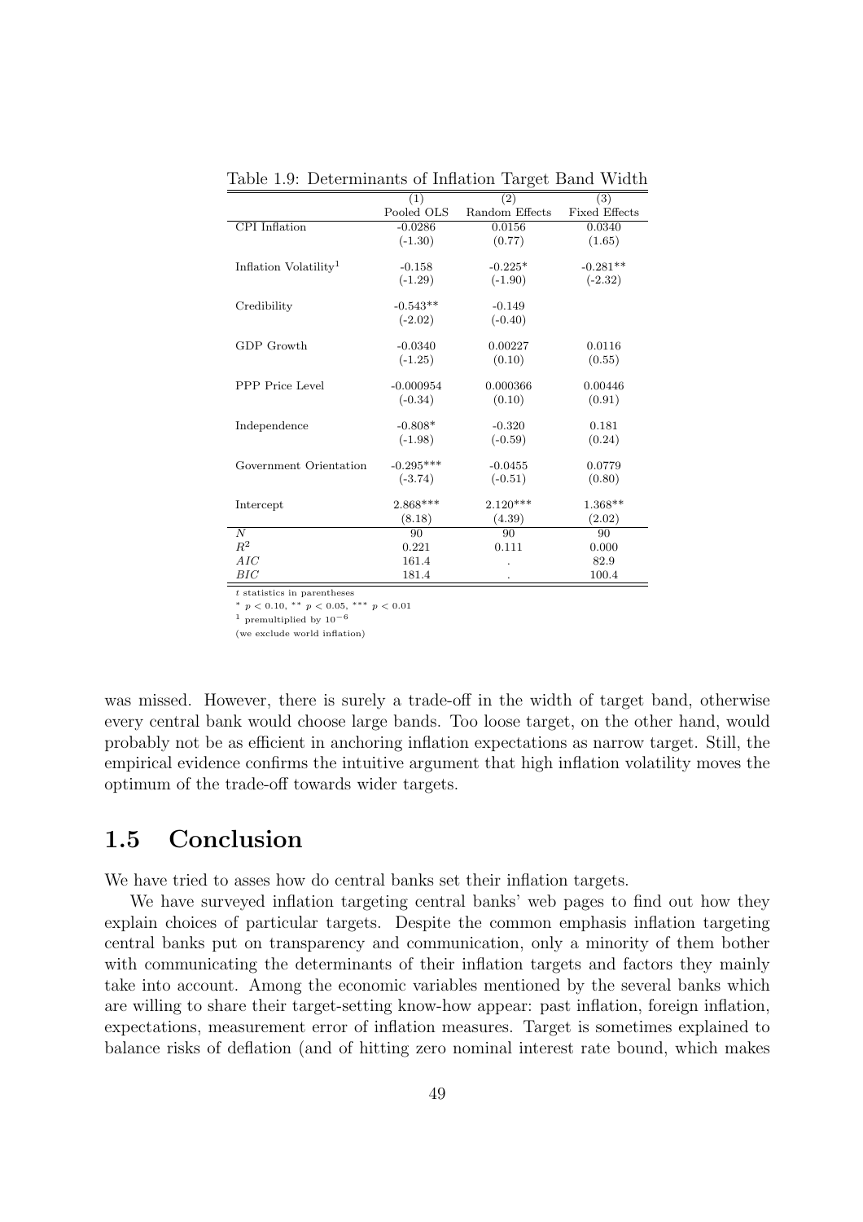Table 1.9: Determinants of Inflation Target Band Width

| | (1) | (2) | (3) |
|---|---|---|---|
| | Pooled OLS | Random Effects | Fixed Effects |
| CPI Inflation | -0.0286 | 0.0156 | 0.0340 |
| | (-1.30) | (0.77) | (1.65) |
| Inflation Volatility[1] | -0.158 | -0.225* | -0.281** |
| | (-1.29) | (-1.90) | (-2.32) |
| Credibility | -0.543** | -0.149 | |
| | (-2.02) | (-0.40) | |
| GDP Growth | -0.0340 | 0.00227 | 0.0116 |
| | (-1.25) | (0.10) | (0.55) |
| PPP Price Level | -0.000954 | 0.000366 | 0.00446 |
| | (-0.34) | (0.10) | (0.91) |
| Independence | -0.808* | -0.320 | 0.181 |
| | (-1.98) | (-0.59) | (0.24) |
| Government Orientation | -0.295*** | -0.0455 | 0.0779 |
| | (-3.74) | (-0.51) | (0.80) |
| Intercept | 2.868*** | 2.120*** | 1.368** |
| | (8.18) | (4.39) | (2.02) |
| $N$ | 90 | 90 | 90 |
| $R^2$ | 0.221 | 0.111 | 0.000 |
| $AIC$ | 161.4 | . | 82.9 |
| $BIC$ | 181.4 | . | 100.4 |

$t$ statistics in parentheses

* $p < 0.10$, ** $p < 0.05$, *** $p < 0.01$

[1] premultiplied by $10^{-6}$

(we exclude world inflation)

was missed. However, there is surely a trade-off in the width of target band, otherwise every central bank would choose large bands. Too loose target, on the other hand, would probably not be as efficient in anchoring inflation expectations as narrow target. Still, the empirical evidence confirms the intuitive argument that high inflation volatility moves the optimum of the trade-off towards wider targets.

## 1.5 Conclusion

We have tried to asses how do central banks set their inflation targets.

We have surveyed inflation targeting central banks' web pages to find out how they explain choices of particular targets. Despite the common emphasis inflation targeting central banks put on transparency and communication, only a minority of them bother with communicating the determinants of their inflation targets and factors they mainly take into account. Among the economic variables mentioned by the several banks which are willing to share their target-setting know-how appear: past inflation, foreign inflation, expectations, measurement error of inflation measures. Target is sometimes explained to balance risks of deflation (and of hitting zero nominal interest rate bound, which makes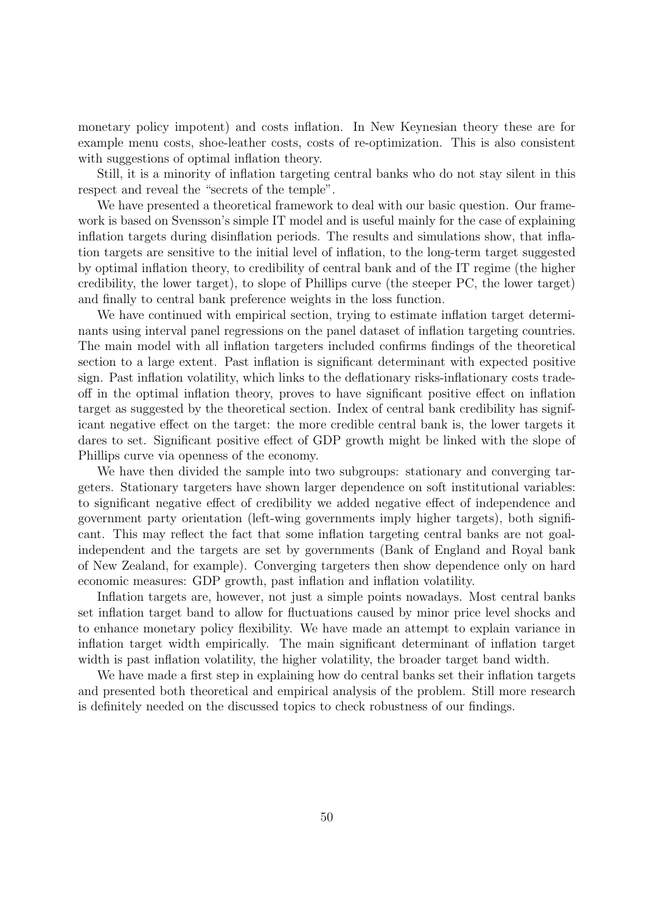monetary policy impotent) and costs inflation. In New Keynesian theory these are for example menu costs, shoe-leather costs, costs of re-optimization. This is also consistent with suggestions of optimal inflation theory.

Still, it is a minority of inflation targeting central banks who do not stay silent in this respect and reveal the "secrets of the temple".

We have presented a theoretical framework to deal with our basic question. Our framework is based on Svensson's simple IT model and is useful mainly for the case of explaining inflation targets during disinflation periods. The results and simulations show, that inflation targets are sensitive to the initial level of inflation, to the long-term target suggested by optimal inflation theory, to credibility of central bank and of the IT regime (the higher credibility, the lower target), to slope of Phillips curve (the steeper PC, the lower target) and finally to central bank preference weights in the loss function.

We have continued with empirical section, trying to estimate inflation target determinants using interval panel regressions on the panel dataset of inflation targeting countries. The main model with all inflation targeters included confirms findings of the theoretical section to a large extent. Past inflation is significant determinant with expected positive sign. Past inflation volatility, which links to the deflationary risks-inflationary costs tradeoff in the optimal inflation theory, proves to have significant positive effect on inflation target as suggested by the theoretical section. Index of central bank credibility has significant negative effect on the target: the more credible central bank is, the lower targets it dares to set. Significant positive effect of GDP growth might be linked with the slope of Phillips curve via openness of the economy.

We have then divided the sample into two subgroups: stationary and converging targeters. Stationary targeters have shown larger dependence on soft institutional variables: to significant negative effect of credibility we added negative effect of independence and government party orientation (left-wing governments imply higher targets), both significant. This may reflect the fact that some inflation targeting central banks are not goal-independent and the targets are set by governments (Bank of England and Royal bank of New Zealand, for example). Converging targeters then show dependence only on hard economic measures: GDP growth, past inflation and inflation volatility.

Inflation targets are, however, not just a simple points nowadays. Most central banks set inflation target band to allow for fluctuations caused by minor price level shocks and to enhance monetary policy flexibility. We have made an attempt to explain variance in inflation target width empirically. The main significant determinant of inflation target width is past inflation volatility, the higher volatility, the broader target band width.

We have made a first step in explaining how do central banks set their inflation targets and presented both theoretical and empirical analysis of the problem. Still more research is definitely needed on the discussed topics to check robustness of our findings.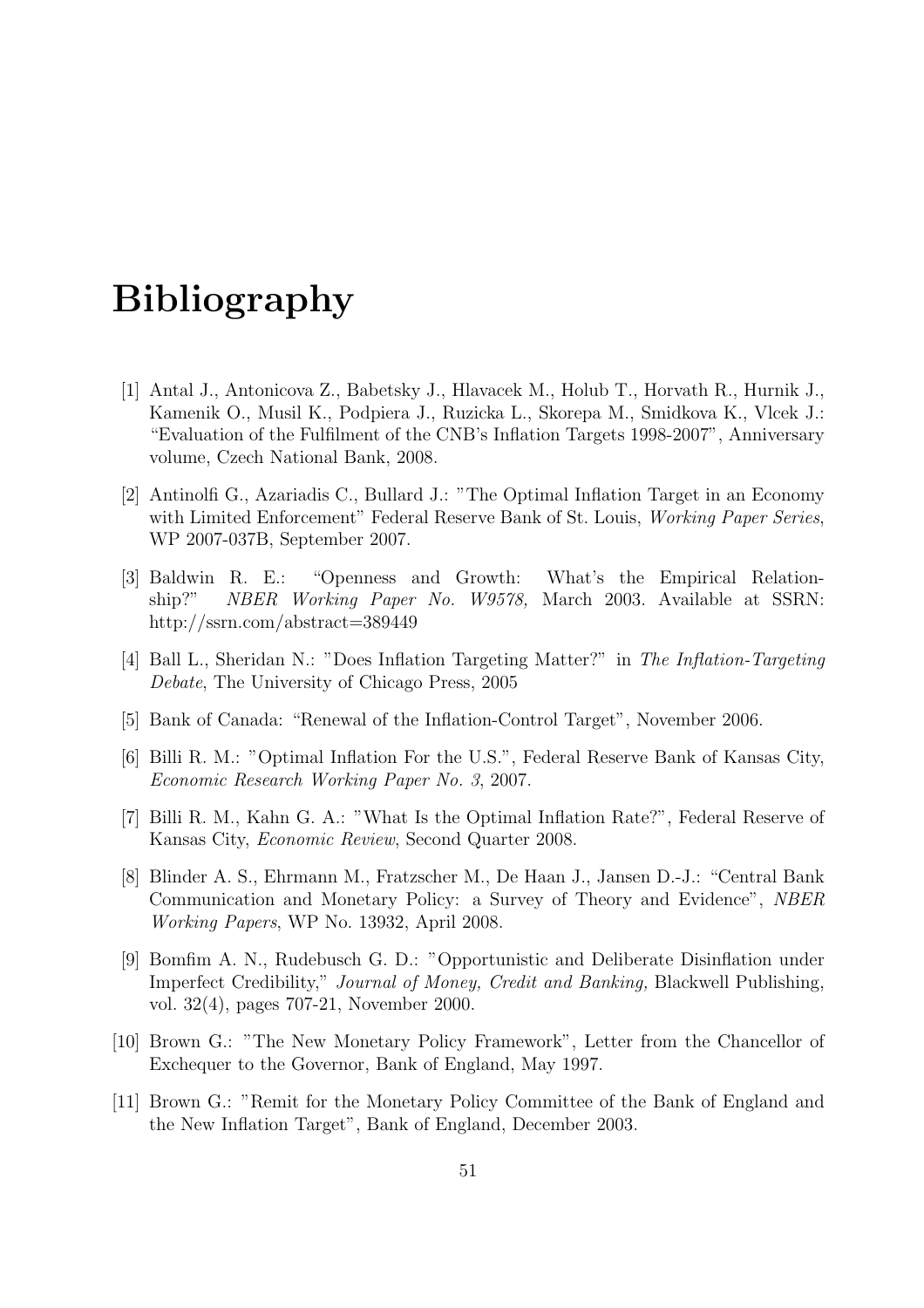# Bibliography

[1] Antal J., Antonicova Z., Babetsky J., Hlavacek M., Holub T., Horvath R., Hurnik J., Kamenik O., Musil K., Podpiera J., Ruzicka L., Skorepa M., Smidkova K., Vlcek J.: "Evaluation of the Fulfilment of the CNB's Inflation Targets 1998-2007", Anniversary volume, Czech National Bank, 2008.

[2] Antinolfi G., Azariadis C., Bullard J.: "The Optimal Inflation Target in an Economy with Limited Enforcement" Federal Reserve Bank of St. Louis, *Working Paper Series*, WP 2007-037B, September 2007.

[3] Baldwin R. E.: "Openness and Growth: What's the Empirical Relationship?" *NBER Working Paper No. W9578,* March 2003. Available at SSRN: http://ssrn.com/abstract=389449

[4] Ball L., Sheridan N.: "Does Inflation Targeting Matter?" in *The Inflation-Targeting Debate*, The University of Chicago Press, 2005

[5] Bank of Canada: "Renewal of the Inflation-Control Target", November 2006.

[6] Billi R. M.: "Optimal Inflation For the U.S.", Federal Reserve Bank of Kansas City, *Economic Research Working Paper No. 3*, 2007.

[7] Billi R. M., Kahn G. A.: "What Is the Optimal Inflation Rate?", Federal Reserve of Kansas City, *Economic Review*, Second Quarter 2008.

[8] Blinder A. S., Ehrmann M., Fratzscher M., De Haan J., Jansen D.-J.: "Central Bank Communication and Monetary Policy: a Survey of Theory and Evidence", *NBER Working Papers*, WP No. 13932, April 2008.

[9] Bomfim A. N., Rudebusch G. D.: "Opportunistic and Deliberate Disinflation under Imperfect Credibility," *Journal of Money, Credit and Banking,* Blackwell Publishing, vol. 32(4), pages 707-21, November 2000.

[10] Brown G.: "The New Monetary Policy Framework", Letter from the Chancellor of Exchequer to the Governor, Bank of England, May 1997.

[11] Brown G.: "Remit for the Monetary Policy Committee of the Bank of England and the New Inflation Target", Bank of England, December 2003.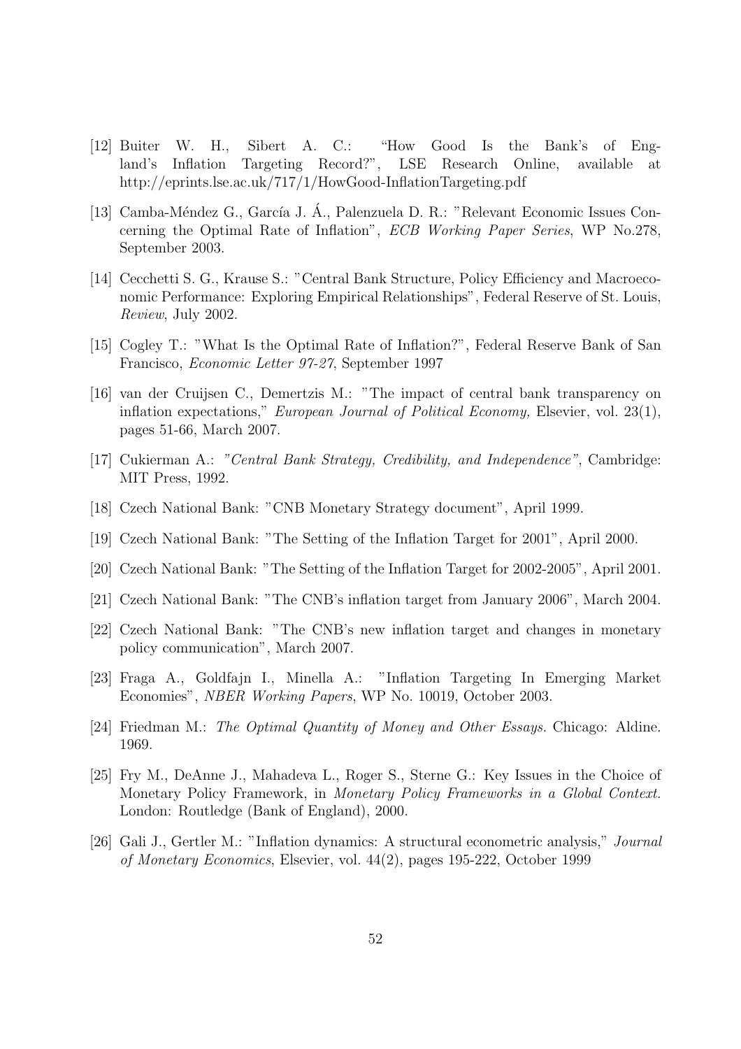[12] Buiter W. H., Sibert A. C.: "How Good Is the Bank's of England's Inflation Targeting Record?", LSE Research Online, available at http://eprints.lse.ac.uk/717/1/HowGood-InflationTargeting.pdf

[13] Camba-Méndez G., García J. Á., Palenzuela D. R.: "Relevant Economic Issues Concerning the Optimal Rate of Inflation", *ECB Working Paper Series*, WP No.278, September 2003.

[14] Cecchetti S. G., Krause S.: "Central Bank Structure, Policy Efficiency and Macroeconomic Performance: Exploring Empirical Relationships", Federal Reserve of St. Louis, *Review*, July 2002.

[15] Cogley T.: "What Is the Optimal Rate of Inflation?", Federal Reserve Bank of San Francisco, *Economic Letter 97-27*, September 1997

[16] van der Cruijsen C., Demertzis M.: "The impact of central bank transparency on inflation expectations," *European Journal of Political Economy,* Elsevier, vol. 23(1), pages 51-66, March 2007.

[17] Cukierman A.: *"Central Bank Strategy, Credibility, and Independence"*, Cambridge: MIT Press, 1992.

[18] Czech National Bank: "CNB Monetary Strategy document", April 1999.

[19] Czech National Bank: "The Setting of the Inflation Target for 2001", April 2000.

[20] Czech National Bank: "The Setting of the Inflation Target for 2002-2005", April 2001.

[21] Czech National Bank: "The CNB's inflation target from January 2006", March 2004.

[22] Czech National Bank: "The CNB's new inflation target and changes in monetary policy communication", March 2007.

[23] Fraga A., Goldfajn I., Minella A.: "Inflation Targeting In Emerging Market Economies", *NBER Working Papers*, WP No. 10019, October 2003.

[24] Friedman M.: *The Optimal Quantity of Money and Other Essays.* Chicago: Aldine. 1969.

[25] Fry M., DeAnne J., Mahadeva L., Roger S., Sterne G.: Key Issues in the Choice of Monetary Policy Framework, in *Monetary Policy Frameworks in a Global Context.* London: Routledge (Bank of England), 2000.

[26] Gali J., Gertler M.: "Inflation dynamics: A structural econometric analysis," *Journal of Monetary Economics*, Elsevier, vol. 44(2), pages 195-222, October 1999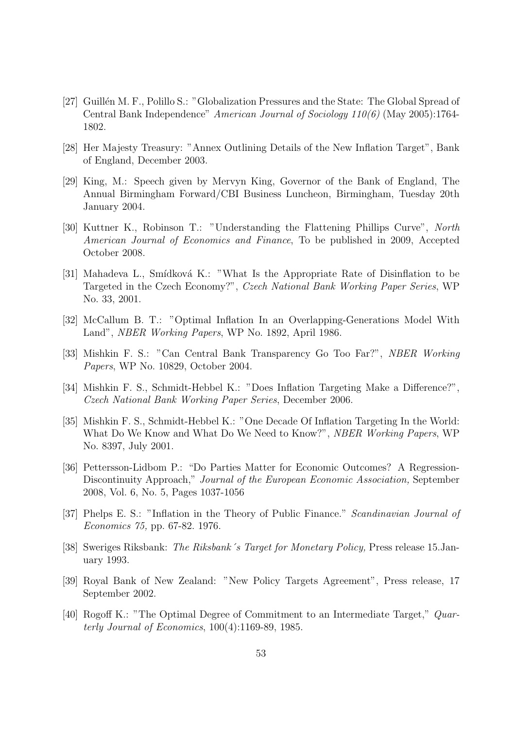[27] Guillén M. F., Polillo S.: "Globalization Pressures and the State: The Global Spread of Central Bank Independence" *American Journal of Sociology 110(6)* (May 2005):1764-1802.

[28] Her Majesty Treasury: "Annex Outlining Details of the New Inflation Target", Bank of England, December 2003.

[29] King, M.: Speech given by Mervyn King, Governor of the Bank of England, The Annual Birmingham Forward/CBI Business Luncheon, Birmingham, Tuesday 20th January 2004.

[30] Kuttner K., Robinson T.: "Understanding the Flattening Phillips Curve", *North American Journal of Economics and Finance*, To be published in 2009, Accepted October 2008.

[31] Mahadeva L., Smídková K.: "What Is the Appropriate Rate of Disinflation to be Targeted in the Czech Economy?", *Czech National Bank Working Paper Series*, WP No. 33, 2001.

[32] McCallum B. T.: "Optimal Inflation In an Overlapping-Generations Model With Land", *NBER Working Papers*, WP No. 1892, April 1986.

[33] Mishkin F. S.: "Can Central Bank Transparency Go Too Far?", *NBER Working Papers*, WP No. 10829, October 2004.

[34] Mishkin F. S., Schmidt-Hebbel K.: "Does Inflation Targeting Make a Difference?", *Czech National Bank Working Paper Series*, December 2006.

[35] Mishkin F. S., Schmidt-Hebbel K.: "One Decade Of Inflation Targeting In the World: What Do We Know and What Do We Need to Know?", *NBER Working Papers*, WP No. 8397, July 2001.

[36] Pettersson-Lidbom P.: "Do Parties Matter for Economic Outcomes? A Regression-Discontinuity Approach," *Journal of the European Economic Association,* September 2008, Vol. 6, No. 5, Pages 1037-1056

[37] Phelps E. S.: "Inflation in the Theory of Public Finance." *Scandinavian Journal of Economics 75,* pp. 67-82. 1976.

[38] Sweriges Riksbank: *The Riksbank´s Target for Monetary Policy,* Press release 15.January 1993.

[39] Royal Bank of New Zealand: "New Policy Targets Agreement", Press release, 17 September 2002.

[40] Rogoff K.: "The Optimal Degree of Commitment to an Intermediate Target," *Quarterly Journal of Economics*, 100(4):1169-89, 1985.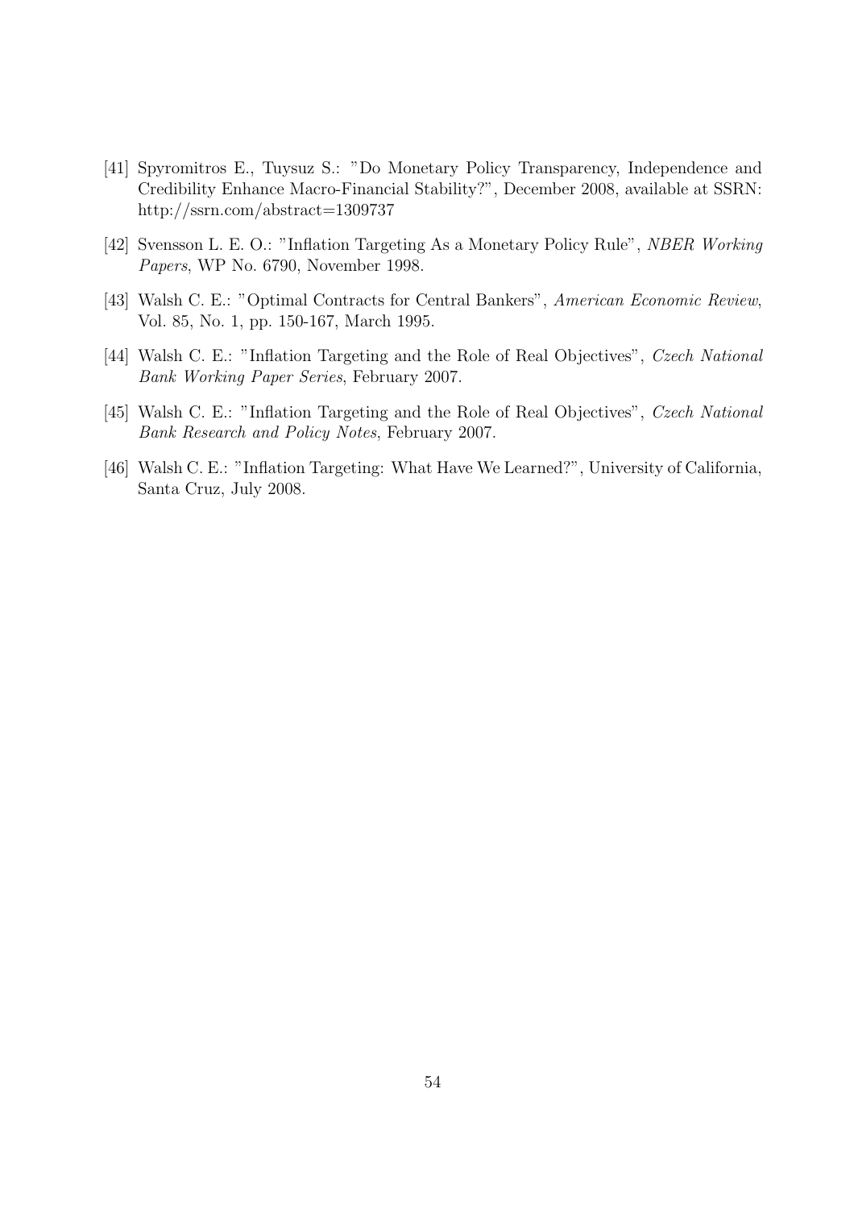[41] Spyromitros E., Tuysuz S.: "Do Monetary Policy Transparency, Independence and Credibility Enhance Macro-Financial Stability?", December 2008, available at SSRN: http://ssrn.com/abstract=1309737

[42] Svensson L. E. O.: "Inflation Targeting As a Monetary Policy Rule", *NBER Working Papers*, WP No. 6790, November 1998.

[43] Walsh C. E.: "Optimal Contracts for Central Bankers", *American Economic Review*, Vol. 85, No. 1, pp. 150-167, March 1995.

[44] Walsh C. E.: "Inflation Targeting and the Role of Real Objectives", *Czech National Bank Working Paper Series*, February 2007.

[45] Walsh C. E.: "Inflation Targeting and the Role of Real Objectives", *Czech National Bank Research and Policy Notes*, February 2007.

[46] Walsh C. E.: "Inflation Targeting: What Have We Learned?", University of California, Santa Cruz, July 2008.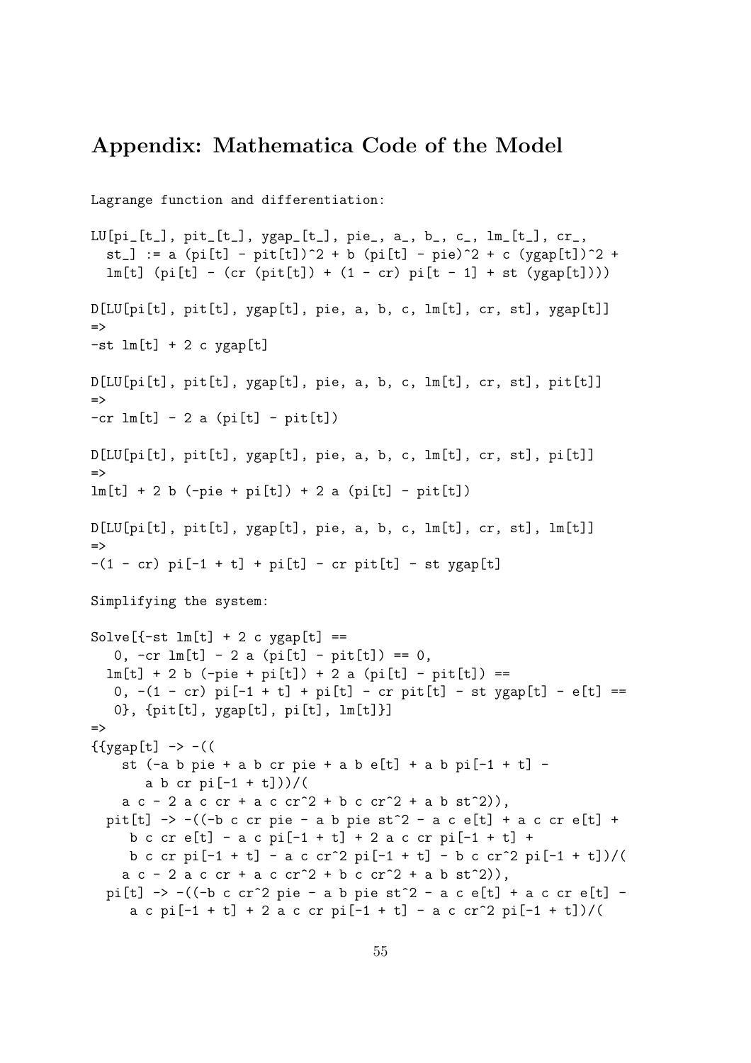## Appendix: Mathematica Code of the Model

Lagrange function and differentiation:

```
LU[pi_[t_], pit_[t_], ygap_[t_], pie_, a_, b_, c_, lm_[t_], cr_,
  st_] := a (pi[t] - pit[t])^2 + b (pi[t] - pie)^2 + c (ygap[t])^2 +
  lm[t] (pi[t] - (cr (pit[t]) + (1 - cr) pi[t - 1] + st (ygap[t])))

D[LU[pi[t], pit[t], ygap[t], pie, a, b, c, lm[t], cr, st], ygap[t]]
=>
-st lm[t] + 2 c ygap[t]

D[LU[pi[t], pit[t], ygap[t], pie, a, b, c, lm[t], cr, st], pit[t]]
=>
-cr lm[t] - 2 a (pi[t] - pit[t])

D[LU[pi[t], pit[t], ygap[t], pie, a, b, c, lm[t], cr, st], pi[t]]
=>
lm[t] + 2 b (-pie + pi[t]) + 2 a (pi[t] - pit[t])

D[LU[pi[t], pit[t], ygap[t], pie, a, b, c, lm[t], cr, st], lm[t]]
=>
-(1 - cr) pi[-1 + t] + pi[t] - cr pit[t] - st ygap[t]
```

Simplifying the system:

```
Solve[{-st lm[t] + 2 c ygap[t] ==
   0, -cr lm[t] - 2 a (pi[t] - pit[t]) == 0,
  lm[t] + 2 b (-pie + pi[t]) + 2 a (pi[t] - pit[t]) ==
   0, -(1 - cr) pi[-1 + t] + pi[t] - cr pit[t] - st ygap[t] - e[t] ==
   0}, {pit[t], ygap[t], pi[t], lm[t]}]
=>
{{ygap[t] -> -((
    st (-a b pie + a b cr pie + a b e[t] + a b pi[-1 + t] -
       a b cr pi[-1 + t]))/(
    a c - 2 a c cr + a c cr^2 + b c cr^2 + a b st^2)),
  pit[t] -> -((-b c cr pie - a b pie st^2 - a c e[t] + a c cr e[t] +
     b c cr e[t] - a c pi[-1 + t] + 2 a c cr pi[-1 + t] +
     b c cr pi[-1 + t] - a c cr^2 pi[-1 + t] - b c cr^2 pi[-1 + t])/(
    a c - 2 a c cr + a c cr^2 + b c cr^2 + a b st^2)),
  pi[t] -> -((-b c cr^2 pie - a b pie st^2 - a c e[t] + a c cr e[t] -
     a c pi[-1 + t] + 2 a c cr pi[-1 + t] - a c cr^2 pi[-1 + t])/(
```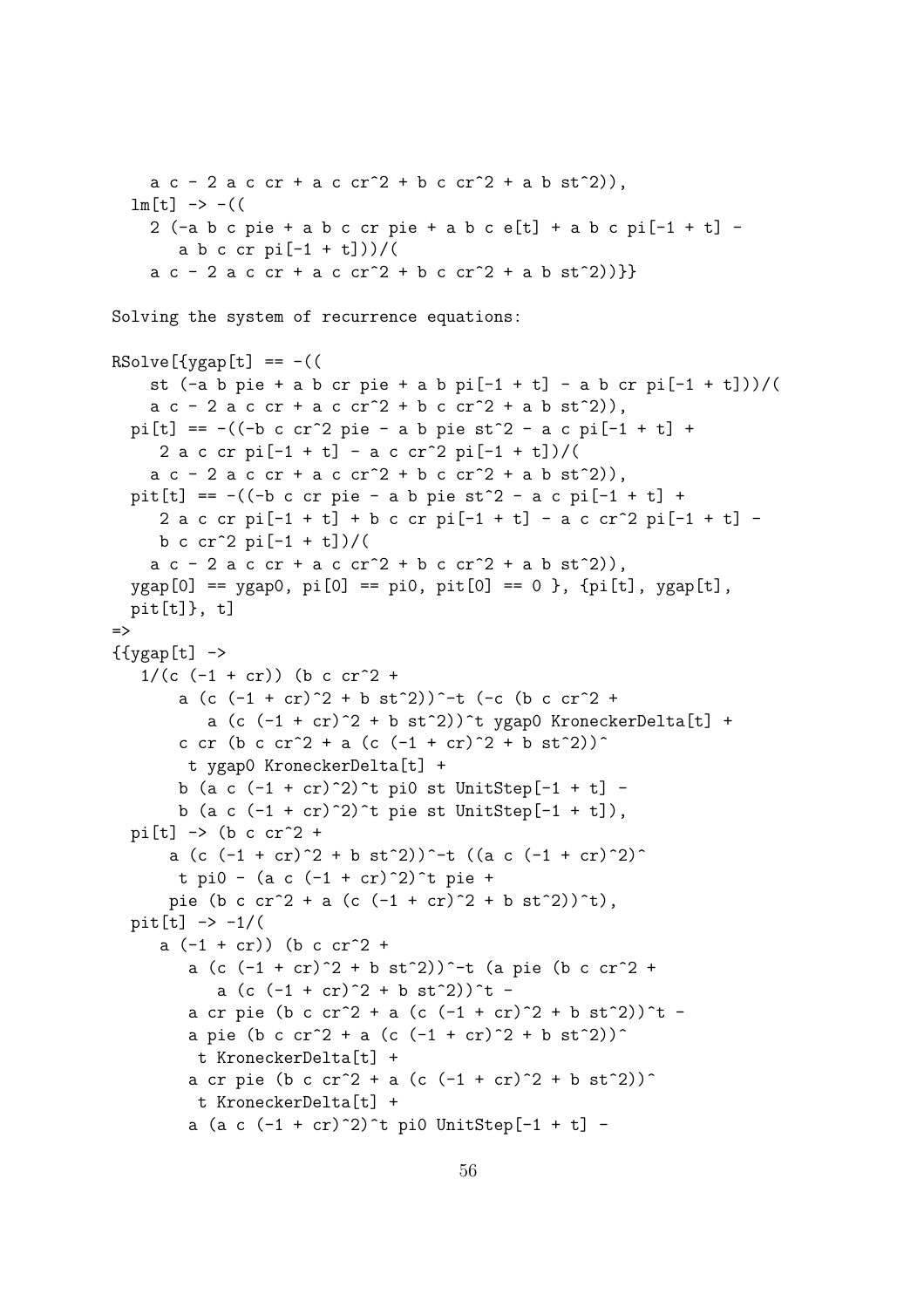```
    a c - 2 a c cr + a c cr^2 + b c cr^2 + a b st^2)),
  lm[t] -> -((
    2 (-a b c pie + a b c cr pie + a b c e[t] + a b c pi[-1 + t] -
       a b c cr pi[-1 + t]))/(
    a c - 2 a c cr + a c cr^2 + b c cr^2 + a b st^2))}}
```

Solving the system of recurrence equations:

```
RSolve[{ygap[t] == -((
    st (-a b pie + a b cr pie + a b pi[-1 + t] - a b cr pi[-1 + t]))/(
    a c - 2 a c cr + a c cr^2 + b c cr^2 + a b st^2)),
  pi[t] == -((-b c cr^2 pie - a b pie st^2 - a c pi[-1 + t] +
     2 a c cr pi[-1 + t] - a c cr^2 pi[-1 + t])/(
    a c - 2 a c cr + a c cr^2 + b c cr^2 + a b st^2)),
  pit[t] == -((-b c cr pie - a b pie st^2 - a c pi[-1 + t] +
     2 a c cr pi[-1 + t] + b c cr pi[-1 + t] - a c cr^2 pi[-1 + t] -
     b c cr^2 pi[-1 + t])/(
    a c - 2 a c cr + a c cr^2 + b c cr^2 + a b st^2)),
  ygap[0] == ygap0, pi[0] == pi0, pit[0] == 0 }, {pi[t], ygap[t],
  pit[t]}, t]
=>
{{ygap[t] ->
   1/(c (-1 + cr)) (b c cr^2 +
       a (c (-1 + cr)^2 + b st^2))^-t (-c (b c cr^2 +
          a (c (-1 + cr)^2 + b st^2))^t ygap0 KroneckerDelta[t] +
       c cr (b c cr^2 + a (c (-1 + cr)^2 + b st^2))^
        t ygap0 KroneckerDelta[t] +
       b (a c (-1 + cr)^2)^t pi0 st UnitStep[-1 + t] -
       b (a c (-1 + cr)^2)^t pie st UnitStep[-1 + t]),
  pi[t] -> (b c cr^2 +
      a (c (-1 + cr)^2 + b st^2))^-t ((a c (-1 + cr)^2)^
       t pi0 - (a c (-1 + cr)^2)^t pie +
      pie (b c cr^2 + a (c (-1 + cr)^2 + b st^2))^t),
  pit[t] -> -1/(
     a (-1 + cr)) (b c cr^2 +
        a (c (-1 + cr)^2 + b st^2))^-t (a pie (b c cr^2 +
           a (c (-1 + cr)^2 + b st^2))^t -
        a cr pie (b c cr^2 + a (c (-1 + cr)^2 + b st^2))^t -
        a pie (b c cr^2 + a (c (-1 + cr)^2 + b st^2))^
         t KroneckerDelta[t] +
        a cr pie (b c cr^2 + a (c (-1 + cr)^2 + b st^2))^
         t KroneckerDelta[t] +
        a (a c (-1 + cr)^2)^t pi0 UnitStep[-1 + t] -
```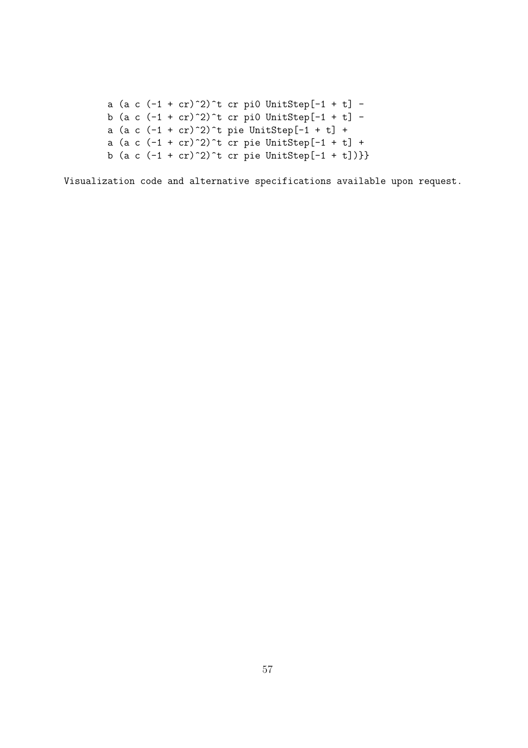```
a (a c (-1 + cr)^2)^t cr pi0 UnitStep[-1 + t] -
b (a c (-1 + cr)^2)^t cr pi0 UnitStep[-1 + t] -
a (a c (-1 + cr)^2)^t pie UnitStep[-1 + t] +
a (a c (-1 + cr)^2)^t cr pie UnitStep[-1 + t] +
b (a c (-1 + cr)^2)^t cr pie UnitStep[-1 + t])}}
```

```
Visualization code and alternative specifications available upon request.
```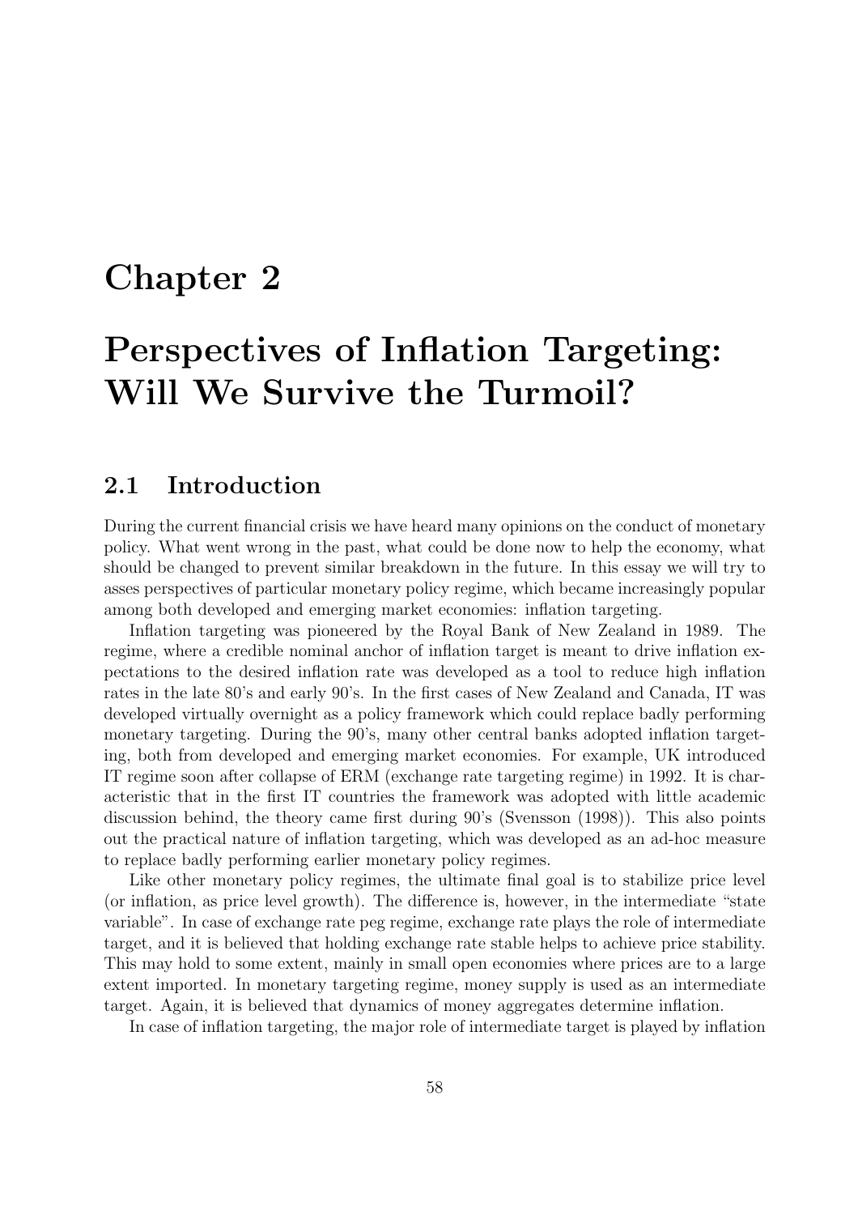# Chapter 2

# Perspectives of Inflation Targeting: Will We Survive the Turmoil?

## 2.1 Introduction

During the current financial crisis we have heard many opinions on the conduct of monetary policy. What went wrong in the past, what could be done now to help the economy, what should be changed to prevent similar breakdown in the future. In this essay we will try to asses perspectives of particular monetary policy regime, which became increasingly popular among both developed and emerging market economies: inflation targeting.

Inflation targeting was pioneered by the Royal Bank of New Zealand in 1989. The regime, where a credible nominal anchor of inflation target is meant to drive inflation expectations to the desired inflation rate was developed as a tool to reduce high inflation rates in the late 80's and early 90's. In the first cases of New Zealand and Canada, IT was developed virtually overnight as a policy framework which could replace badly performing monetary targeting. During the 90's, many other central banks adopted inflation targeting, both from developed and emerging market economies. For example, UK introduced IT regime soon after collapse of ERM (exchange rate targeting regime) in 1992. It is characteristic that in the first IT countries the framework was adopted with little academic discussion behind, the theory came first during 90's (Svensson (1998)). This also points out the practical nature of inflation targeting, which was developed as an ad-hoc measure to replace badly performing earlier monetary policy regimes.

Like other monetary policy regimes, the ultimate final goal is to stabilize price level (or inflation, as price level growth). The difference is, however, in the intermediate "state variable". In case of exchange rate peg regime, exchange rate plays the role of intermediate target, and it is believed that holding exchange rate stable helps to achieve price stability. This may hold to some extent, mainly in small open economies where prices are to a large extent imported. In monetary targeting regime, money supply is used as an intermediate target. Again, it is believed that dynamics of money aggregates determine inflation.

In case of inflation targeting, the major role of intermediate target is played by inflation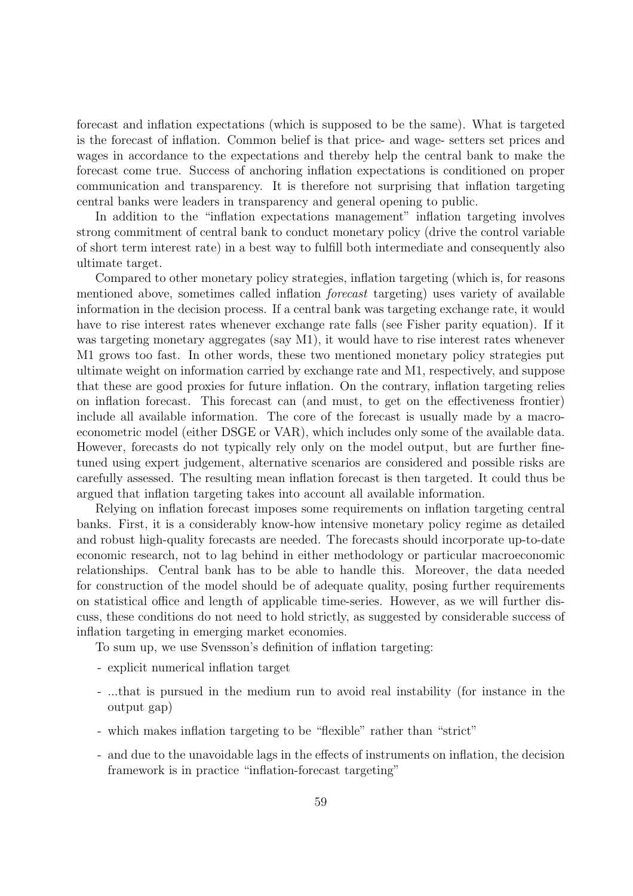forecast and inflation expectations (which is supposed to be the same). What is targeted is the forecast of inflation. Common belief is that price- and wage- setters set prices and wages in accordance to the expectations and thereby help the central bank to make the forecast come true. Success of anchoring inflation expectations is conditioned on proper communication and transparency. It is therefore not surprising that inflation targeting central banks were leaders in transparency and general opening to public.

In addition to the "inflation expectations management" inflation targeting involves strong commitment of central bank to conduct monetary policy (drive the control variable of short term interest rate) in a best way to fulfill both intermediate and consequently also ultimate target.

Compared to other monetary policy strategies, inflation targeting (which is, for reasons mentioned above, sometimes called inflation *forecast* targeting) uses variety of available information in the decision process. If a central bank was targeting exchange rate, it would have to rise interest rates whenever exchange rate falls (see Fisher parity equation). If it was targeting monetary aggregates (say M1), it would have to rise interest rates whenever M1 grows too fast. In other words, these two mentioned monetary policy strategies put ultimate weight on information carried by exchange rate and M1, respectively, and suppose that these are good proxies for future inflation. On the contrary, inflation targeting relies on inflation forecast. This forecast can (and must, to get on the effectiveness frontier) include all available information. The core of the forecast is usually made by a macroeconometric model (either DSGE or VAR), which includes only some of the available data. However, forecasts do not typically rely only on the model output, but are further fine-tuned using expert judgement, alternative scenarios are considered and possible risks are carefully assessed. The resulting mean inflation forecast is then targeted. It could thus be argued that inflation targeting takes into account all available information.

Relying on inflation forecast imposes some requirements on inflation targeting central banks. First, it is a considerably know-how intensive monetary policy regime as detailed and robust high-quality forecasts are needed. The forecasts should incorporate up-to-date economic research, not to lag behind in either methodology or particular macroeconomic relationships. Central bank has to be able to handle this. Moreover, the data needed for construction of the model should be of adequate quality, posing further requirements on statistical office and length of applicable time-series. However, as we will further discuss, these conditions do not need to hold strictly, as suggested by considerable success of inflation targeting in emerging market economies.

To sum up, we use Svensson's definition of inflation targeting:

- explicit numerical inflation target
- ...that is pursued in the medium run to avoid real instability (for instance in the output gap)
- which makes inflation targeting to be "flexible" rather than "strict"
- and due to the unavoidable lags in the effects of instruments on inflation, the decision framework is in practice "inflation-forecast targeting"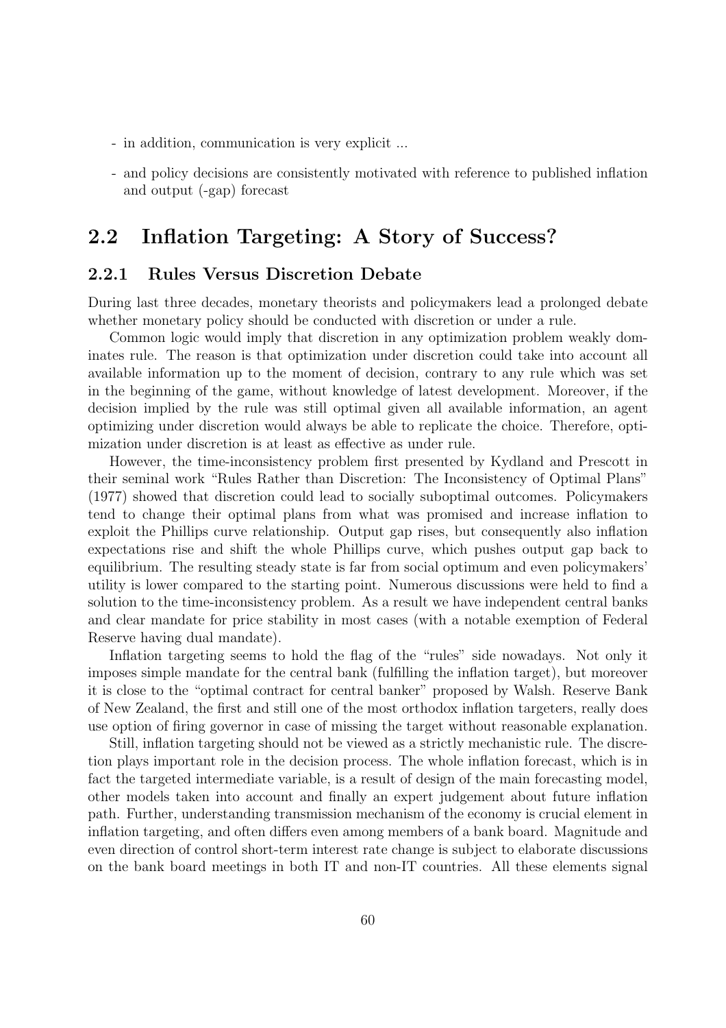- in addition, communication is very explicit ...
- and policy decisions are consistently motivated with reference to published inflation and output (-gap) forecast

## 2.2 Inflation Targeting: A Story of Success?

### 2.2.1 Rules Versus Discretion Debate

During last three decades, monetary theorists and policymakers lead a prolonged debate whether monetary policy should be conducted with discretion or under a rule.

Common logic would imply that discretion in any optimization problem weakly dominates rule. The reason is that optimization under discretion could take into account all available information up to the moment of decision, contrary to any rule which was set in the beginning of the game, without knowledge of latest development. Moreover, if the decision implied by the rule was still optimal given all available information, an agent optimizing under discretion would always be able to replicate the choice. Therefore, optimization under discretion is at least as effective as under rule.

However, the time-inconsistency problem first presented by Kydland and Prescott in their seminal work "Rules Rather than Discretion: The Inconsistency of Optimal Plans" (1977) showed that discretion could lead to socially suboptimal outcomes. Policymakers tend to change their optimal plans from what was promised and increase inflation to exploit the Phillips curve relationship. Output gap rises, but consequently also inflation expectations rise and shift the whole Phillips curve, which pushes output gap back to equilibrium. The resulting steady state is far from social optimum and even policymakers' utility is lower compared to the starting point. Numerous discussions were held to find a solution to the time-inconsistency problem. As a result we have independent central banks and clear mandate for price stability in most cases (with a notable exemption of Federal Reserve having dual mandate).

Inflation targeting seems to hold the flag of the "rules" side nowadays. Not only it imposes simple mandate for the central bank (fulfilling the inflation target), but moreover it is close to the "optimal contract for central banker" proposed by Walsh. Reserve Bank of New Zealand, the first and still one of the most orthodox inflation targeters, really does use option of firing governor in case of missing the target without reasonable explanation.

Still, inflation targeting should not be viewed as a strictly mechanistic rule. The discretion plays important role in the decision process. The whole inflation forecast, which is in fact the targeted intermediate variable, is a result of design of the main forecasting model, other models taken into account and finally an expert judgement about future inflation path. Further, understanding transmission mechanism of the economy is crucial element in inflation targeting, and often differs even among members of a bank board. Magnitude and even direction of control short-term interest rate change is subject to elaborate discussions on the bank board meetings in both IT and non-IT countries. All these elements signal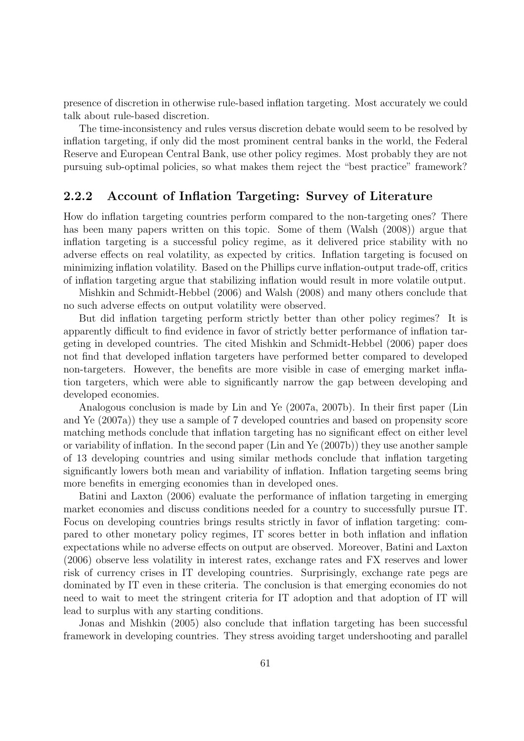presence of discretion in otherwise rule-based inflation targeting. Most accurately we could talk about rule-based discretion.

The time-inconsistency and rules versus discretion debate would seem to be resolved by inflation targeting, if only did the most prominent central banks in the world, the Federal Reserve and European Central Bank, use other policy regimes. Most probably they are not pursuing sub-optimal policies, so what makes them reject the "best practice" framework?

### 2.2.2 Account of Inflation Targeting: Survey of Literature

How do inflation targeting countries perform compared to the non-targeting ones? There has been many papers written on this topic. Some of them (Walsh (2008)) argue that inflation targeting is a successful policy regime, as it delivered price stability with no adverse effects on real volatility, as expected by critics. Inflation targeting is focused on minimizing inflation volatility. Based on the Phillips curve inflation-output trade-off, critics of inflation targeting argue that stabilizing inflation would result in more volatile output.

Mishkin and Schmidt-Hebbel (2006) and Walsh (2008) and many others conclude that no such adverse effects on output volatility were observed.

But did inflation targeting perform strictly better than other policy regimes? It is apparently difficult to find evidence in favor of strictly better performance of inflation targeting in developed countries. The cited Mishkin and Schmidt-Hebbel (2006) paper does not find that developed inflation targeters have performed better compared to developed non-targeters. However, the benefits are more visible in case of emerging market inflation targeters, which were able to significantly narrow the gap between developing and developed economies.

Analogous conclusion is made by Lin and Ye (2007a, 2007b). In their first paper (Lin and Ye (2007a)) they use a sample of 7 developed countries and based on propensity score matching methods conclude that inflation targeting has no significant effect on either level or variability of inflation. In the second paper (Lin and Ye (2007b)) they use another sample of 13 developing countries and using similar methods conclude that inflation targeting significantly lowers both mean and variability of inflation. Inflation targeting seems bring more benefits in emerging economies than in developed ones.

Batini and Laxton (2006) evaluate the performance of inflation targeting in emerging market economies and discuss conditions needed for a country to successfully pursue IT. Focus on developing countries brings results strictly in favor of inflation targeting: compared to other monetary policy regimes, IT scores better in both inflation and inflation expectations while no adverse effects on output are observed. Moreover, Batini and Laxton (2006) observe less volatility in interest rates, exchange rates and FX reserves and lower risk of currency crises in IT developing countries. Surprisingly, exchange rate pegs are dominated by IT even in these criteria. The conclusion is that emerging economies do not need to wait to meet the stringent criteria for IT adoption and that adoption of IT will lead to surplus with any starting conditions.

Jonas and Mishkin (2005) also conclude that inflation targeting has been successful framework in developing countries. They stress avoiding target undershooting and parallel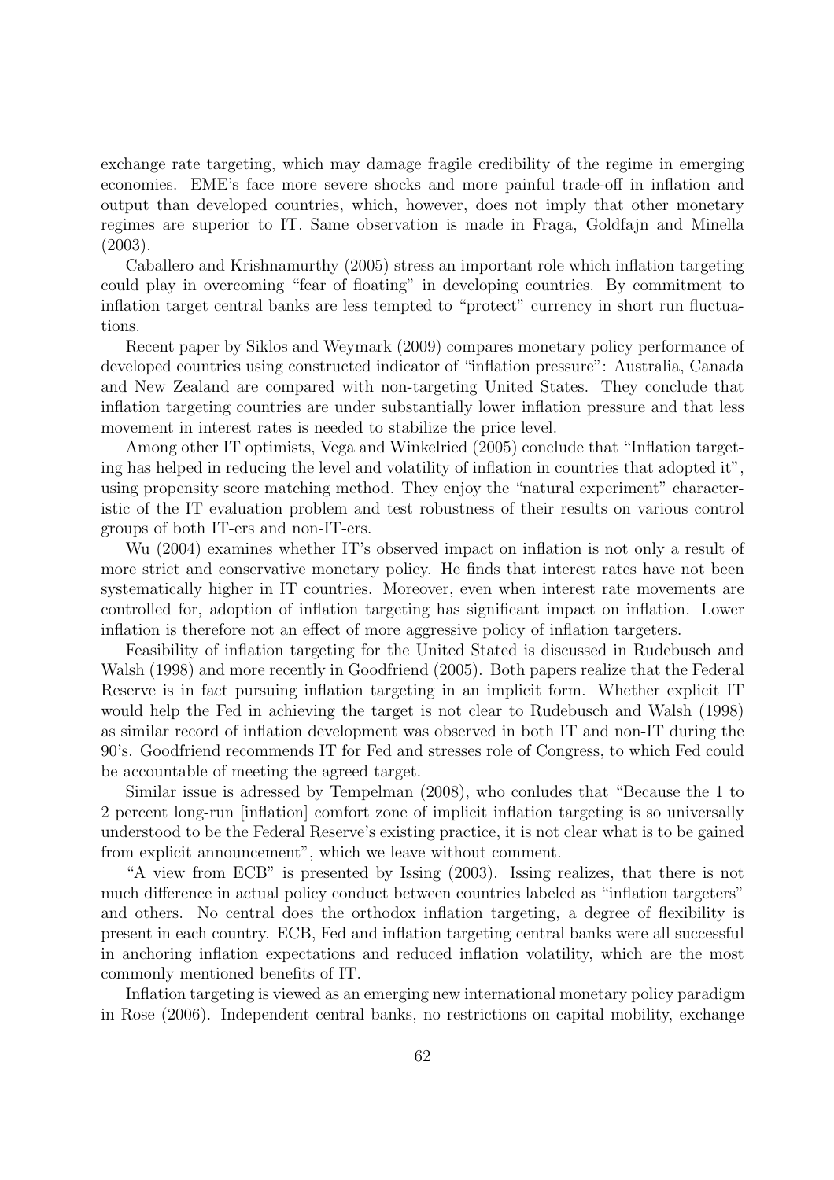exchange rate targeting, which may damage fragile credibility of the regime in emerging economies. EME's face more severe shocks and more painful trade-off in inflation and output than developed countries, which, however, does not imply that other monetary regimes are superior to IT. Same observation is made in Fraga, Goldfajn and Minella (2003).

Caballero and Krishnamurthy (2005) stress an important role which inflation targeting could play in overcoming "fear of floating" in developing countries. By commitment to inflation target central banks are less tempted to "protect" currency in short run fluctuations.

Recent paper by Siklos and Weymark (2009) compares monetary policy performance of developed countries using constructed indicator of "inflation pressure": Australia, Canada and New Zealand are compared with non-targeting United States. They conclude that inflation targeting countries are under substantially lower inflation pressure and that less movement in interest rates is needed to stabilize the price level.

Among other IT optimists, Vega and Winkelried (2005) conclude that "Inflation targeting has helped in reducing the level and volatility of inflation in countries that adopted it", using propensity score matching method. They enjoy the "natural experiment" characteristic of the IT evaluation problem and test robustness of their results on various control groups of both IT-ers and non-IT-ers.

Wu (2004) examines whether IT's observed impact on inflation is not only a result of more strict and conservative monetary policy. He finds that interest rates have not been systematically higher in IT countries. Moreover, even when interest rate movements are controlled for, adoption of inflation targeting has significant impact on inflation. Lower inflation is therefore not an effect of more aggressive policy of inflation targeters.

Feasibility of inflation targeting for the United Stated is discussed in Rudebusch and Walsh (1998) and more recently in Goodfriend (2005). Both papers realize that the Federal Reserve is in fact pursuing inflation targeting in an implicit form. Whether explicit IT would help the Fed in achieving the target is not clear to Rudebusch and Walsh (1998) as similar record of inflation development was observed in both IT and non-IT during the 90's. Goodfriend recommends IT for Fed and stresses role of Congress, to which Fed could be accountable of meeting the agreed target.

Similar issue is adressed by Tempelman (2008), who conludes that "Because the 1 to 2 percent long-run [inflation] comfort zone of implicit inflation targeting is so universally understood to be the Federal Reserve's existing practice, it is not clear what is to be gained from explicit announcement", which we leave without comment.

"A view from ECB" is presented by Issing (2003). Issing realizes, that there is not much difference in actual policy conduct between countries labeled as "inflation targeters" and others. No central does the orthodox inflation targeting, a degree of flexibility is present in each country. ECB, Fed and inflation targeting central banks were all successful in anchoring inflation expectations and reduced inflation volatility, which are the most commonly mentioned benefits of IT.

Inflation targeting is viewed as an emerging new international monetary policy paradigm in Rose (2006). Independent central banks, no restrictions on capital mobility, exchange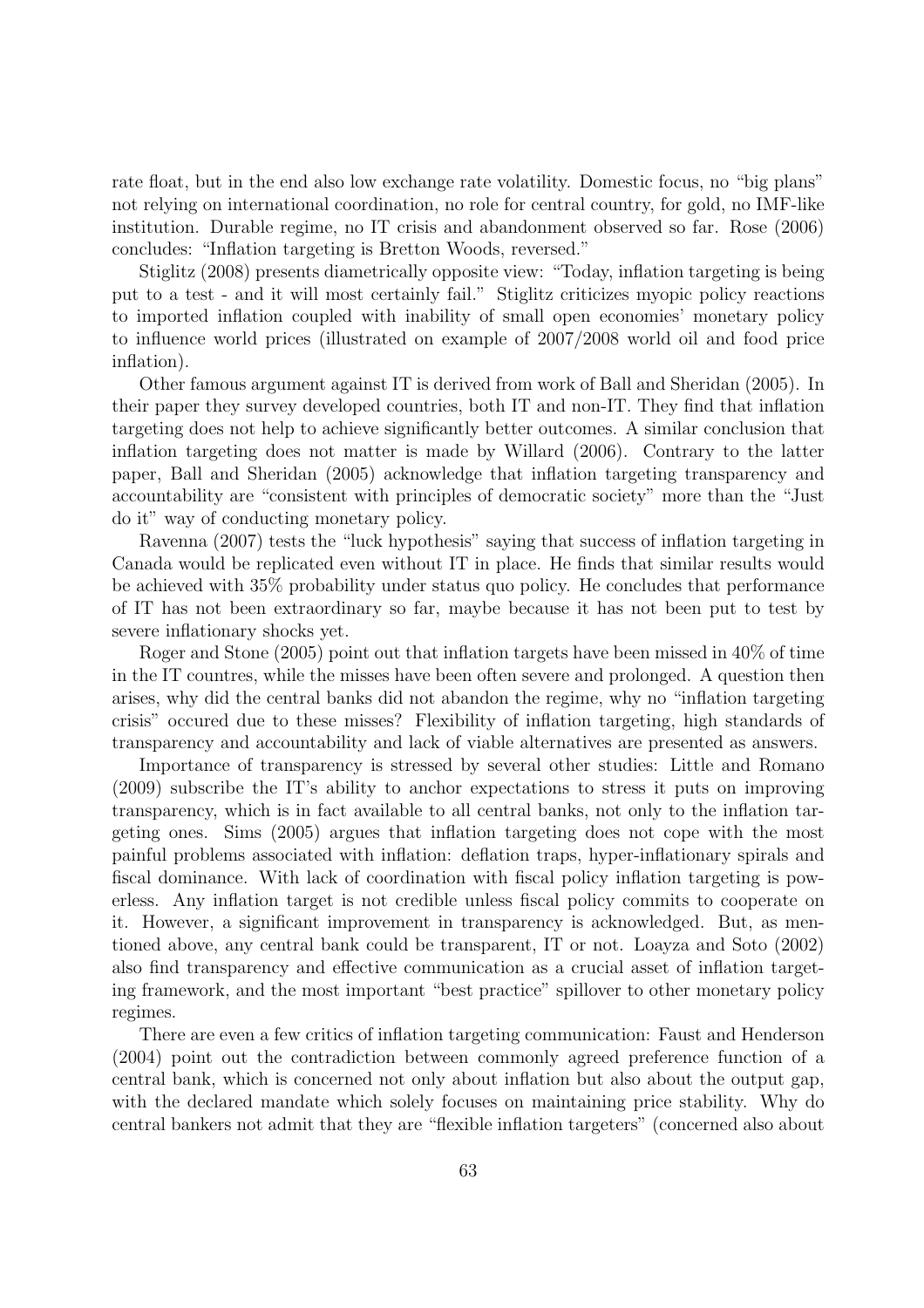rate float, but in the end also low exchange rate volatility. Domestic focus, no "big plans" not relying on international coordination, no role for central country, for gold, no IMF-like institution. Durable regime, no IT crisis and abandonment observed so far. Rose (2006) concludes: "Inflation targeting is Bretton Woods, reversed."

Stiglitz (2008) presents diametrically opposite view: "Today, inflation targeting is being put to a test - and it will most certainly fail." Stiglitz criticizes myopic policy reactions to imported inflation coupled with inability of small open economies' monetary policy to influence world prices (illustrated on example of 2007/2008 world oil and food price inflation).

Other famous argument against IT is derived from work of Ball and Sheridan (2005). In their paper they survey developed countries, both IT and non-IT. They find that inflation targeting does not help to achieve significantly better outcomes. A similar conclusion that inflation targeting does not matter is made by Willard (2006). Contrary to the latter paper, Ball and Sheridan (2005) acknowledge that inflation targeting transparency and accountability are "consistent with principles of democratic society" more than the "Just do it" way of conducting monetary policy.

Ravenna (2007) tests the "luck hypothesis" saying that success of inflation targeting in Canada would be replicated even without IT in place. He finds that similar results would be achieved with 35% probability under status quo policy. He concludes that performance of IT has not been extraordinary so far, maybe because it has not been put to test by severe inflationary shocks yet.

Roger and Stone (2005) point out that inflation targets have been missed in 40% of time in the IT countres, while the misses have been often severe and prolonged. A question then arises, why did the central banks did not abandon the regime, why no "inflation targeting crisis" occured due to these misses? Flexibility of inflation targeting, high standards of transparency and accountability and lack of viable alternatives are presented as answers.

Importance of transparency is stressed by several other studies: Little and Romano (2009) subscribe the IT's ability to anchor expectations to stress it puts on improving transparency, which is in fact available to all central banks, not only to the inflation targeting ones. Sims (2005) argues that inflation targeting does not cope with the most painful problems associated with inflation: deflation traps, hyper-inflationary spirals and fiscal dominance. With lack of coordination with fiscal policy inflation targeting is powerless. Any inflation target is not credible unless fiscal policy commits to cooperate on it. However, a significant improvement in transparency is acknowledged. But, as mentioned above, any central bank could be transparent, IT or not. Loayza and Soto (2002) also find transparency and effective communication as a crucial asset of inflation targeting framework, and the most important "best practice" spillover to other monetary policy regimes.

There are even a few critics of inflation targeting communication: Faust and Henderson (2004) point out the contradiction between commonly agreed preference function of a central bank, which is concerned not only about inflation but also about the output gap, with the declared mandate which solely focuses on maintaining price stability. Why do central bankers not admit that they are "flexible inflation targeters" (concerned also about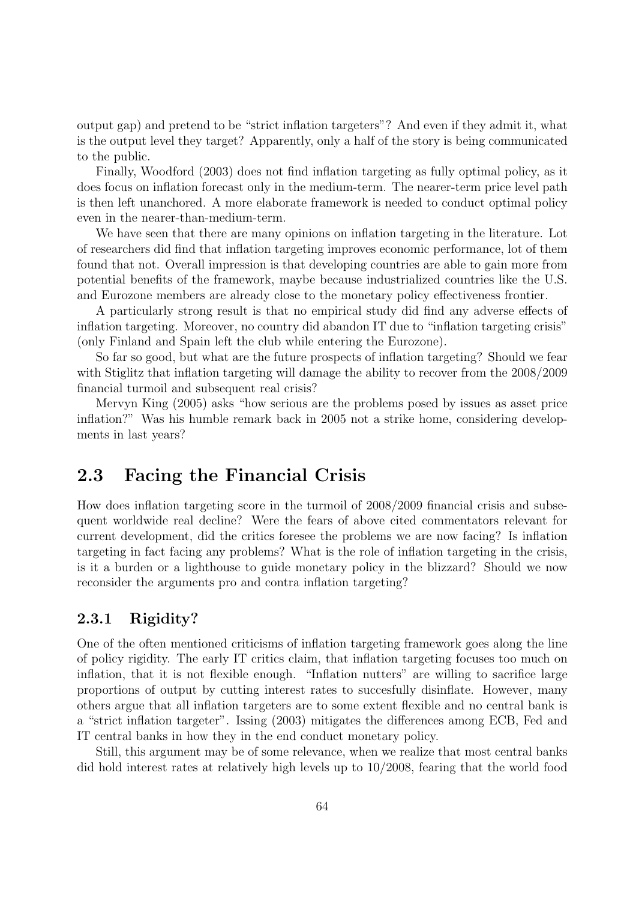output gap) and pretend to be "strict inflation targeters"? And even if they admit it, what is the output level they target? Apparently, only a half of the story is being communicated to the public.

Finally, Woodford (2003) does not find inflation targeting as fully optimal policy, as it does focus on inflation forecast only in the medium-term. The nearer-term price level path is then left unanchored. A more elaborate framework is needed to conduct optimal policy even in the nearer-than-medium-term.

We have seen that there are many opinions on inflation targeting in the literature. Lot of researchers did find that inflation targeting improves economic performance, lot of them found that not. Overall impression is that developing countries are able to gain more from potential benefits of the framework, maybe because industrialized countries like the U.S. and Eurozone members are already close to the monetary policy effectiveness frontier.

A particularly strong result is that no empirical study did find any adverse effects of inflation targeting. Moreover, no country did abandon IT due to "inflation targeting crisis" (only Finland and Spain left the club while entering the Eurozone).

So far so good, but what are the future prospects of inflation targeting? Should we fear with Stiglitz that inflation targeting will damage the ability to recover from the 2008/2009 financial turmoil and subsequent real crisis?

Mervyn King (2005) asks "how serious are the problems posed by issues as asset price inflation?" Was his humble remark back in 2005 not a strike home, considering developments in last years?

## 2.3 Facing the Financial Crisis

How does inflation targeting score in the turmoil of 2008/2009 financial crisis and subsequent worldwide real decline? Were the fears of above cited commentators relevant for current development, did the critics foresee the problems we are now facing? Is inflation targeting in fact facing any problems? What is the role of inflation targeting in the crisis, is it a burden or a lighthouse to guide monetary policy in the blizzard? Should we now reconsider the arguments pro and contra inflation targeting?

### 2.3.1 Rigidity?

One of the often mentioned criticisms of inflation targeting framework goes along the line of policy rigidity. The early IT critics claim, that inflation targeting focuses too much on inflation, that it is not flexible enough. "Inflation nutters" are willing to sacrifice large proportions of output by cutting interest rates to succesfully disinflate. However, many others argue that all inflation targeters are to some extent flexible and no central bank is a "strict inflation targeter". Issing (2003) mitigates the differences among ECB, Fed and IT central banks in how they in the end conduct monetary policy.

Still, this argument may be of some relevance, when we realize that most central banks did hold interest rates at relatively high levels up to 10/2008, fearing that the world food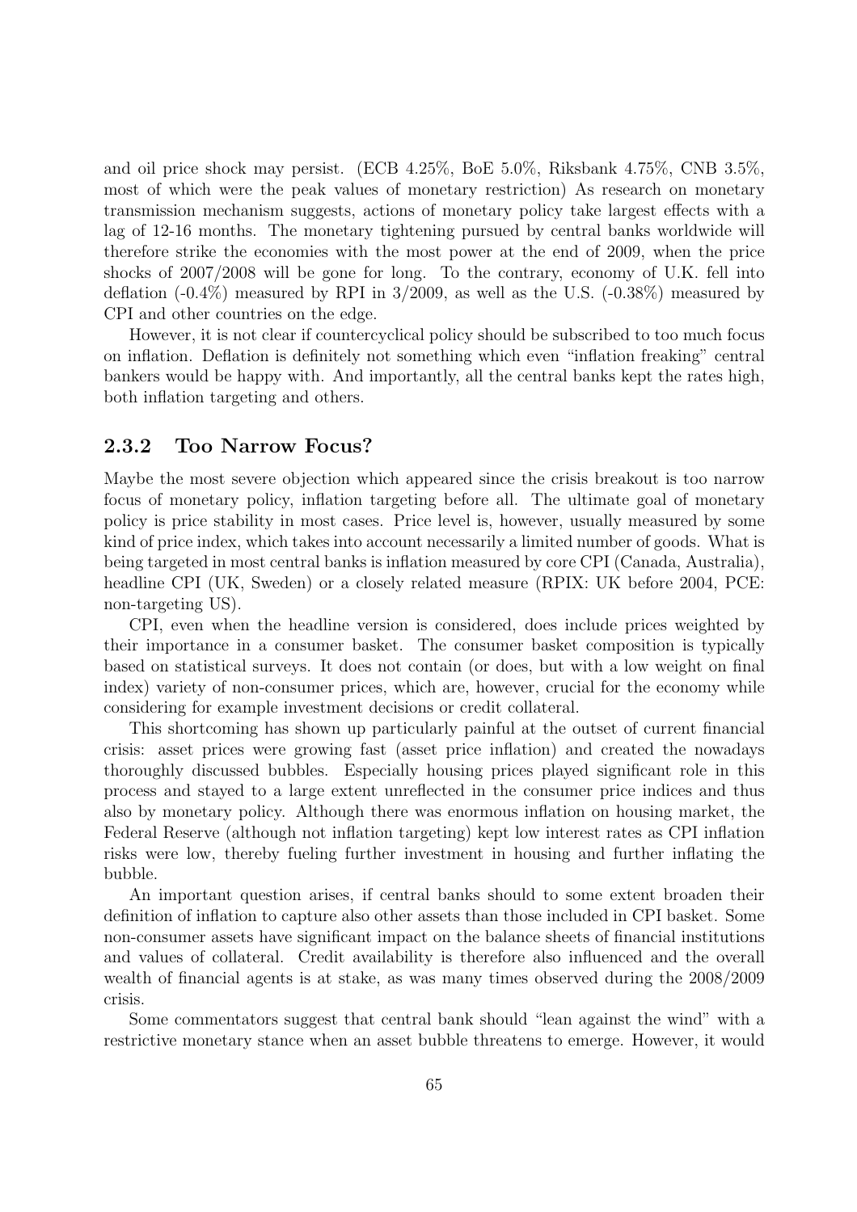and oil price shock may persist. (ECB 4.25%, BoE 5.0%, Riksbank 4.75%, CNB 3.5%, most of which were the peak values of monetary restriction) As research on monetary transmission mechanism suggests, actions of monetary policy take largest effects with a lag of 12-16 months. The monetary tightening pursued by central banks worldwide will therefore strike the economies with the most power at the end of 2009, when the price shocks of 2007/2008 will be gone for long. To the contrary, economy of U.K. fell into deflation (-0.4%) measured by RPI in 3/2009, as well as the U.S. (-0.38%) measured by CPI and other countries on the edge.

However, it is not clear if countercyclical policy should be subscribed to too much focus on inflation. Deflation is definitely not something which even "inflation freaking" central bankers would be happy with. And importantly, all the central banks kept the rates high, both inflation targeting and others.

### 2.3.2 Too Narrow Focus?

Maybe the most severe objection which appeared since the crisis breakout is too narrow focus of monetary policy, inflation targeting before all. The ultimate goal of monetary policy is price stability in most cases. Price level is, however, usually measured by some kind of price index, which takes into account necessarily a limited number of goods. What is being targeted in most central banks is inflation measured by core CPI (Canada, Australia), headline CPI (UK, Sweden) or a closely related measure (RPIX: UK before 2004, PCE: non-targeting US).

CPI, even when the headline version is considered, does include prices weighted by their importance in a consumer basket. The consumer basket composition is typically based on statistical surveys. It does not contain (or does, but with a low weight on final index) variety of non-consumer prices, which are, however, crucial for the economy while considering for example investment decisions or credit collateral.

This shortcoming has shown up particularly painful at the outset of current financial crisis: asset prices were growing fast (asset price inflation) and created the nowadays thoroughly discussed bubbles. Especially housing prices played significant role in this process and stayed to a large extent unreflected in the consumer price indices and thus also by monetary policy. Although there was enormous inflation on housing market, the Federal Reserve (although not inflation targeting) kept low interest rates as CPI inflation risks were low, thereby fueling further investment in housing and further inflating the bubble.

An important question arises, if central banks should to some extent broaden their definition of inflation to capture also other assets than those included in CPI basket. Some non-consumer assets have significant impact on the balance sheets of financial institutions and values of collateral. Credit availability is therefore also influenced and the overall wealth of financial agents is at stake, as was many times observed during the 2008/2009 crisis.

Some commentators suggest that central bank should "lean against the wind" with a restrictive monetary stance when an asset bubble threatens to emerge. However, it would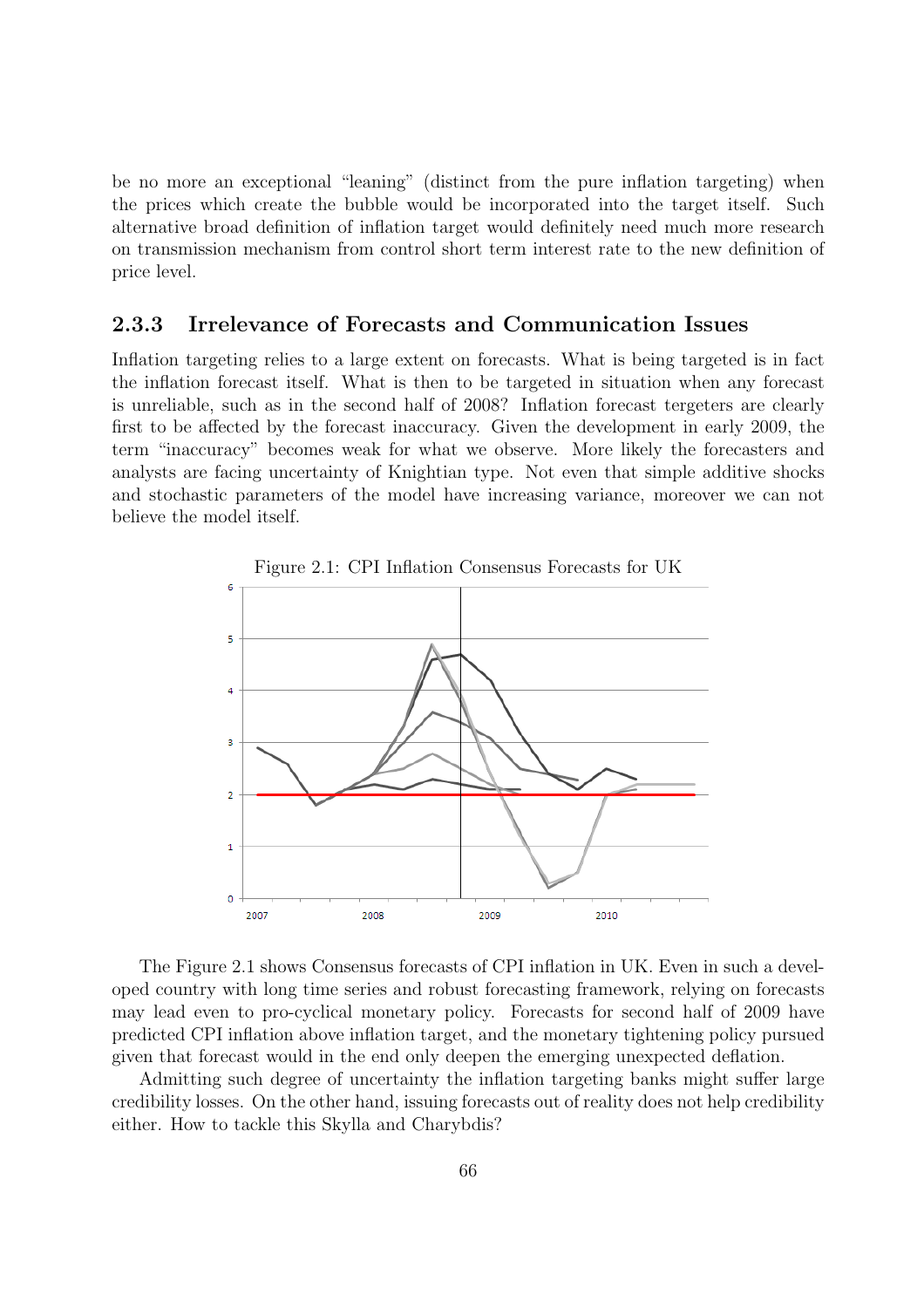be no more an exceptional "leaning" (distinct from the pure inflation targeting) when the prices which create the bubble would be incorporated into the target itself. Such alternative broad definition of inflation target would definitely need much more research on transmission mechanism from control short term interest rate to the new definition of price level.

### 2.3.3 Irrelevance of Forecasts and Communication Issues

Inflation targeting relies to a large extent on forecasts. What is being targeted is in fact the inflation forecast itself. What is then to be targeted in situation when any forecast is unreliable, such as in the second half of 2008? Inflation forecast tergeters are clearly first to be affected by the forecast inaccuracy. Given the development in early 2009, the term "inaccuracy" becomes weak for what we observe. More likely the forecasters and analysts are facing uncertainty of Knightian type. Not even that simple additive shocks and stochastic parameters of the model have increasing variance, moreover we can not believe the model itself.

Figure 2.1: CPI Inflation Consensus Forecasts for UK

6
5
4
3
2
1
0
2007
2008
2009
2010

The Figure 2.1 shows Consensus forecasts of CPI inflation in UK. Even in such a developed country with long time series and robust forecasting framework, relying on forecasts may lead even to pro-cyclical monetary policy. Forecasts for second half of 2009 have predicted CPI inflation above inflation target, and the monetary tightening policy pursued given that forecast would in the end only deepen the emerging unexpected deflation.

Admitting such degree of uncertainty the inflation targeting banks might suffer large credibility losses. On the other hand, issuing forecasts out of reality does not help credibility either. How to tackle this Skylla and Charybdis?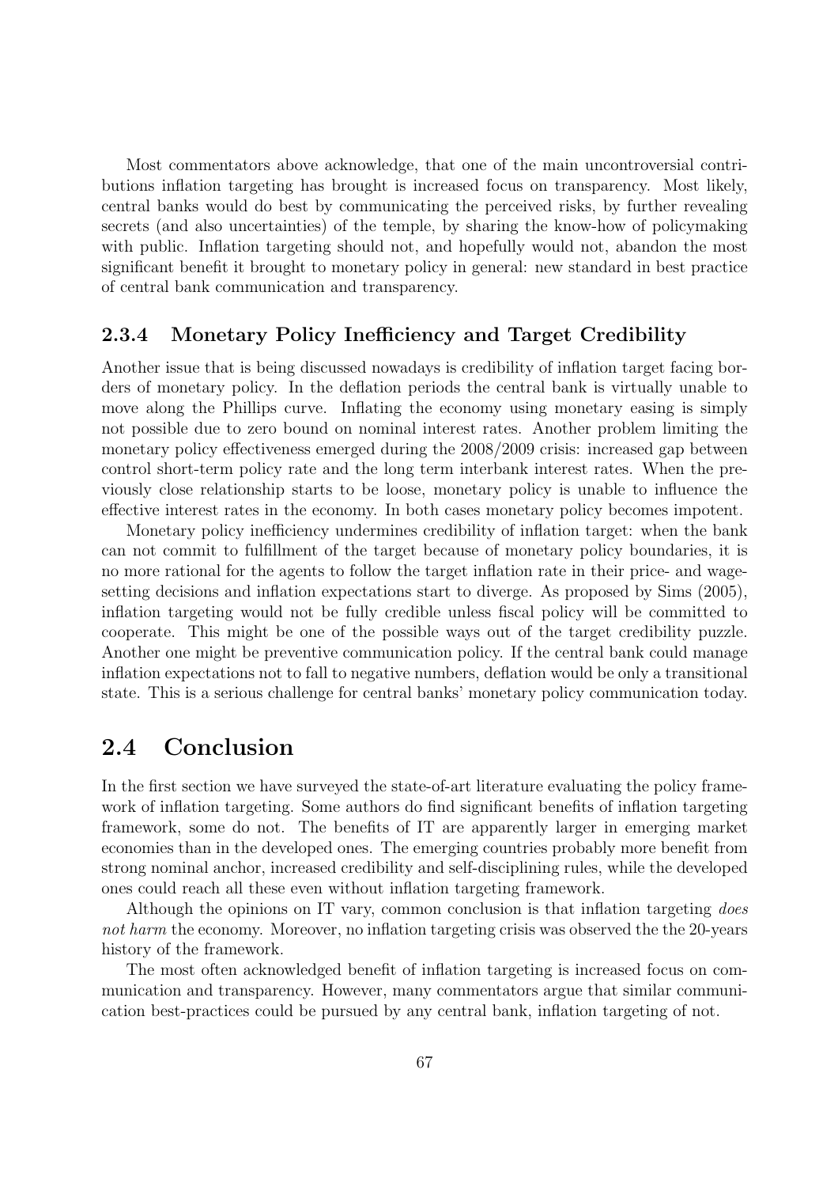Most commentators above acknowledge, that one of the main uncontroversial contributions inflation targeting has brought is increased focus on transparency. Most likely, central banks would do best by communicating the perceived risks, by further revealing secrets (and also uncertainties) of the temple, by sharing the know-how of policymaking with public. Inflation targeting should not, and hopefully would not, abandon the most significant benefit it brought to monetary policy in general: new standard in best practice of central bank communication and transparency.

### 2.3.4 Monetary Policy Inefficiency and Target Credibility

Another issue that is being discussed nowadays is credibility of inflation target facing borders of monetary policy. In the deflation periods the central bank is virtually unable to move along the Phillips curve. Inflating the economy using monetary easing is simply not possible due to zero bound on nominal interest rates. Another problem limiting the monetary policy effectiveness emerged during the 2008/2009 crisis: increased gap between control short-term policy rate and the long term interbank interest rates. When the previously close relationship starts to be loose, monetary policy is unable to influence the effective interest rates in the economy. In both cases monetary policy becomes impotent.

Monetary policy inefficiency undermines credibility of inflation target: when the bank can not commit to fulfillment of the target because of monetary policy boundaries, it is no more rational for the agents to follow the target inflation rate in their price- and wage-setting decisions and inflation expectations start to diverge. As proposed by Sims (2005), inflation targeting would not be fully credible unless fiscal policy will be committed to cooperate. This might be one of the possible ways out of the target credibility puzzle. Another one might be preventive communication policy. If the central bank could manage inflation expectations not to fall to negative numbers, deflation would be only a transitional state. This is a serious challenge for central banks' monetary policy communication today.

## 2.4 Conclusion

In the first section we have surveyed the state-of-art literature evaluating the policy framework of inflation targeting. Some authors do find significant benefits of inflation targeting framework, some do not. The benefits of IT are apparently larger in emerging market economies than in the developed ones. The emerging countries probably more benefit from strong nominal anchor, increased credibility and self-disciplining rules, while the developed ones could reach all these even without inflation targeting framework.

Although the opinions on IT vary, common conclusion is that inflation targeting *does not harm* the economy. Moreover, no inflation targeting crisis was observed the the 20-years history of the framework.

The most often acknowledged benefit of inflation targeting is increased focus on communication and transparency. However, many commentators argue that similar communication best-practices could be pursued by any central bank, inflation targeting of not.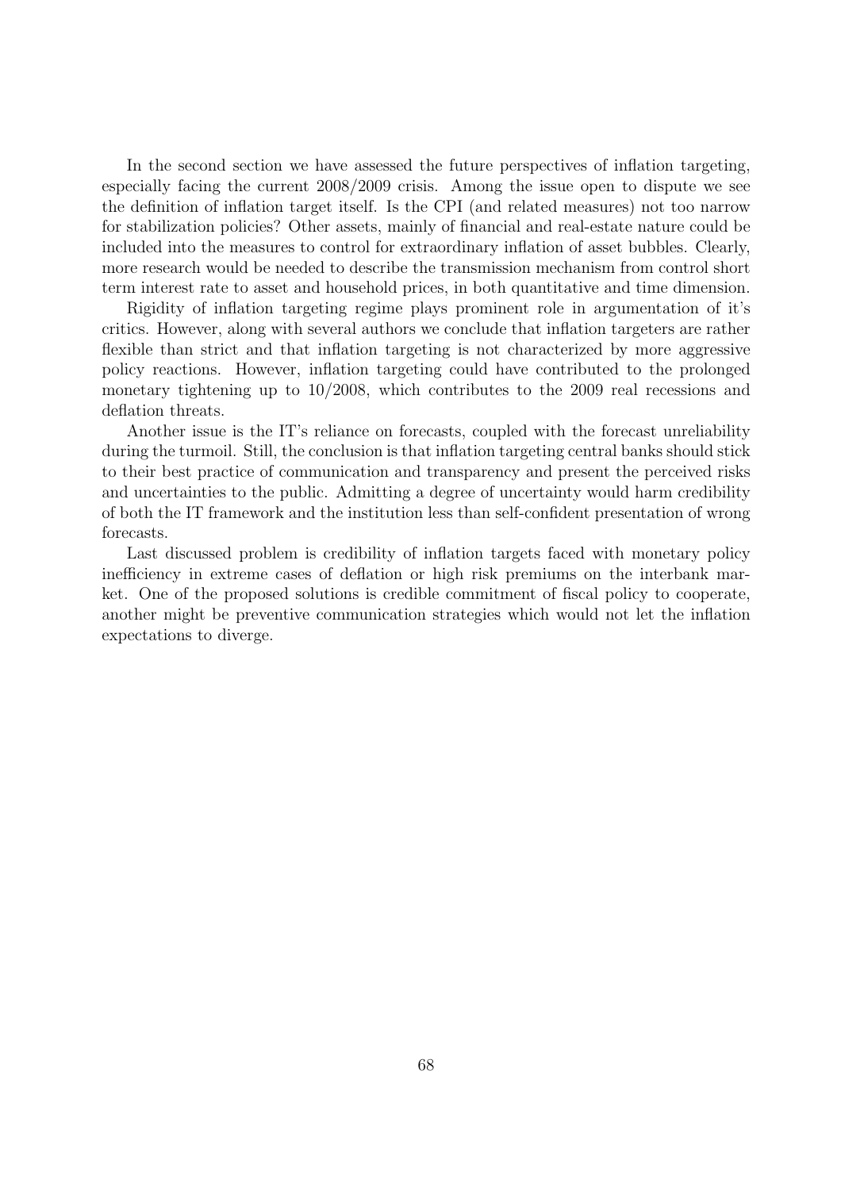In the second section we have assessed the future perspectives of inflation targeting, especially facing the current 2008/2009 crisis. Among the issue open to dispute we see the definition of inflation target itself. Is the CPI (and related measures) not too narrow for stabilization policies? Other assets, mainly of financial and real-estate nature could be included into the measures to control for extraordinary inflation of asset bubbles. Clearly, more research would be needed to describe the transmission mechanism from control short term interest rate to asset and household prices, in both quantitative and time dimension.

Rigidity of inflation targeting regime plays prominent role in argumentation of it's critics. However, along with several authors we conclude that inflation targeters are rather flexible than strict and that inflation targeting is not characterized by more aggressive policy reactions. However, inflation targeting could have contributed to the prolonged monetary tightening up to 10/2008, which contributes to the 2009 real recessions and deflation threats.

Another issue is the IT's reliance on forecasts, coupled with the forecast unreliability during the turmoil. Still, the conclusion is that inflation targeting central banks should stick to their best practice of communication and transparency and present the perceived risks and uncertainties to the public. Admitting a degree of uncertainty would harm credibility of both the IT framework and the institution less than self-confident presentation of wrong forecasts.

Last discussed problem is credibility of inflation targets faced with monetary policy inefficiency in extreme cases of deflation or high risk premiums on the interbank market. One of the proposed solutions is credible commitment of fiscal policy to cooperate, another might be preventive communication strategies which would not let the inflation expectations to diverge.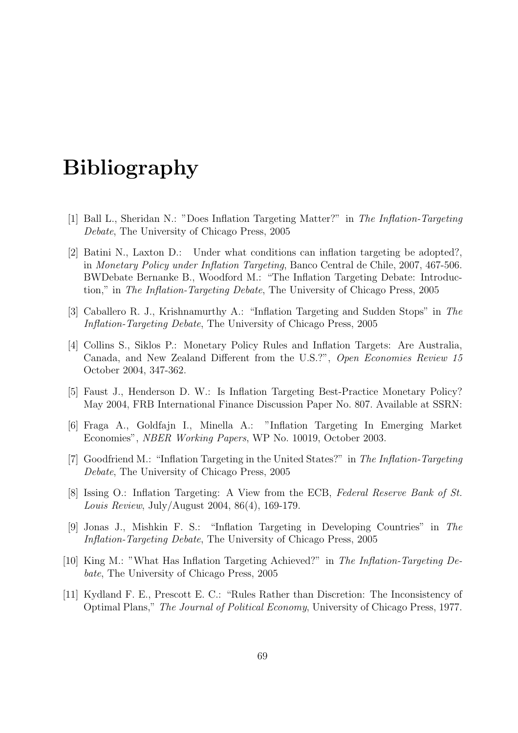# Bibliography

[1] Ball L., Sheridan N.: "Does Inflation Targeting Matter?" in *The Inflation-Targeting Debate*, The University of Chicago Press, 2005

[2] Batini N., Laxton D.: Under what conditions can inflation targeting be adopted?, in *Monetary Policy under Inflation Targeting*, Banco Central de Chile, 2007, 467-506. BWDebate Bernanke B., Woodford M.: "The Inflation Targeting Debate: Introduction," in *The Inflation-Targeting Debate*, The University of Chicago Press, 2005

[3] Caballero R. J., Krishnamurthy A.: "Inflation Targeting and Sudden Stops" in *The Inflation-Targeting Debate*, The University of Chicago Press, 2005

[4] Collins S., Siklos P.: Monetary Policy Rules and Inflation Targets: Are Australia, Canada, and New Zealand Different from the U.S.?", *Open Economies Review 15* October 2004, 347-362.

[5] Faust J., Henderson D. W.: Is Inflation Targeting Best-Practice Monetary Policy? May 2004, FRB International Finance Discussion Paper No. 807. Available at SSRN:

[6] Fraga A., Goldfajn I., Minella A.: "Inflation Targeting In Emerging Market Economies", *NBER Working Papers*, WP No. 10019, October 2003.

[7] Goodfriend M.: "Inflation Targeting in the United States?" in *The Inflation-Targeting Debate*, The University of Chicago Press, 2005

[8] Issing O.: Inflation Targeting: A View from the ECB, *Federal Reserve Bank of St. Louis Review*, July/August 2004, 86(4), 169-179.

[9] Jonas J., Mishkin F. S.: "Inflation Targeting in Developing Countries" in *The Inflation-Targeting Debate*, The University of Chicago Press, 2005

[10] King M.: "What Has Inflation Targeting Achieved?" in *The Inflation-Targeting Debate*, The University of Chicago Press, 2005

[11] Kydland F. E., Prescott E. C.: "Rules Rather than Discretion: The Inconsistency of Optimal Plans," *The Journal of Political Economy*, University of Chicago Press, 1977.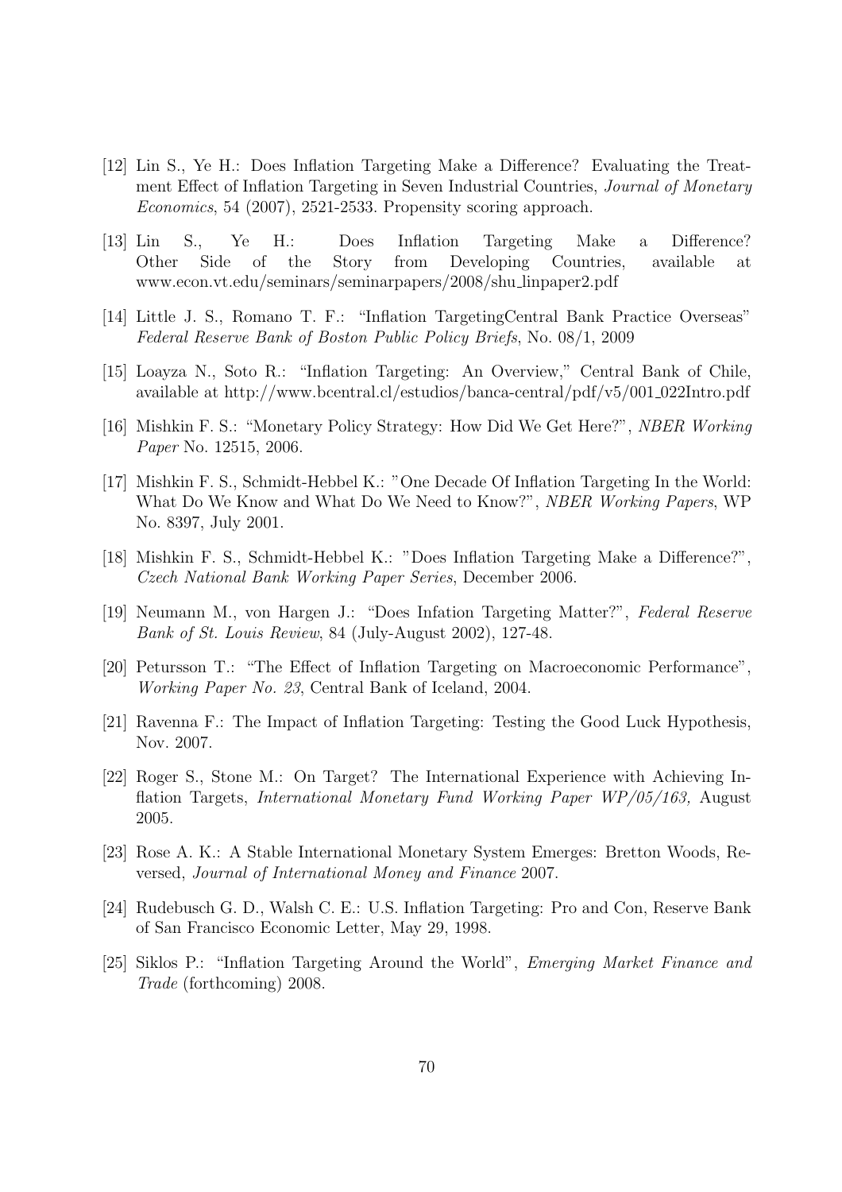[12] Lin S., Ye H.: Does Inflation Targeting Make a Difference? Evaluating the Treatment Effect of Inflation Targeting in Seven Industrial Countries, *Journal of Monetary Economics*, 54 (2007), 2521-2533. Propensity scoring approach.

[13] Lin S., Ye H.: Does Inflation Targeting Make a Difference? Other Side of the Story from Developing Countries, available at www.econ.vt.edu/seminars/seminarpapers/2008/shu_linpaper2.pdf

[14] Little J. S., Romano T. F.: "Inflation TargetingCentral Bank Practice Overseas" *Federal Reserve Bank of Boston Public Policy Briefs*, No. 08/1, 2009

[15] Loayza N., Soto R.: "Inflation Targeting: An Overview," Central Bank of Chile, available at http://www.bcentral.cl/estudios/banca-central/pdf/v5/001_022Intro.pdf

[16] Mishkin F. S.: "Monetary Policy Strategy: How Did We Get Here?", *NBER Working Paper* No. 12515, 2006.

[17] Mishkin F. S., Schmidt-Hebbel K.: "One Decade Of Inflation Targeting In the World: What Do We Know and What Do We Need to Know?", *NBER Working Papers*, WP No. 8397, July 2001.

[18] Mishkin F. S., Schmidt-Hebbel K.: "Does Inflation Targeting Make a Difference?", *Czech National Bank Working Paper Series*, December 2006.

[19] Neumann M., von Hargen J.: "Does Infation Targeting Matter?", *Federal Reserve Bank of St. Louis Review*, 84 (July-August 2002), 127-48.

[20] Petursson T.: "The Effect of Inflation Targeting on Macroeconomic Performance", *Working Paper No. 23*, Central Bank of Iceland, 2004.

[21] Ravenna F.: The Impact of Inflation Targeting: Testing the Good Luck Hypothesis, Nov. 2007.

[22] Roger S., Stone M.: On Target? The International Experience with Achieving Inflation Targets, *International Monetary Fund Working Paper WP/05/163,* August 2005.

[23] Rose A. K.: A Stable International Monetary System Emerges: Bretton Woods, Reversed, *Journal of International Money and Finance* 2007.

[24] Rudebusch G. D., Walsh C. E.: U.S. Inflation Targeting: Pro and Con, Reserve Bank of San Francisco Economic Letter, May 29, 1998.

[25] Siklos P.: "Inflation Targeting Around the World", *Emerging Market Finance and Trade* (forthcoming) 2008.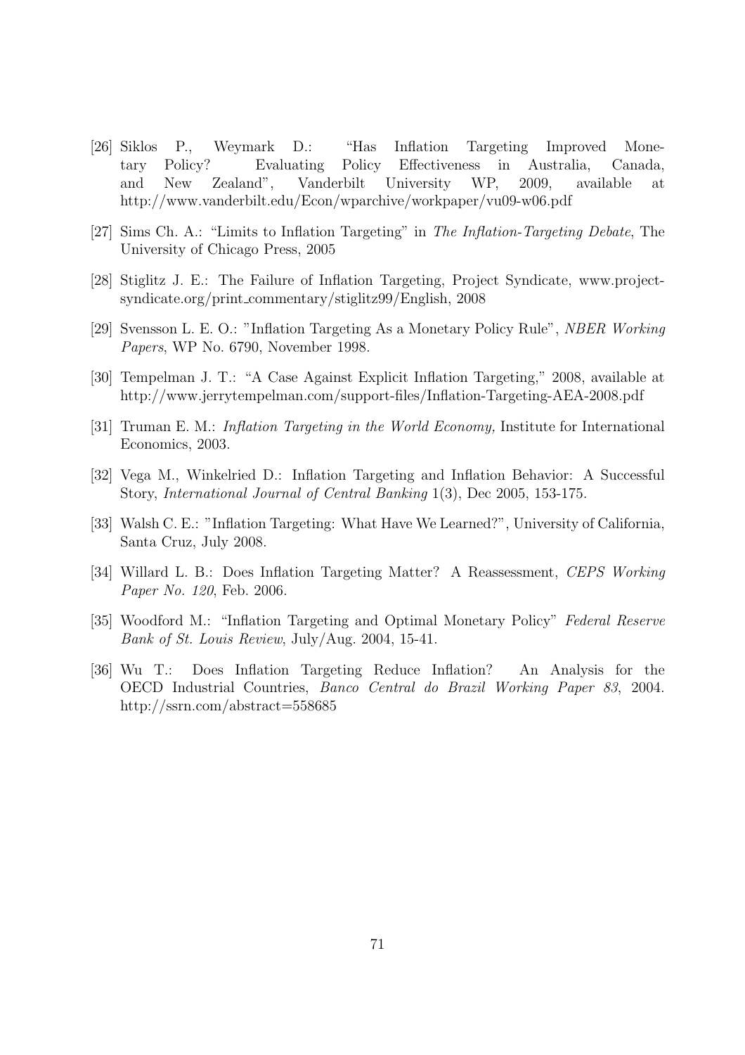[26] Siklos P., Weymark D.: "Has Inflation Targeting Improved Monetary Policy? Evaluating Policy Effectiveness in Australia, Canada, and New Zealand", Vanderbilt University WP, 2009, available at http://www.vanderbilt.edu/Econ/wparchive/workpaper/vu09-w06.pdf

[27] Sims Ch. A.: "Limits to Inflation Targeting" in *The Inflation-Targeting Debate*, The University of Chicago Press, 2005

[28] Stiglitz J. E.: The Failure of Inflation Targeting, Project Syndicate, www.project-syndicate.org/print_commentary/stiglitz99/English, 2008

[29] Svensson L. E. O.: "Inflation Targeting As a Monetary Policy Rule", *NBER Working Papers*, WP No. 6790, November 1998.

[30] Tempelman J. T.: "A Case Against Explicit Inflation Targeting," 2008, available at http://www.jerrytempelman.com/support-files/Inflation-Targeting-AEA-2008.pdf

[31] Truman E. M.: *Inflation Targeting in the World Economy,* Institute for International Economics, 2003.

[32] Vega M., Winkelried D.: Inflation Targeting and Inflation Behavior: A Successful Story, *International Journal of Central Banking* 1(3), Dec 2005, 153-175.

[33] Walsh C. E.: "Inflation Targeting: What Have We Learned?", University of California, Santa Cruz, July 2008.

[34] Willard L. B.: Does Inflation Targeting Matter? A Reassessment, *CEPS Working Paper No. 120*, Feb. 2006.

[35] Woodford M.: "Inflation Targeting and Optimal Monetary Policy" *Federal Reserve Bank of St. Louis Review*, July/Aug. 2004, 15-41.

[36] Wu T.: Does Inflation Targeting Reduce Inflation? An Analysis for the OECD Industrial Countries, *Banco Central do Brazil Working Paper 83*, 2004. http://ssrn.com/abstract=558685